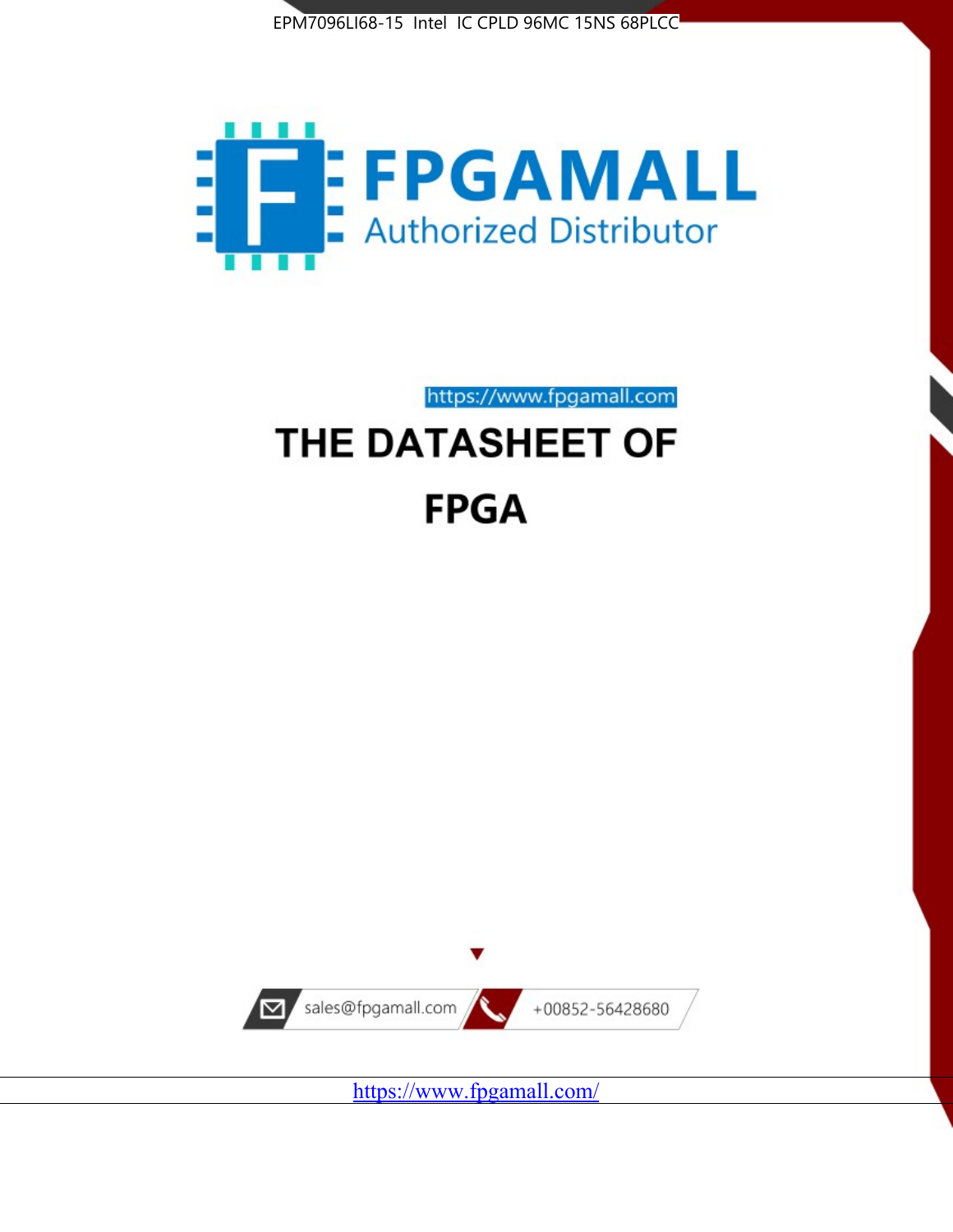EPM7096LI68-15 Intel IC CPLD 96MC 15NS 68PLCC

FPGAMALL

Authorized Distributor

https://www.fpgamall.com

# THE DATASHEET OF FPGA

sales@fpgamall.com

+00852-56428680

https://www.fpgamall.com/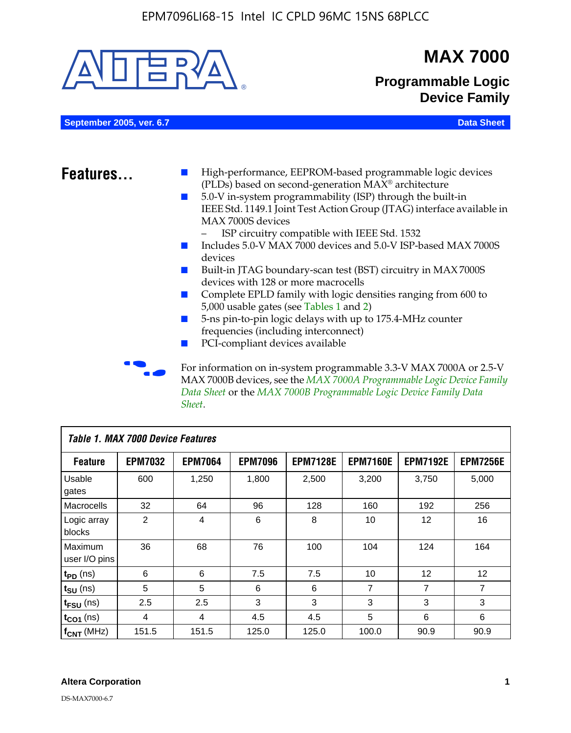# MAX 7000

## Programmable Logic Device Family

**September 2005, ver. 6.7** **Data Sheet**

## Features...

- High-performance, EEPROM-based programmable logic devices (PLDs) based on second-generation MAX® architecture
- 5.0-V in-system programmability (ISP) through the built-in IEEE Std. 1149.1 Joint Test Action Group (JTAG) interface available in MAX 7000S devices
  - ISP circuitry compatible with IEEE Std. 1532
- Includes 5.0-V MAX 7000 devices and 5.0-V ISP-based MAX 7000S devices
- Built-in JTAG boundary-scan test (BST) circuitry in MAX 7000S devices with 128 or more macrocells
- Complete EPLD family with logic densities ranging from 600 to 5,000 usable gates (see Tables 1 and 2)
- 5-ns pin-to-pin logic delays with up to 175.4-MHz counter frequencies (including interconnect)
- PCI-compliant devices available

For information on in-system programmable 3.3-V MAX 7000A or 2.5-V MAX 7000B devices, see the *MAX 7000A Programmable Logic Device Family Data Sheet* or the *MAX 7000B Programmable Logic Device Family Data Sheet*.

*Table 1. MAX 7000 Device Features*

| Feature | EPM7032 | EPM7064 | EPM7096 | EPM7128E | EPM7160E | EPM7192E | EPM7256E |
|---|---|---|---|---|---|---|---|
| Usable gates | 600 | 1,250 | 1,800 | 2,500 | 3,200 | 3,750 | 5,000 |
| Macrocells | 32 | 64 | 96 | 128 | 160 | 192 | 256 |
| Logic array blocks | 2 | 4 | 6 | 8 | 10 | 12 | 16 |
| Maximum user I/O pins | 36 | 68 | 76 | 100 | 104 | 124 | 164 |
| $t_{PD}$ (ns) | 6 | 6 | 7.5 | 7.5 | 10 | 12 | 12 |
| $t_{SU}$ (ns) | 5 | 5 | 6 | 6 | 7 | 7 | 7 |
| $t_{FSU}$ (ns) | 2.5 | 2.5 | 3 | 3 | 3 | 3 | 3 |
| $t_{CO1}$ (ns) | 4 | 4 | 4.5 | 4.5 | 5 | 6 | 6 |
| $f_{CNT}$ (MHz) | 151.5 | 151.5 | 125.0 | 125.0 | 100.0 | 90.9 | 90.9 |

**Altera Corporation**

DS-MAX7000-6.7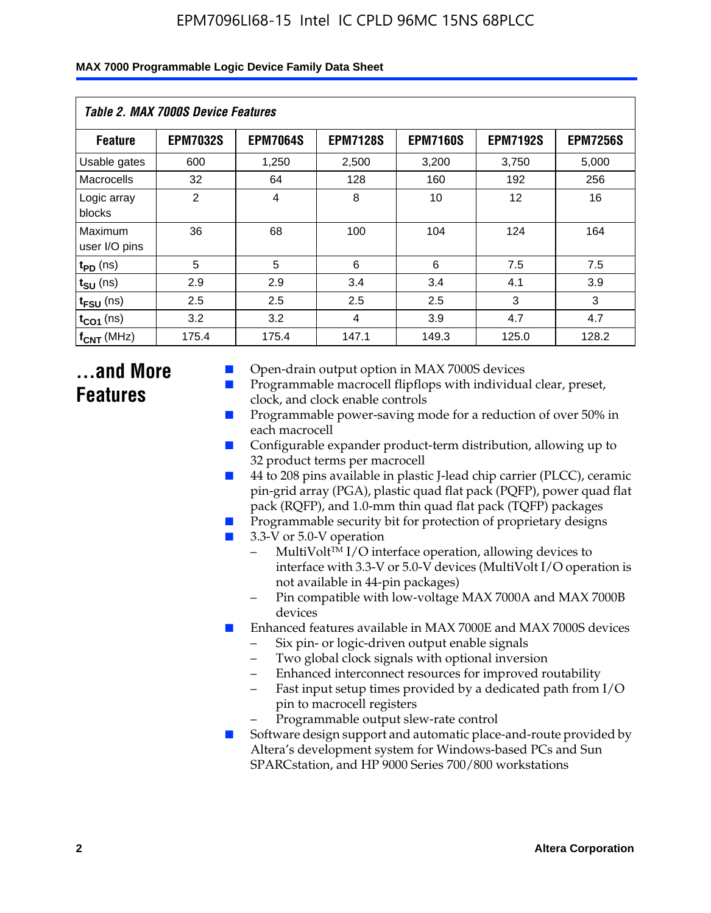*Table 2. MAX 7000S Device Features*

| Feature | EPM7032S | EPM7064S | EPM7128S | EPM7160S | EPM7192S | EPM7256S |
|---|---|---|---|---|---|---|
| Usable gates | 600 | 1,250 | 2,500 | 3,200 | 3,750 | 5,000 |
| Macrocells | 32 | 64 | 128 | 160 | 192 | 256 |
| Logic array blocks | 2 | 4 | 8 | 10 | 12 | 16 |
| Maximum user I/O pins | 36 | 68 | 100 | 104 | 124 | 164 |
| $t_{PD}$ (ns) | 5 | 5 | 6 | 6 | 7.5 | 7.5 |
| $t_{SU}$ (ns) | 2.9 | 2.9 | 3.4 | 3.4 | 4.1 | 3.9 |
| $t_{FSU}$ (ns) | 2.5 | 2.5 | 2.5 | 2.5 | 3 | 3 |
| $t_{CO1}$ (ns) | 3.2 | 3.2 | 4 | 3.9 | 4.7 | 4.7 |
| $f_{CNT}$ (MHz) | 175.4 | 175.4 | 147.1 | 149.3 | 125.0 | 128.2 |

## ...and More Features

- Open-drain output option in MAX 7000S devices
- Programmable macrocell flipflops with individual clear, preset, clock, and clock enable controls
- Programmable power-saving mode for a reduction of over 50% in each macrocell
- Configurable expander product-term distribution, allowing up to 32 product terms per macrocell
- 44 to 208 pins available in plastic J-lead chip carrier (PLCC), ceramic pin-grid array (PGA), plastic quad flat pack (PQFP), power quad flat pack (RQFP), and 1.0-mm thin quad flat pack (TQFP) packages
- Programmable security bit for protection of proprietary designs
- 3.3-V or 5.0-V operation
  - MultiVolt™ I/O interface operation, allowing devices to interface with 3.3-V or 5.0-V devices (MultiVolt I/O operation is not available in 44-pin packages)
  - Pin compatible with low-voltage MAX 7000A and MAX 7000B devices
- Enhanced features available in MAX 7000E and MAX 7000S devices
  - Six pin- or logic-driven output enable signals
  - Two global clock signals with optional inversion
  - Enhanced interconnect resources for improved routability
  - Fast input setup times provided by a dedicated path from I/O pin to macrocell registers
  - Programmable output slew-rate control
- Software design support and automatic place-and-route provided by Altera's development system for Windows-based PCs and Sun SPARCstation, and HP 9000 Series 700/800 workstations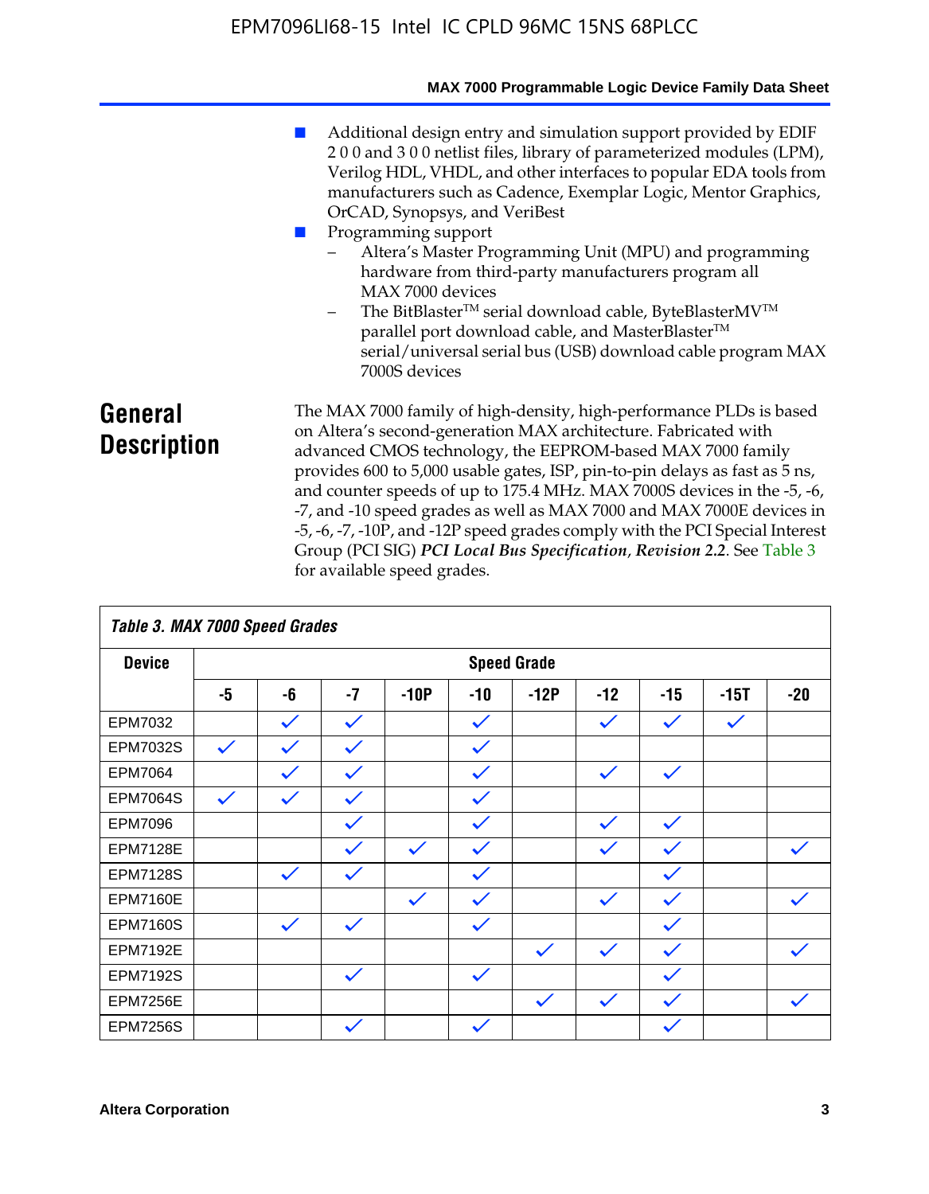- Additional design entry and simulation support provided by EDIF 2 0 0 and 3 0 0 netlist files, library of parameterized modules (LPM), Verilog HDL, VHDL, and other interfaces to popular EDA tools from manufacturers such as Cadence, Exemplar Logic, Mentor Graphics, OrCAD, Synopsys, and VeriBest
- Programming support
  - Altera's Master Programming Unit (MPU) and programming hardware from third-party manufacturers program all MAX 7000 devices
  - The BitBlaster™ serial download cable, ByteBlasterMV™ parallel port download cable, and MasterBlaster™ serial/universal serial bus (USB) download cable program MAX 7000S devices

## General Description

The MAX 7000 family of high-density, high-performance PLDs is based on Altera's second-generation MAX architecture. Fabricated with advanced CMOS technology, the EEPROM-based MAX 7000 family provides 600 to 5,000 usable gates, ISP, pin-to-pin delays as fast as 5 ns, and counter speeds of up to 175.4 MHz. MAX 7000S devices in the -5, -6, -7, and -10 speed grades as well as MAX 7000 and MAX 7000E devices in -5, -6, -7, -10P, and -12P speed grades comply with the PCI Special Interest Group (PCI SIG) ***PCI Local Bus Specification*, *Revision 2.2***. See Table 3 for available speed grades.

**Table 3. MAX 7000 Speed Grades**

| Device | Speed Grade | | | | | | | | | |
|---|---|---|---|---|---|---|---|---|---|---|
| | -5 | -6 | -7 | -10P | -10 | -12P | -12 | -15 | -15T | -20 |
| EPM7032 | | ✓ | ✓ | | ✓ | | ✓ | ✓ | ✓ | |
| EPM7032S | ✓ | ✓ | ✓ | | ✓ | | | | | |
| EPM7064 | | ✓ | ✓ | | ✓ | | ✓ | ✓ | | |
| EPM7064S | ✓ | ✓ | ✓ | | ✓ | | | | | |
| EPM7096 | | | ✓ | | ✓ | | ✓ | ✓ | | |
| EPM7128E | | | ✓ | ✓ | ✓ | | ✓ | ✓ | | ✓ |
| EPM7128S | | ✓ | ✓ | | ✓ | | | ✓ | | |
| EPM7160E | | | | ✓ | ✓ | | ✓ | ✓ | | ✓ |
| EPM7160S | | ✓ | ✓ | | ✓ | | | ✓ | | |
| EPM7192E | | | | | | ✓ | ✓ | ✓ | | ✓ |
| EPM7192S | | | ✓ | | ✓ | | | ✓ | | |
| EPM7256E | | | | | | ✓ | ✓ | ✓ | | ✓ |
| EPM7256S | | | ✓ | | ✓ | | | ✓ | | |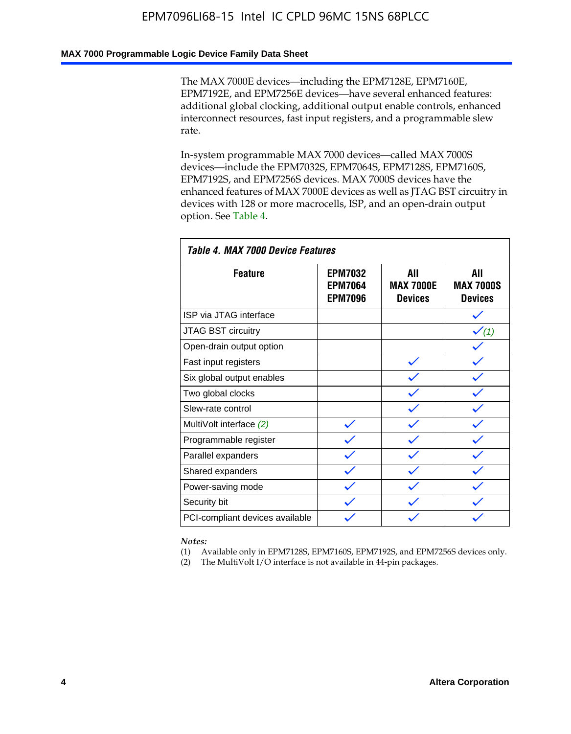The MAX 7000E devices—including the EPM7128E, EPM7160E, EPM7192E, and EPM7256E devices—have several enhanced features: additional global clocking, additional output enable controls, enhanced interconnect resources, fast input registers, and a programmable slew rate.

In-system programmable MAX 7000 devices—called MAX 7000S devices—include the EPM7032S, EPM7064S, EPM7128S, EPM7160S, EPM7192S, and EPM7256S devices. MAX 7000S devices have the enhanced features of MAX 7000E devices as well as JTAG BST circuitry in devices with 128 or more macrocells, ISP, and an open-drain output option. See Table 4.

*Table 4. MAX 7000 Device Features*

| Feature | EPM7032 EPM7064 EPM7096 | All MAX 7000E Devices | All MAX 7000S Devices |
|---|---|---|---|
| ISP via JTAG interface | | | ✓ |
| JTAG BST circuitry | | | ✓ *(1)* |
| Open-drain output option | | | ✓ |
| Fast input registers | | ✓ | ✓ |
| Six global output enables | | ✓ | ✓ |
| Two global clocks | | ✓ | ✓ |
| Slew-rate control | | ✓ | ✓ |
| MultiVolt interface *(2)* | ✓ | ✓ | ✓ |
| Programmable register | ✓ | ✓ | ✓ |
| Parallel expanders | ✓ | ✓ | ✓ |
| Shared expanders | ✓ | ✓ | ✓ |
| Power-saving mode | ✓ | ✓ | ✓ |
| Security bit | ✓ | ✓ | ✓ |
| PCI-compliant devices available | ✓ | ✓ | ✓ |

*Notes:*

(1) Available only in EPM7128S, EPM7160S, EPM7192S, and EPM7256S devices only.

(2) The MultiVolt I/O interface is not available in 44-pin packages.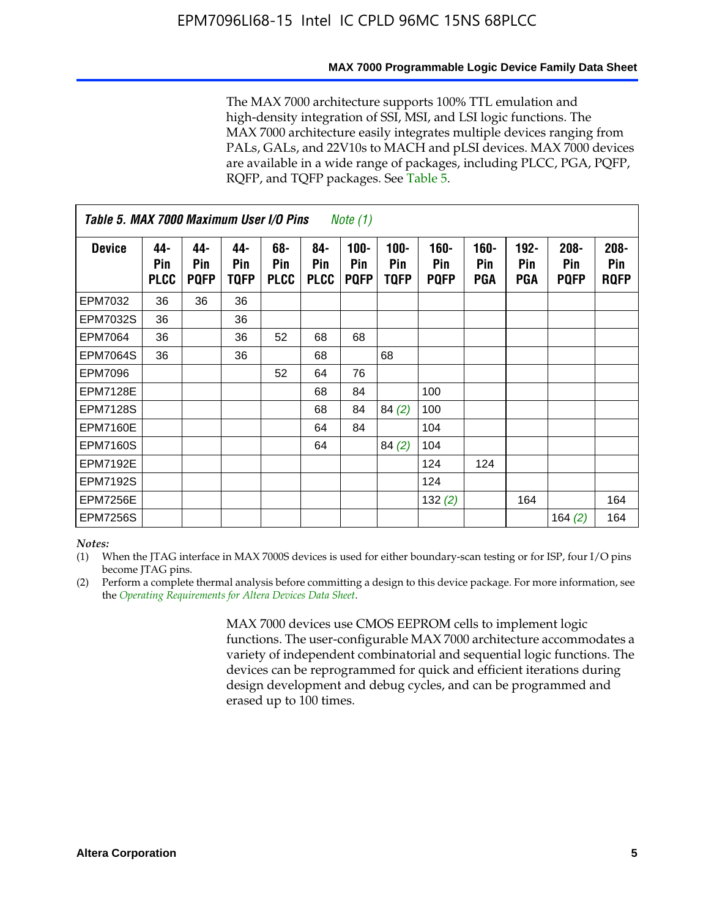The MAX 7000 architecture supports 100% TTL emulation and high-density integration of SSI, MSI, and LSI logic functions. The MAX 7000 architecture easily integrates multiple devices ranging from PALs, GALs, and 22V10s to MACH and pLSI devices. MAX 7000 devices are available in a wide range of packages, including PLCC, PGA, PQFP, RQFP, and TQFP packages. See Table 5.

**Table 5. MAX 7000 Maximum User I/O Pins** *Note (1)*

| Device | 44-Pin PLCC | 44-Pin PQFP | 44-Pin TQFP | 68-Pin PLCC | 84-Pin PLCC | 100-Pin PQFP | 100-Pin TQFP | 160-Pin PQFP | 160-Pin PGA | 192-Pin PGA | 208-Pin PQFP | 208-Pin RQFP |
|---|---|---|---|---|---|---|---|---|---|---|---|---|
| EPM7032 | 36 | 36 | 36 | | | | | | | | | |
| EPM7032S | 36 | | 36 | | | | | | | | | |
| EPM7064 | 36 | | 36 | 52 | 68 | 68 | | | | | | |
| EPM7064S | 36 | | 36 | | 68 | | 68 | | | | | |
| EPM7096 | | | | 52 | 64 | 76 | | | | | | |
| EPM7128E | | | | | 68 | 84 | | 100 | | | | |
| EPM7128S | | | | | 68 | 84 | 84 *(2)* | 100 | | | | |
| EPM7160E | | | | | 64 | 84 | | 104 | | | | |
| EPM7160S | | | | | 64 | | 84 *(2)* | 104 | | | | |
| EPM7192E | | | | | | | | 124 | 124 | | | |
| EPM7192S | | | | | | | | 124 | | | | |
| EPM7256E | | | | | | | | 132 *(2)* | | 164 | | 164 |
| EPM7256S | | | | | | | | | | | 164 *(2)* | 164 |

*Notes:*

(1) When the JTAG interface in MAX 7000S devices is used for either boundary-scan testing or for ISP, four I/O pins become JTAG pins.

(2) Perform a complete thermal analysis before committing a design to this device package. For more information, see the *Operating Requirements for Altera Devices Data Sheet*.

MAX 7000 devices use CMOS EEPROM cells to implement logic functions. The user-configurable MAX 7000 architecture accommodates a variety of independent combinatorial and sequential logic functions. The devices can be reprogrammed for quick and efficient iterations during design development and debug cycles, and can be programmed and erased up to 100 times.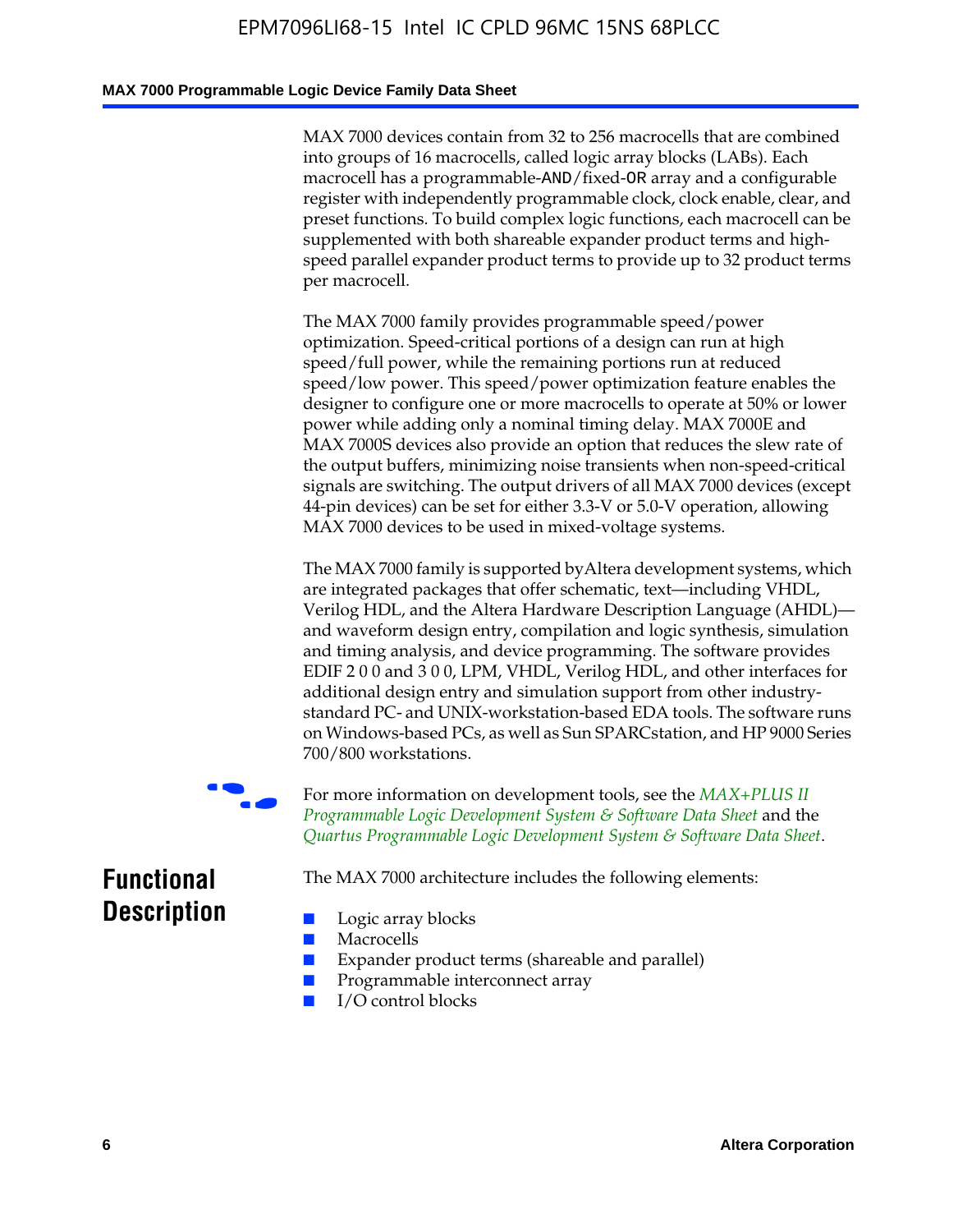MAX 7000 devices contain from 32 to 256 macrocells that are combined into groups of 16 macrocells, called logic array blocks (LABs). Each macrocell has a programmable-AND/fixed-OR array and a configurable register with independently programmable clock, clock enable, clear, and preset functions. To build complex logic functions, each macrocell can be supplemented with both shareable expander product terms and high-speed parallel expander product terms to provide up to 32 product terms per macrocell.

The MAX 7000 family provides programmable speed/power optimization. Speed-critical portions of a design can run at high speed/full power, while the remaining portions run at reduced speed/low power. This speed/power optimization feature enables the designer to configure one or more macrocells to operate at 50% or lower power while adding only a nominal timing delay. MAX 7000E and MAX 7000S devices also provide an option that reduces the slew rate of the output buffers, minimizing noise transients when non-speed-critical signals are switching. The output drivers of all MAX 7000 devices (except 44-pin devices) can be set for either 3.3-V or 5.0-V operation, allowing MAX 7000 devices to be used in mixed-voltage systems.

The MAX 7000 family is supported by Altera development systems, which are integrated packages that offer schematic, text—including VHDL, Verilog HDL, and the Altera Hardware Description Language (AHDL)—and waveform design entry, compilation and logic synthesis, simulation and timing analysis, and device programming. The software provides EDIF 2 0 0 and 3 0 0, LPM, VHDL, Verilog HDL, and other interfaces for additional design entry and simulation support from other industry-standard PC- and UNIX-workstation-based EDA tools. The software runs on Windows-based PCs, as well as Sun SPARCstation, and HP 9000 Series 700/800 workstations.

For more information on development tools, see the *MAX+PLUS II Programmable Logic Development System & Software Data Sheet* and the *Quartus Programmable Logic Development System & Software Data Sheet*.

## Functional Description

The MAX 7000 architecture includes the following elements:

- Logic array blocks
- Macrocells
- Expander product terms (shareable and parallel)
- Programmable interconnect array
- I/O control blocks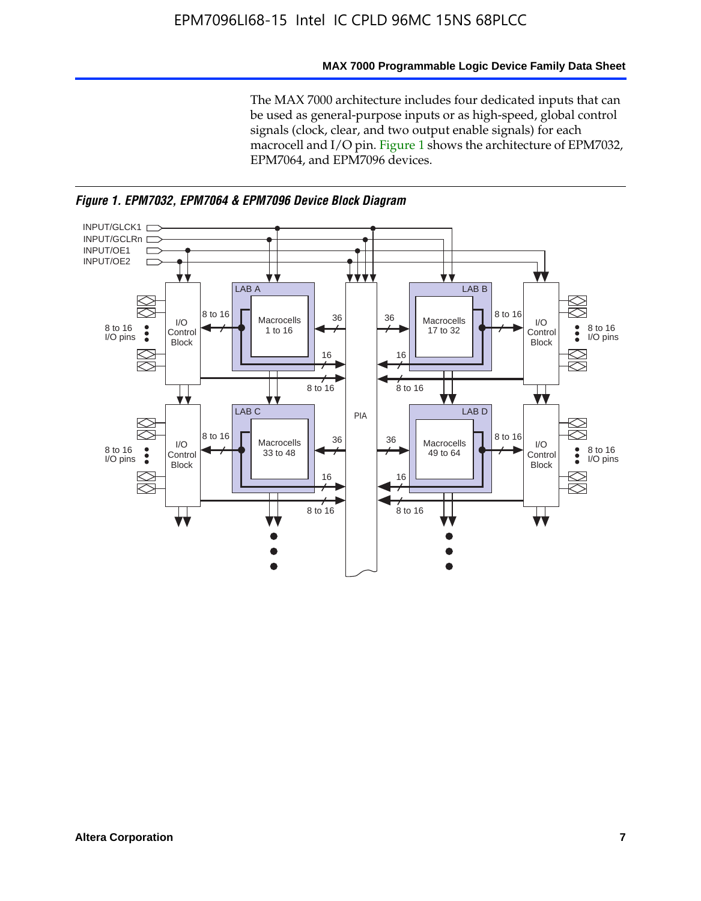The MAX 7000 architecture includes four dedicated inputs that can be used as general-purpose inputs or as high-speed, global control signals (clock, clear, and two output enable signals) for each macrocell and I/O pin. Figure 1 shows the architecture of EPM7032, EPM7064, and EPM7096 devices.

*Figure 1. EPM7032, EPM7064 & EPM7096 Device Block Diagram*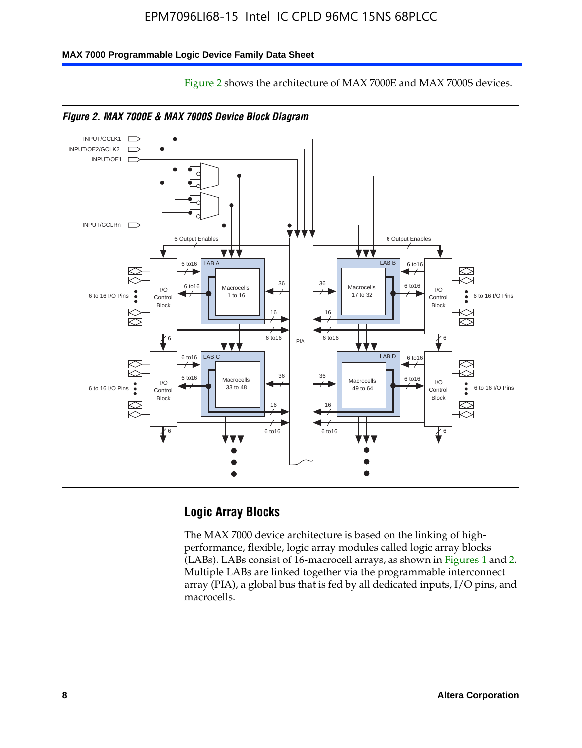Figure 2 shows the architecture of MAX 7000E and MAX 7000S devices.

*Figure 2. MAX 7000E & MAX 7000S Device Block Diagram*

## Logic Array Blocks

The MAX 7000 device architecture is based on the linking of high-performance, flexible, logic array modules called logic array blocks (LABs). LABs consist of 16-macrocell arrays, as shown in Figures 1 and 2. Multiple LABs are linked together via the programmable interconnect array (PIA), a global bus that is fed by all dedicated inputs, I/O pins, and macrocells.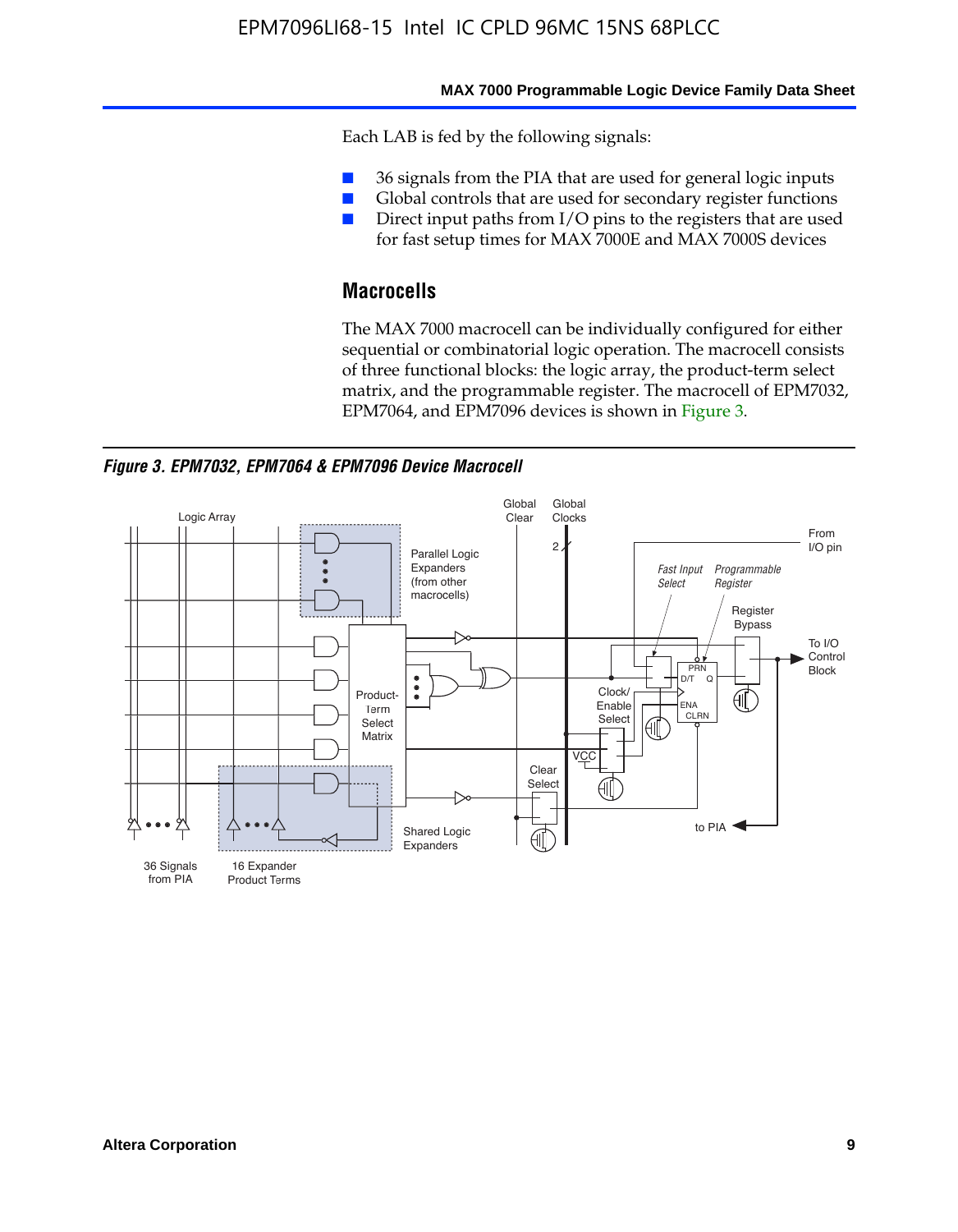Each LAB is fed by the following signals:

- 36 signals from the PIA that are used for general logic inputs
- Global controls that are used for secondary register functions
- Direct input paths from I/O pins to the registers that are used for fast setup times for MAX 7000E and MAX 7000S devices

## Macrocells

The MAX 7000 macrocell can be individually configured for either sequential or combinatorial logic operation. The macrocell consists of three functional blocks: the logic array, the product-term select matrix, and the programmable register. The macrocell of EPM7032, EPM7064, and EPM7096 devices is shown in Figure 3.

*Figure 3. EPM7032, EPM7064 & EPM7096 Device Macrocell*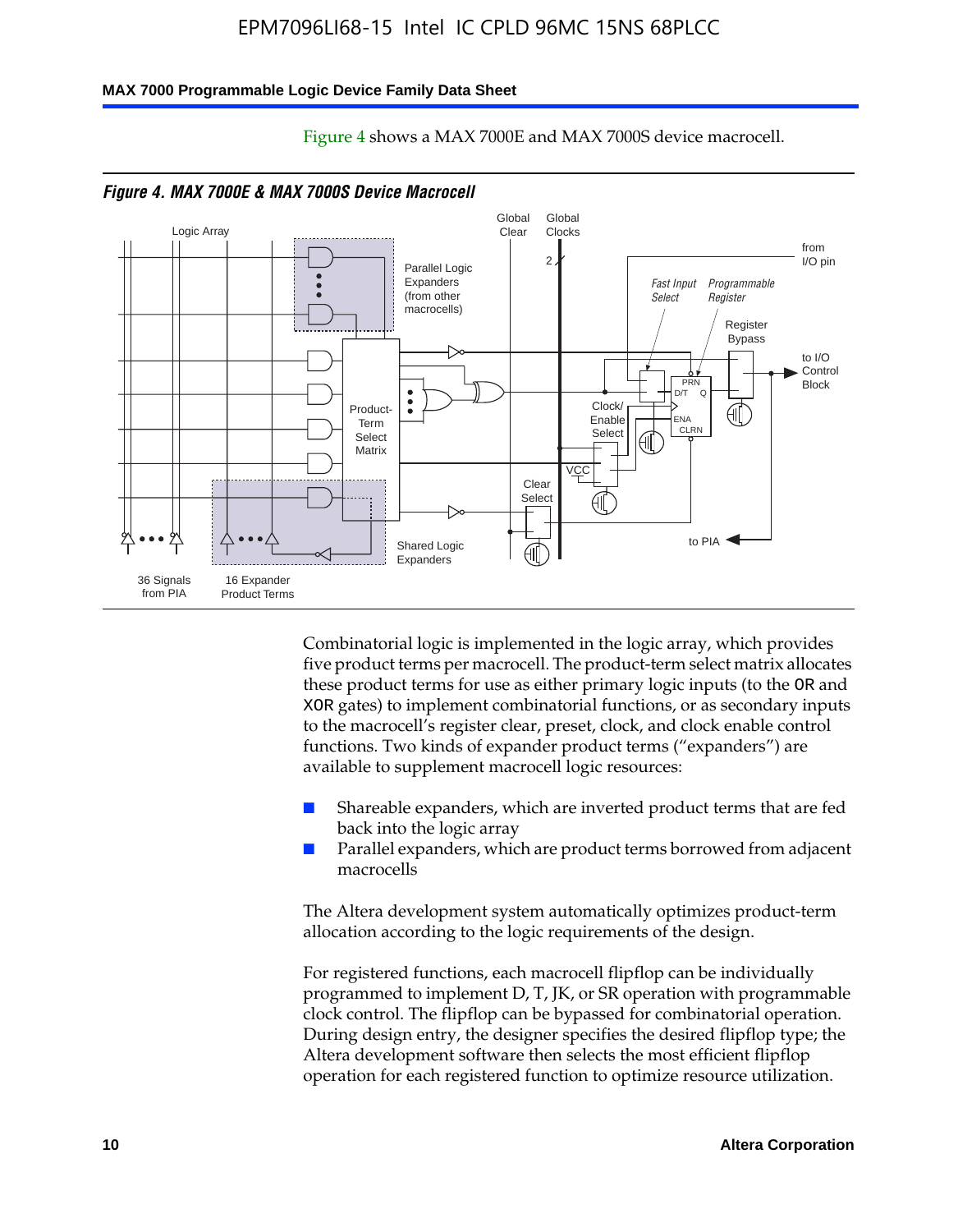Figure 4 shows a MAX 7000E and MAX 7000S device macrocell.

*Figure 4. MAX 7000E & MAX 7000S Device Macrocell*

Combinatorial logic is implemented in the logic array, which provides five product terms per macrocell. The product-term select matrix allocates these product terms for use as either primary logic inputs (to the OR and XOR gates) to implement combinatorial functions, or as secondary inputs to the macrocell's register clear, preset, clock, and clock enable control functions. Two kinds of expander product terms ("expanders") are available to supplement macrocell logic resources:

- Shareable expanders, which are inverted product terms that are fed back into the logic array
- Parallel expanders, which are product terms borrowed from adjacent macrocells

The Altera development system automatically optimizes product-term allocation according to the logic requirements of the design.

For registered functions, each macrocell flipflop can be individually programmed to implement D, T, JK, or SR operation with programmable clock control. The flipflop can be bypassed for combinatorial operation. During design entry, the designer specifies the desired flipflop type; the Altera development software then selects the most efficient flipflop operation for each registered function to optimize resource utilization.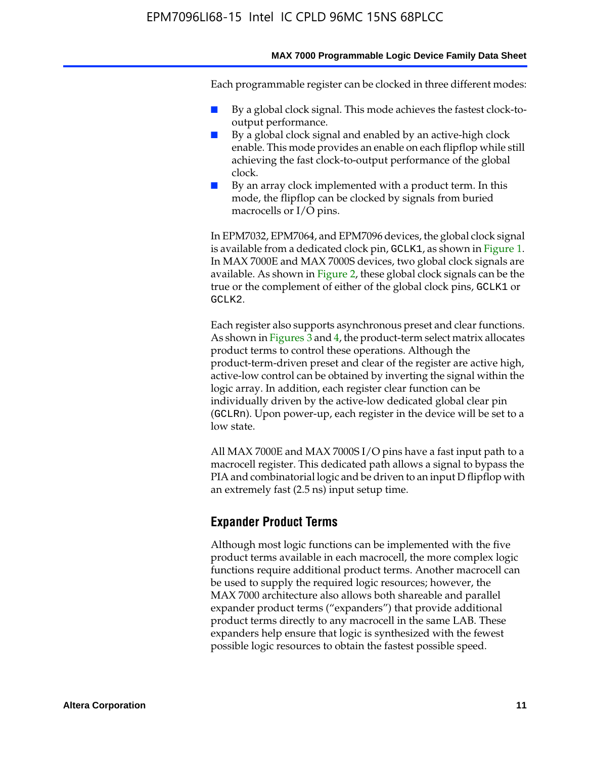Each programmable register can be clocked in three different modes:

- By a global clock signal. This mode achieves the fastest clock-to-output performance.
- By a global clock signal and enabled by an active-high clock enable. This mode provides an enable on each flipflop while still achieving the fast clock-to-output performance of the global clock.
- By an array clock implemented with a product term. In this mode, the flipflop can be clocked by signals from buried macrocells or I/O pins.

In EPM7032, EPM7064, and EPM7096 devices, the global clock signal is available from a dedicated clock pin, `GCLK1`, as shown in Figure 1. In MAX 7000E and MAX 7000S devices, two global clock signals are available. As shown in Figure 2, these global clock signals can be the true or the complement of either of the global clock pins, `GCLK1` or `GCLK2`.

Each register also supports asynchronous preset and clear functions. As shown in Figures 3 and 4, the product-term select matrix allocates product terms to control these operations. Although the product-term-driven preset and clear of the register are active high, active-low control can be obtained by inverting the signal within the logic array. In addition, each register clear function can be individually driven by the active-low dedicated global clear pin (`GCLRn`). Upon power-up, each register in the device will be set to a low state.

All MAX 7000E and MAX 7000S I/O pins have a fast input path to a macrocell register. This dedicated path allows a signal to bypass the PIA and combinatorial logic and be driven to an input D flipflop with an extremely fast (2.5 ns) input setup time.

## Expander Product Terms

Although most logic functions can be implemented with the five product terms available in each macrocell, the more complex logic functions require additional product terms. Another macrocell can be used to supply the required logic resources; however, the MAX 7000 architecture also allows both shareable and parallel expander product terms ("expanders") that provide additional product terms directly to any macrocell in the same LAB. These expanders help ensure that logic is synthesized with the fewest possible logic resources to obtain the fastest possible speed.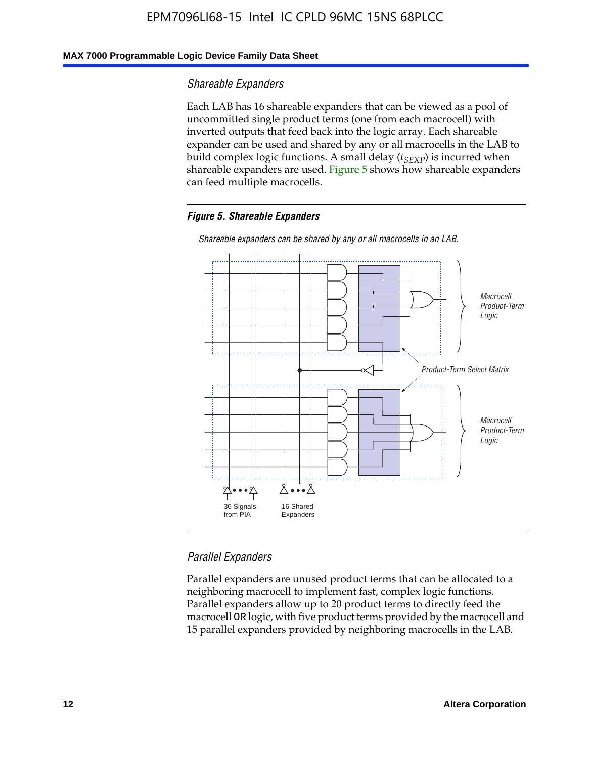### Shareable Expanders

Each LAB has 16 shareable expanders that can be viewed as a pool of uncommitted single product terms (one from each macrocell) with inverted outputs that feed back into the logic array. Each shareable expander can be used and shared by any or all macrocells in the LAB to build complex logic functions. A small delay ($t_{SEXP}$) is incurred when shareable expanders are used. Figure 5 shows how shareable expanders can feed multiple macrocells.

**Figure 5. Shareable Expanders**

*Shareable expanders can be shared by any or all macrocells in an LAB.*

Macrocell Product-Term Logic

Product-Term Select Matrix

Macrocell Product-Term Logic

36 Signals from PIA

16 Shared Expanders

### Parallel Expanders

Parallel expanders are unused product terms that can be allocated to a neighboring macrocell to implement fast, complex logic functions. Parallel expanders allow up to 20 product terms to directly feed the macrocell OR logic, with five product terms provided by the macrocell and 15 parallel expanders provided by neighboring macrocells in the LAB.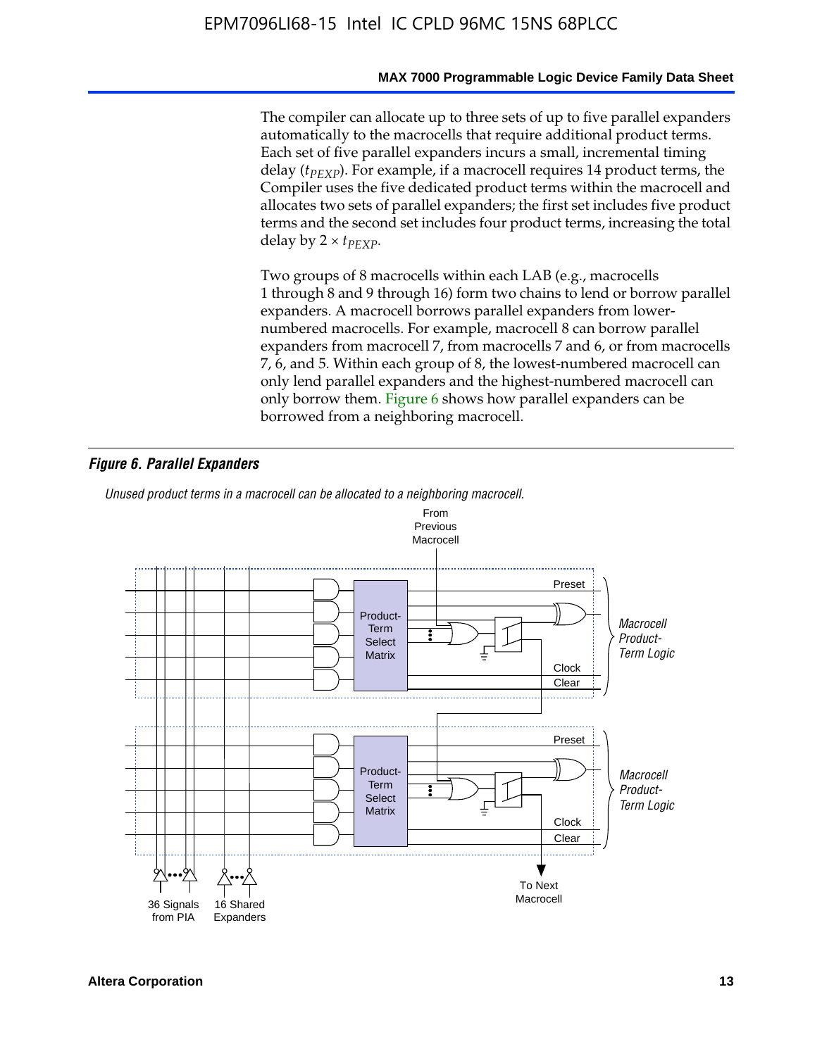The compiler can allocate up to three sets of up to five parallel expanders automatically to the macrocells that require additional product terms. Each set of five parallel expanders incurs a small, incremental timing delay ($t_{PEXP}$). For example, if a macrocell requires 14 product terms, the Compiler uses the five dedicated product terms within the macrocell and allocates two sets of parallel expanders; the first set includes five product terms and the second set includes four product terms, increasing the total delay by $2 \times t_{PEXP}$.

Two groups of 8 macrocells within each LAB (e.g., macrocells 1 through 8 and 9 through 16) form two chains to lend or borrow parallel expanders. A macrocell borrows parallel expanders from lower-numbered macrocells. For example, macrocell 8 can borrow parallel expanders from macrocell 7, from macrocells 7 and 6, or from macrocells 7, 6, and 5. Within each group of 8, the lowest-numbered macrocell can only lend parallel expanders and the highest-numbered macrocell can only borrow them. Figure 6 shows how parallel expanders can be borrowed from a neighboring macrocell.

***Figure 6. Parallel Expanders***

*Unused product terms in a macrocell can be allocated to a neighboring macrocell.*

From Previous Macrocell

Product-Term Select Matrix — Preset, Clock, Clear — *Macrocell Product-Term Logic*

Product-Term Select Matrix — Preset, Clock, Clear — *Macrocell Product-Term Logic*

36 Signals from PIA — 16 Shared Expanders — To Next Macrocell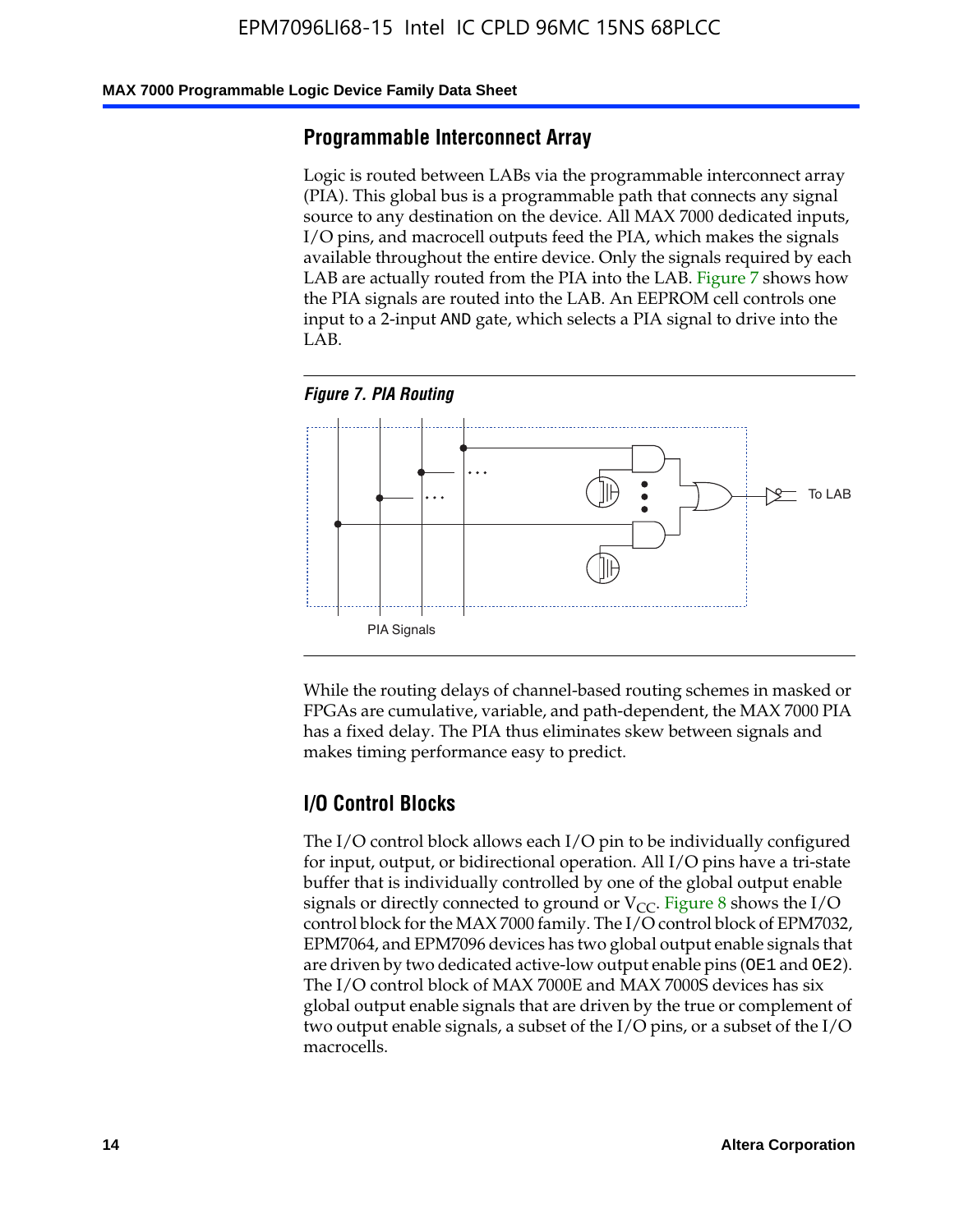## Programmable Interconnect Array

Logic is routed between LABs via the programmable interconnect array (PIA). This global bus is a programmable path that connects any signal source to any destination on the device. All MAX 7000 dedicated inputs, I/O pins, and macrocell outputs feed the PIA, which makes the signals available throughout the entire device. Only the signals required by each LAB are actually routed from the PIA into the LAB. Figure 7 shows how the PIA signals are routed into the LAB. An EEPROM cell controls one input to a 2-input AND gate, which selects a PIA signal to drive into the LAB.

*Figure 7. PIA Routing*

To LAB

PIA Signals

While the routing delays of channel-based routing schemes in masked or FPGAs are cumulative, variable, and path-dependent, the MAX 7000 PIA has a fixed delay. The PIA thus eliminates skew between signals and makes timing performance easy to predict.

## I/O Control Blocks

The I/O control block allows each I/O pin to be individually configured for input, output, or bidirectional operation. All I/O pins have a tri-state buffer that is individually controlled by one of the global output enable signals or directly connected to ground or $V_{CC}$. Figure 8 shows the I/O control block for the MAX 7000 family. The I/O control block of EPM7032, EPM7064, and EPM7096 devices has two global output enable signals that are driven by two dedicated active-low output enable pins (OE1 and OE2). The I/O control block of MAX 7000E and MAX 7000S devices has six global output enable signals that are driven by the true or complement of two output enable signals, a subset of the I/O pins, or a subset of the I/O macrocells.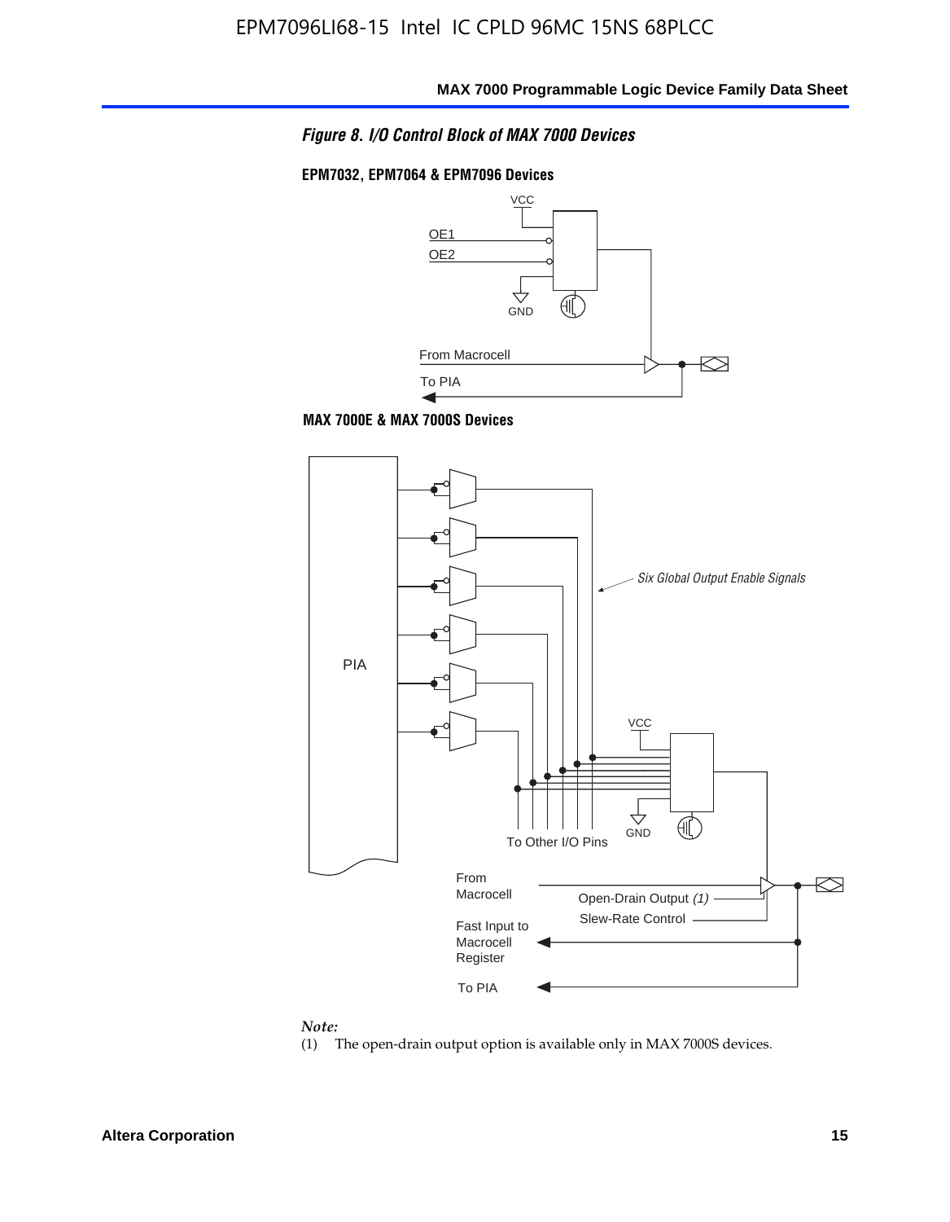*Figure 8. I/O Control Block of MAX 7000 Devices*

**EPM7032, EPM7064 & EPM7096 Devices**

VCC

OE1

OE2

GND

From Macrocell

To PIA

**MAX 7000E & MAX 7000S Devices**

PIA

*Six Global Output Enable Signals*

VCC

GND

To Other I/O Pins

From Macrocell

Open-Drain Output *(1)*

Slew-Rate Control

Fast Input to Macrocell Register

To PIA

*Note:*

(1) The open-drain output option is available only in MAX 7000S devices.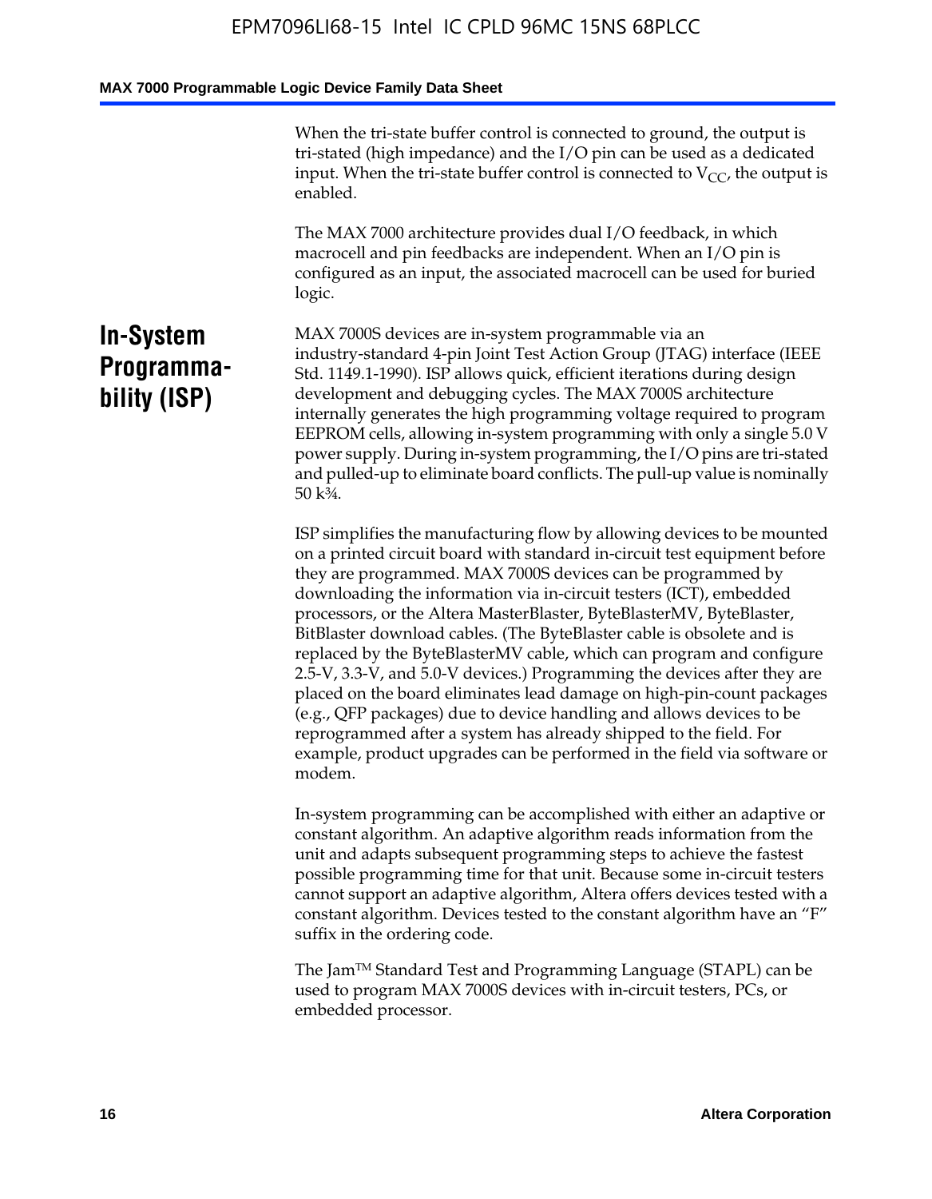When the tri-state buffer control is connected to ground, the output is tri-stated (high impedance) and the I/O pin can be used as a dedicated input. When the tri-state buffer control is connected to $V_{CC}$, the output is enabled.

The MAX 7000 architecture provides dual I/O feedback, in which macrocell and pin feedbacks are independent. When an I/O pin is configured as an input, the associated macrocell can be used for buried logic.

## In-System Programmability (ISP)

MAX 7000S devices are in-system programmable via an industry-standard 4-pin Joint Test Action Group (JTAG) interface (IEEE Std. 1149.1-1990). ISP allows quick, efficient iterations during design development and debugging cycles. The MAX 7000S architecture internally generates the high programming voltage required to program EEPROM cells, allowing in-system programming with only a single 5.0 V power supply. During in-system programming, the I/O pins are tri-stated and pulled-up to eliminate board conflicts. The pull-up value is nominally 50 k¾.

ISP simplifies the manufacturing flow by allowing devices to be mounted on a printed circuit board with standard in-circuit test equipment before they are programmed. MAX 7000S devices can be programmed by downloading the information via in-circuit testers (ICT), embedded processors, or the Altera MasterBlaster, ByteBlasterMV, ByteBlaster, BitBlaster download cables. (The ByteBlaster cable is obsolete and is replaced by the ByteBlasterMV cable, which can program and configure 2.5-V, 3.3-V, and 5.0-V devices.) Programming the devices after they are placed on the board eliminates lead damage on high-pin-count packages (e.g., QFP packages) due to device handling and allows devices to be reprogrammed after a system has already shipped to the field. For example, product upgrades can be performed in the field via software or modem.

In-system programming can be accomplished with either an adaptive or constant algorithm. An adaptive algorithm reads information from the unit and adapts subsequent programming steps to achieve the fastest possible programming time for that unit. Because some in-circuit testers cannot support an adaptive algorithm, Altera offers devices tested with a constant algorithm. Devices tested to the constant algorithm have an "F" suffix in the ordering code.

The Jam™ Standard Test and Programming Language (STAPL) can be used to program MAX 7000S devices with in-circuit testers, PCs, or embedded processor.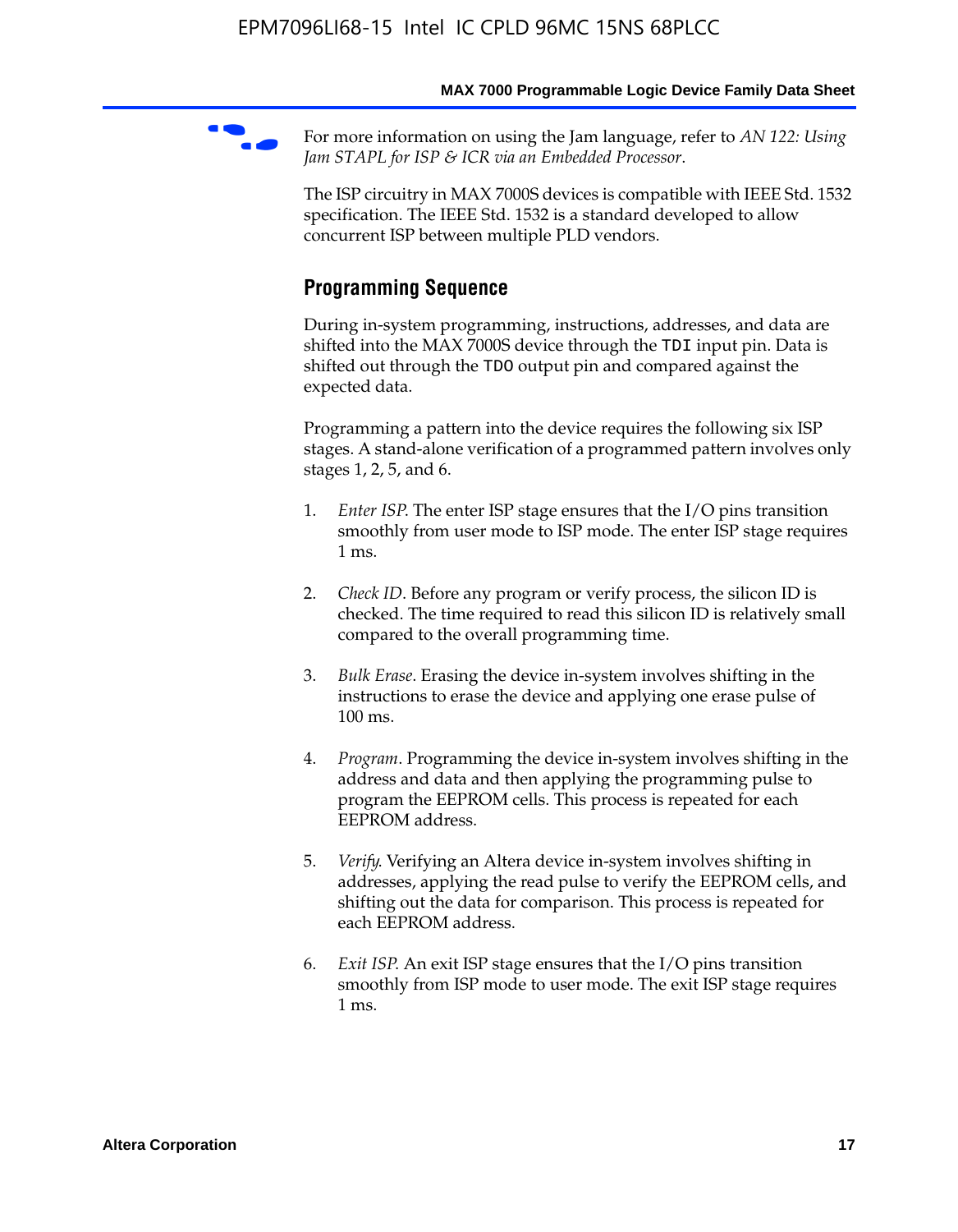For more information on using the Jam language, refer to *AN 122: Using Jam STAPL for ISP & ICR via an Embedded Processor*.

The ISP circuitry in MAX 7000S devices is compatible with IEEE Std. 1532 specification. The IEEE Std. 1532 is a standard developed to allow concurrent ISP between multiple PLD vendors.

## Programming Sequence

During in-system programming, instructions, addresses, and data are shifted into the MAX 7000S device through the `TDI` input pin. Data is shifted out through the `TDO` output pin and compared against the expected data.

Programming a pattern into the device requires the following six ISP stages. A stand-alone verification of a programmed pattern involves only stages 1, 2, 5, and 6.

1. *Enter ISP*. The enter ISP stage ensures that the I/O pins transition smoothly from user mode to ISP mode. The enter ISP stage requires 1 ms.

2. *Check ID*. Before any program or verify process, the silicon ID is checked. The time required to read this silicon ID is relatively small compared to the overall programming time.

3. *Bulk Erase*. Erasing the device in-system involves shifting in the instructions to erase the device and applying one erase pulse of 100 ms.

4. *Program*. Programming the device in-system involves shifting in the address and data and then applying the programming pulse to program the EEPROM cells. This process is repeated for each EEPROM address.

5. *Verify*. Verifying an Altera device in-system involves shifting in addresses, applying the read pulse to verify the EEPROM cells, and shifting out the data for comparison. This process is repeated for each EEPROM address.

6. *Exit ISP*. An exit ISP stage ensures that the I/O pins transition smoothly from ISP mode to user mode. The exit ISP stage requires 1 ms.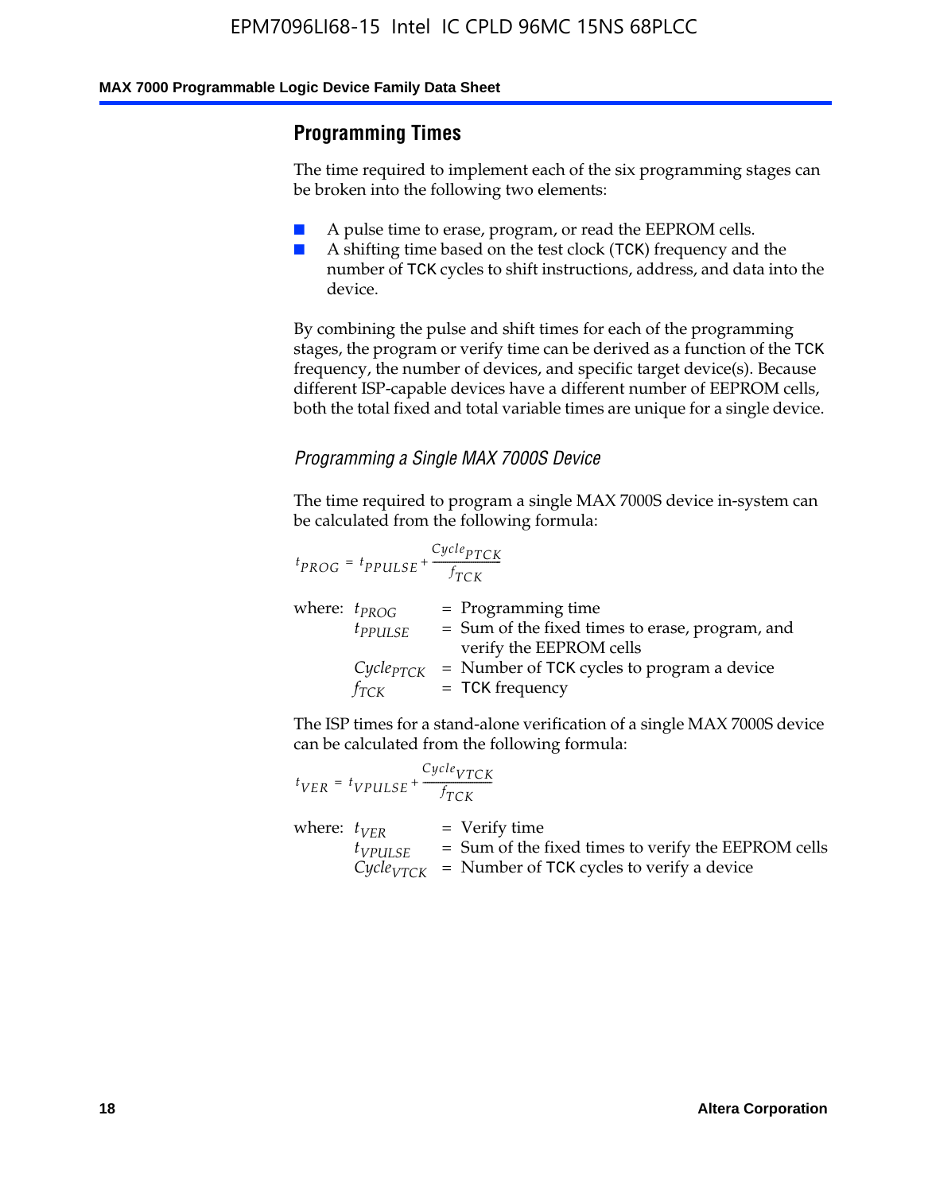## Programming Times

The time required to implement each of the six programming stages can be broken into the following two elements:

- A pulse time to erase, program, or read the EEPROM cells.
- A shifting time based on the test clock (TCK) frequency and the number of TCK cycles to shift instructions, address, and data into the device.

By combining the pulse and shift times for each of the programming stages, the program or verify time can be derived as a function of the TCK frequency, the number of devices, and specific target device(s). Because different ISP-capable devices have a different number of EEPROM cells, both the total fixed and total variable times are unique for a single device.

### *Programming a Single MAX 7000S Device*

The time required to program a single MAX 7000S device in-system can be calculated from the following formula:

$$t_{PROG} = t_{PPULSE} + \frac{Cycle_{PTCK}}{f_{TCK}}$$

where:
- $t_{PROG}$ = Programming time
- $t_{PPULSE}$ = Sum of the fixed times to erase, program, and verify the EEPROM cells
- $Cycle_{PTCK}$ = Number of TCK cycles to program a device
- $f_{TCK}$ = TCK frequency

The ISP times for a stand-alone verification of a single MAX 7000S device can be calculated from the following formula:

$$t_{VER} = t_{VPULSE} + \frac{Cycle_{VTCK}}{f_{TCK}}$$

where:
- $t_{VER}$ = Verify time
- $t_{VPULSE}$ = Sum of the fixed times to verify the EEPROM cells
- $Cycle_{VTCK}$ = Number of TCK cycles to verify a device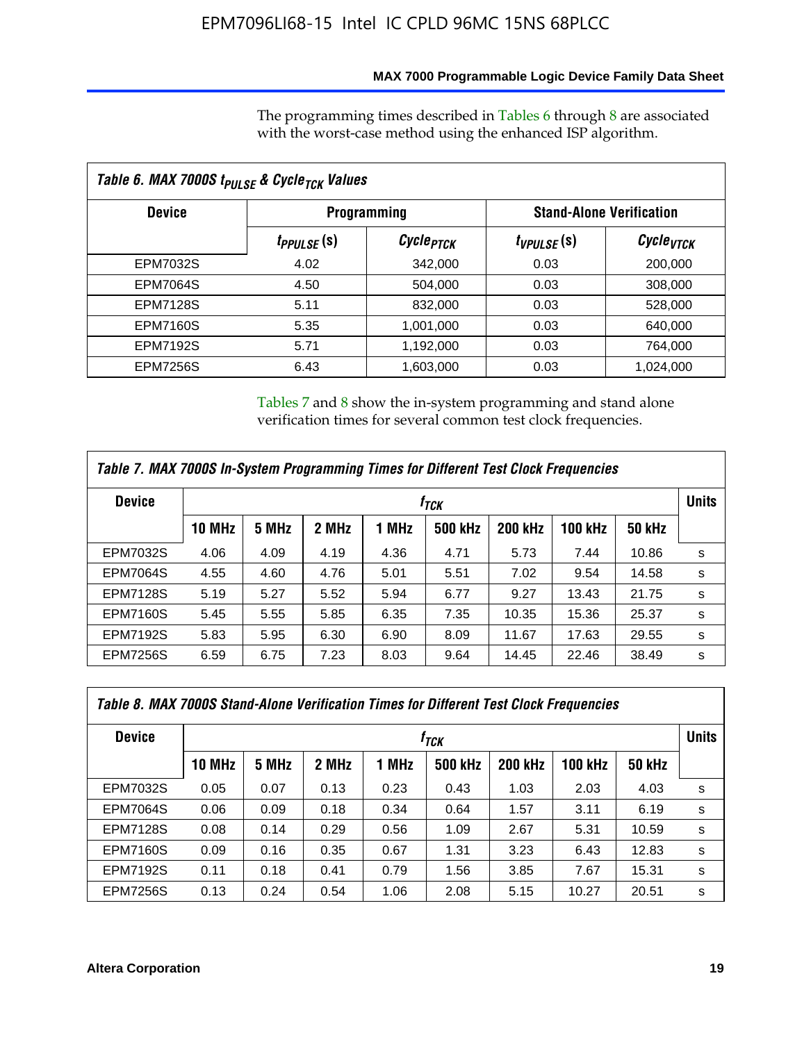The programming times described in Tables 6 through 8 are associated with the worst-case method using the enhanced ISP algorithm.

| Table 6. MAX 7000S $t_{PULSE}$ & $Cycle_{TCK}$ Values | | | | |
|---|---|---|---|---|
| **Device** | **Programming** | | **Stand-Alone Verification** | |
| | $t_{PPULSE}$ (s) | $Cycle_{PTCK}$ | $t_{VPULSE}$ (s) | $Cycle_{VTCK}$ |
| EPM7032S | 4.02 | 342,000 | 0.03 | 200,000 |
| EPM7064S | 4.50 | 504,000 | 0.03 | 308,000 |
| EPM7128S | 5.11 | 832,000 | 0.03 | 528,000 |
| EPM7160S | 5.35 | 1,001,000 | 0.03 | 640,000 |
| EPM7192S | 5.71 | 1,192,000 | 0.03 | 764,000 |
| EPM7256S | 6.43 | 1,603,000 | 0.03 | 1,024,000 |

Tables 7 and 8 show the in-system programming and stand alone verification times for several common test clock frequencies.

| Table 7. MAX 7000S In-System Programming Times for Different Test Clock Frequencies | | | | | | | | | |
|---|---|---|---|---|---|---|---|---|---|
| **Device** | $f_{TCK}$ | | | | | | | | **Units** |
| | **10 MHz** | **5 MHz** | **2 MHz** | **1 MHz** | **500 kHz** | **200 kHz** | **100 kHz** | **50 kHz** | |
| EPM7032S | 4.06 | 4.09 | 4.19 | 4.36 | 4.71 | 5.73 | 7.44 | 10.86 | s |
| EPM7064S | 4.55 | 4.60 | 4.76 | 5.01 | 5.51 | 7.02 | 9.54 | 14.58 | s |
| EPM7128S | 5.19 | 5.27 | 5.52 | 5.94 | 6.77 | 9.27 | 13.43 | 21.75 | s |
| EPM7160S | 5.45 | 5.55 | 5.85 | 6.35 | 7.35 | 10.35 | 15.36 | 25.37 | s |
| EPM7192S | 5.83 | 5.95 | 6.30 | 6.90 | 8.09 | 11.67 | 17.63 | 29.55 | s |
| EPM7256S | 6.59 | 6.75 | 7.23 | 8.03 | 9.64 | 14.45 | 22.46 | 38.49 | s |

| Table 8. MAX 7000S Stand-Alone Verification Times for Different Test Clock Frequencies | | | | | | | | | |
|---|---|---|---|---|---|---|---|---|---|
| **Device** | $f_{TCK}$ | | | | | | | | **Units** |
| | **10 MHz** | **5 MHz** | **2 MHz** | **1 MHz** | **500 kHz** | **200 kHz** | **100 kHz** | **50 kHz** | |
| EPM7032S | 0.05 | 0.07 | 0.13 | 0.23 | 0.43 | 1.03 | 2.03 | 4.03 | s |
| EPM7064S | 0.06 | 0.09 | 0.18 | 0.34 | 0.64 | 1.57 | 3.11 | 6.19 | s |
| EPM7128S | 0.08 | 0.14 | 0.29 | 0.56 | 1.09 | 2.67 | 5.31 | 10.59 | s |
| EPM7160S | 0.09 | 0.16 | 0.35 | 0.67 | 1.31 | 3.23 | 6.43 | 12.83 | s |
| EPM7192S | 0.11 | 0.18 | 0.41 | 0.79 | 1.56 | 3.85 | 7.67 | 15.31 | s |
| EPM7256S | 0.13 | 0.24 | 0.54 | 1.06 | 2.08 | 5.15 | 10.27 | 20.51 | s |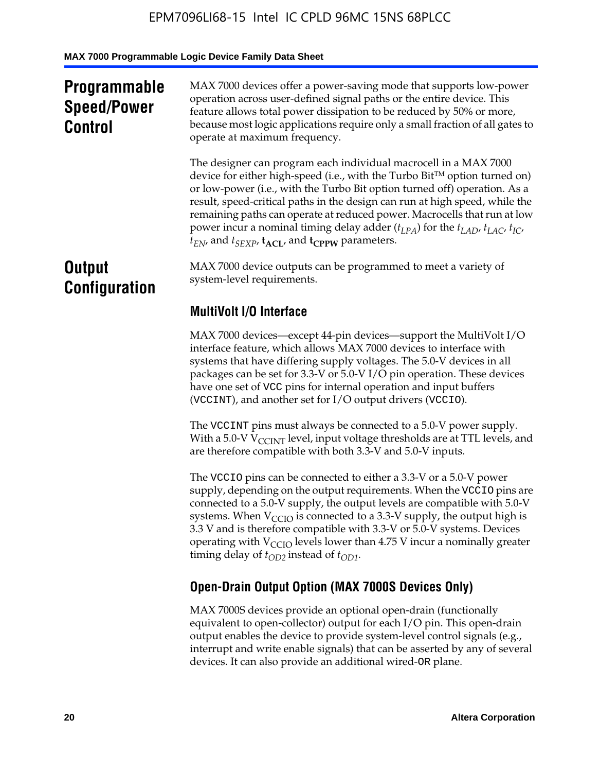## Programmable Speed/Power Control

MAX 7000 devices offer a power-saving mode that supports low-power operation across user-defined signal paths or the entire device. This feature allows total power dissipation to be reduced by 50% or more, because most logic applications require only a small fraction of all gates to operate at maximum frequency.

The designer can program each individual macrocell in a MAX 7000 device for either high-speed (i.e., with the Turbo Bit™ option turned on) or low-power (i.e., with the Turbo Bit option turned off) operation. As a result, speed-critical paths in the design can run at high speed, while the remaining paths can operate at reduced power. Macrocells that run at low power incur a nominal timing delay adder ($t_{LPA}$) for the $t_{LAD}$, $t_{LAC}$, $t_{IC}$, $t_{EN}$, and $t_{SEXP}$, $\mathbf{t_{ACL}}$, and $\mathbf{t_{CPPW}}$ parameters.

## Output Configuration

MAX 7000 device outputs can be programmed to meet a variety of system-level requirements.

### MultiVolt I/O Interface

MAX 7000 devices—except 44-pin devices—support the MultiVolt I/O interface feature, which allows MAX 7000 devices to interface with systems that have differing supply voltages. The 5.0-V devices in all packages can be set for 3.3-V or 5.0-V I/O pin operation. These devices have one set of `VCC` pins for internal operation and input buffers (`VCCINT`), and another set for I/O output drivers (`VCCIO`).

The `VCCINT` pins must always be connected to a 5.0-V power supply. With a 5.0-V $V_{CCINT}$ level, input voltage thresholds are at TTL levels, and are therefore compatible with both 3.3-V and 5.0-V inputs.

The `VCCIO` pins can be connected to either a 3.3-V or a 5.0-V power supply, depending on the output requirements. When the `VCCIO` pins are connected to a 5.0-V supply, the output levels are compatible with 5.0-V systems. When $V_{CCIO}$ is connected to a 3.3-V supply, the output high is 3.3 V and is therefore compatible with 3.3-V or 5.0-V systems. Devices operating with $V_{CCIO}$ levels lower than 4.75 V incur a nominally greater timing delay of $t_{OD2}$ instead of $t_{OD1}$.

### Open-Drain Output Option (MAX 7000S Devices Only)

MAX 7000S devices provide an optional open-drain (functionally equivalent to open-collector) output for each I/O pin. This open-drain output enables the device to provide system-level control signals (e.g., interrupt and write enable signals) that can be asserted by any of several devices. It can also provide an additional wired-`OR` plane.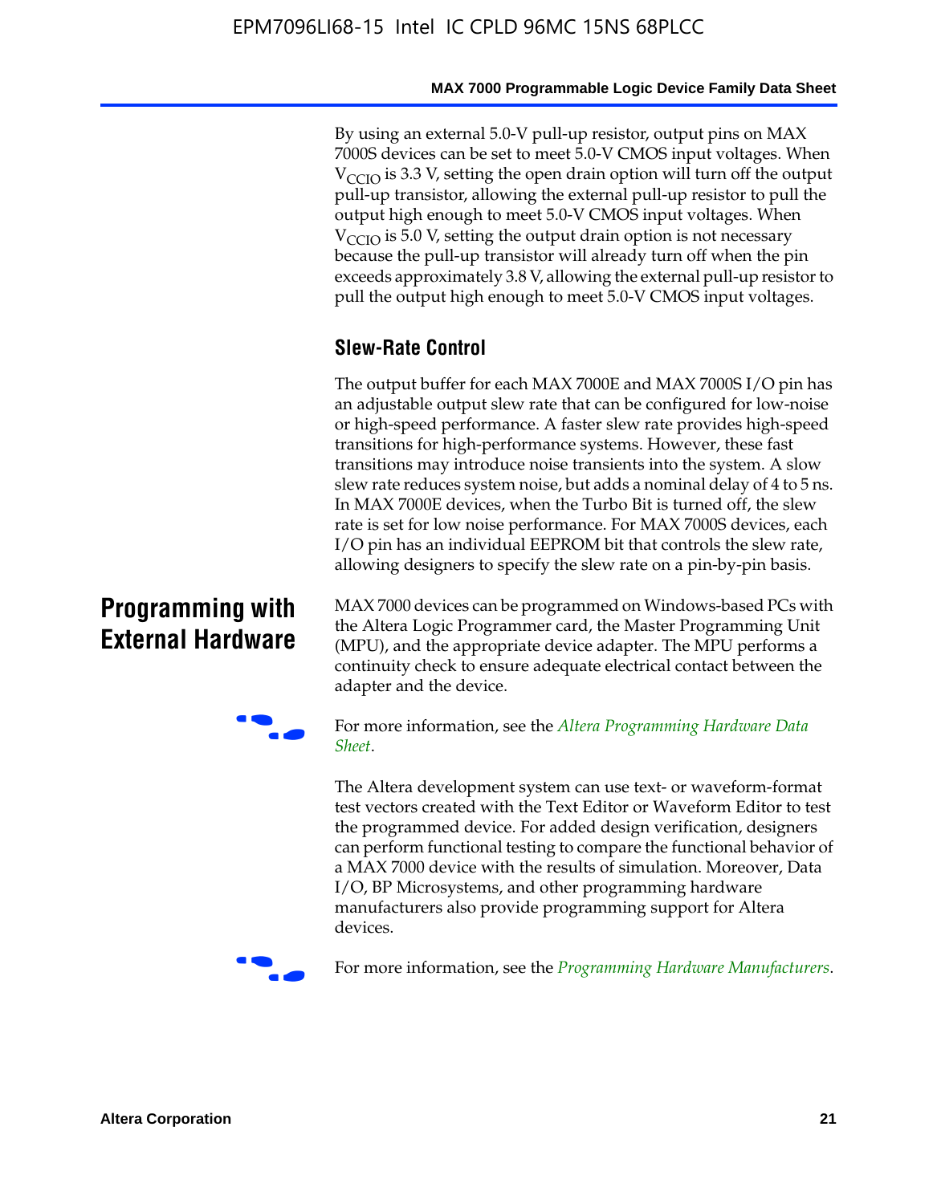By using an external 5.0-V pull-up resistor, output pins on MAX 7000S devices can be set to meet 5.0-V CMOS input voltages. When $V_{CCIO}$ is 3.3 V, setting the open drain option will turn off the output pull-up transistor, allowing the external pull-up resistor to pull the output high enough to meet 5.0-V CMOS input voltages. When $V_{CCIO}$ is 5.0 V, setting the output drain option is not necessary because the pull-up transistor will already turn off when the pin exceeds approximately 3.8 V, allowing the external pull-up resistor to pull the output high enough to meet 5.0-V CMOS input voltages.

### Slew-Rate Control

The output buffer for each MAX 7000E and MAX 7000S I/O pin has an adjustable output slew rate that can be configured for low-noise or high-speed performance. A faster slew rate provides high-speed transitions for high-performance systems. However, these fast transitions may introduce noise transients into the system. A slow slew rate reduces system noise, but adds a nominal delay of 4 to 5 ns. In MAX 7000E devices, when the Turbo Bit is turned off, the slew rate is set for low noise performance. For MAX 7000S devices, each I/O pin has an individual EEPROM bit that controls the slew rate, allowing designers to specify the slew rate on a pin-by-pin basis.

## Programming with External Hardware

MAX 7000 devices can be programmed on Windows-based PCs with the Altera Logic Programmer card, the Master Programming Unit (MPU), and the appropriate device adapter. The MPU performs a continuity check to ensure adequate electrical contact between the adapter and the device.

For more information, see the *Altera Programming Hardware Data Sheet*.

The Altera development system can use text- or waveform-format test vectors created with the Text Editor or Waveform Editor to test the programmed device. For added design verification, designers can perform functional testing to compare the functional behavior of a MAX 7000 device with the results of simulation. Moreover, Data I/O, BP Microsystems, and other programming hardware manufacturers also provide programming support for Altera devices.

For more information, see the *Programming Hardware Manufacturers*.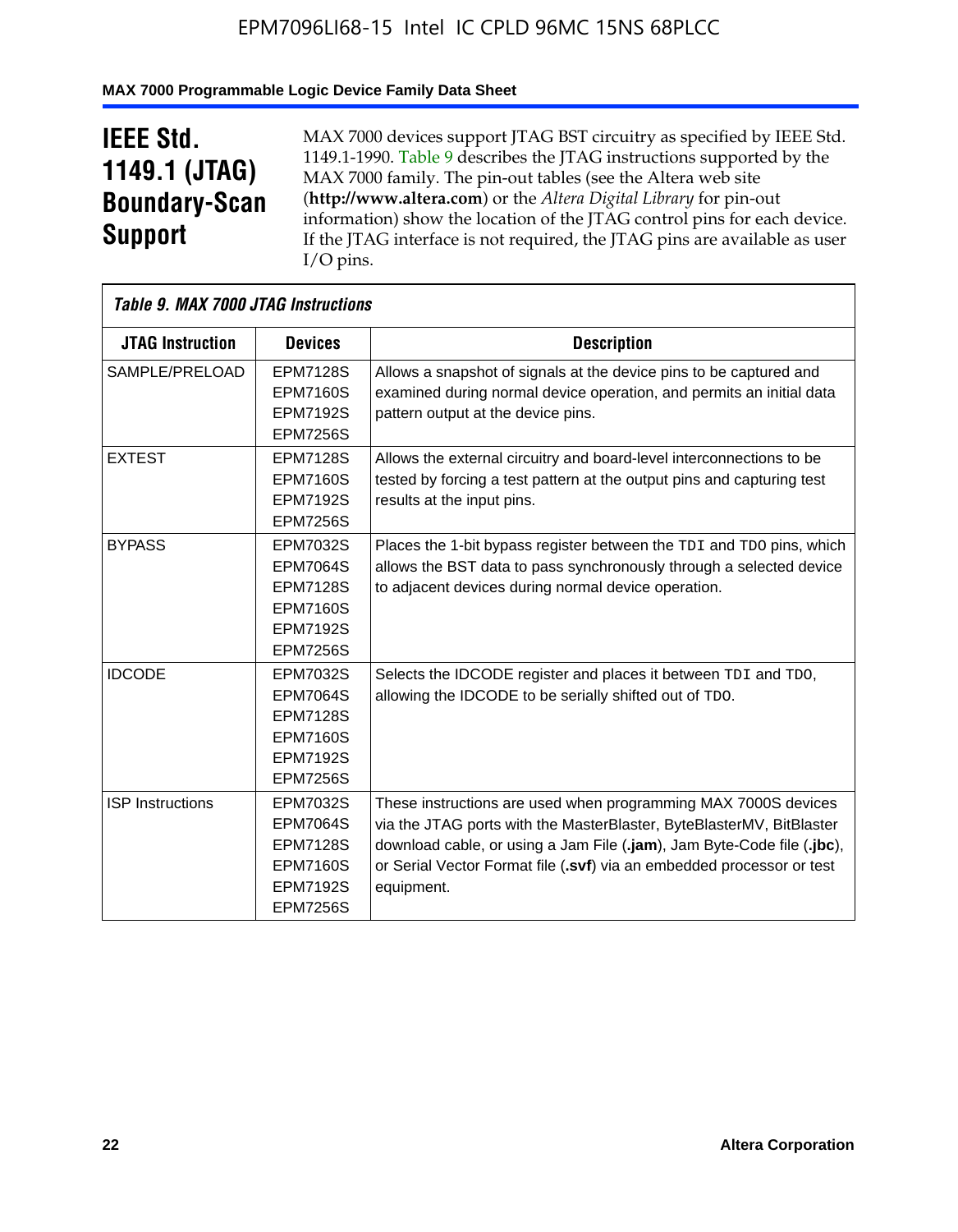## IEEE Std. 1149.1 (JTAG) Boundary-Scan Support

MAX 7000 devices support JTAG BST circuitry as specified by IEEE Std. 1149.1-1990. Table 9 describes the JTAG instructions supported by the MAX 7000 family. The pin-out tables (see the Altera web site (**http://www.altera.com**) or the *Altera Digital Library* for pin-out information) show the location of the JTAG control pins for each device. If the JTAG interface is not required, the JTAG pins are available as user I/O pins.

*Table 9. MAX 7000 JTAG Instructions*

| JTAG Instruction | Devices | Description |
|---|---|---|
| SAMPLE/PRELOAD | EPM7128S<br>EPM7160S<br>EPM7192S<br>EPM7256S | Allows a snapshot of signals at the device pins to be captured and examined during normal device operation, and permits an initial data pattern output at the device pins. |
| EXTEST | EPM7128S<br>EPM7160S<br>EPM7192S<br>EPM7256S | Allows the external circuitry and board-level interconnections to be tested by forcing a test pattern at the output pins and capturing test results at the input pins. |
| BYPASS | EPM7032S<br>EPM7064S<br>EPM7128S<br>EPM7160S<br>EPM7192S<br>EPM7256S | Places the 1-bit bypass register between the TDI and TDO pins, which allows the BST data to pass synchronously through a selected device to adjacent devices during normal device operation. |
| IDCODE | EPM7032S<br>EPM7064S<br>EPM7128S<br>EPM7160S<br>EPM7192S<br>EPM7256S | Selects the IDCODE register and places it between TDI and TDO, allowing the IDCODE to be serially shifted out of TDO. |
| ISP Instructions | EPM7032S<br>EPM7064S<br>EPM7128S<br>EPM7160S<br>EPM7192S<br>EPM7256S | These instructions are used when programming MAX 7000S devices via the JTAG ports with the MasterBlaster, ByteBlasterMV, BitBlaster download cable, or using a Jam File (**.jam**), Jam Byte-Code file (**.jbc**), or Serial Vector Format file (**.svf**) via an embedded processor or test equipment. |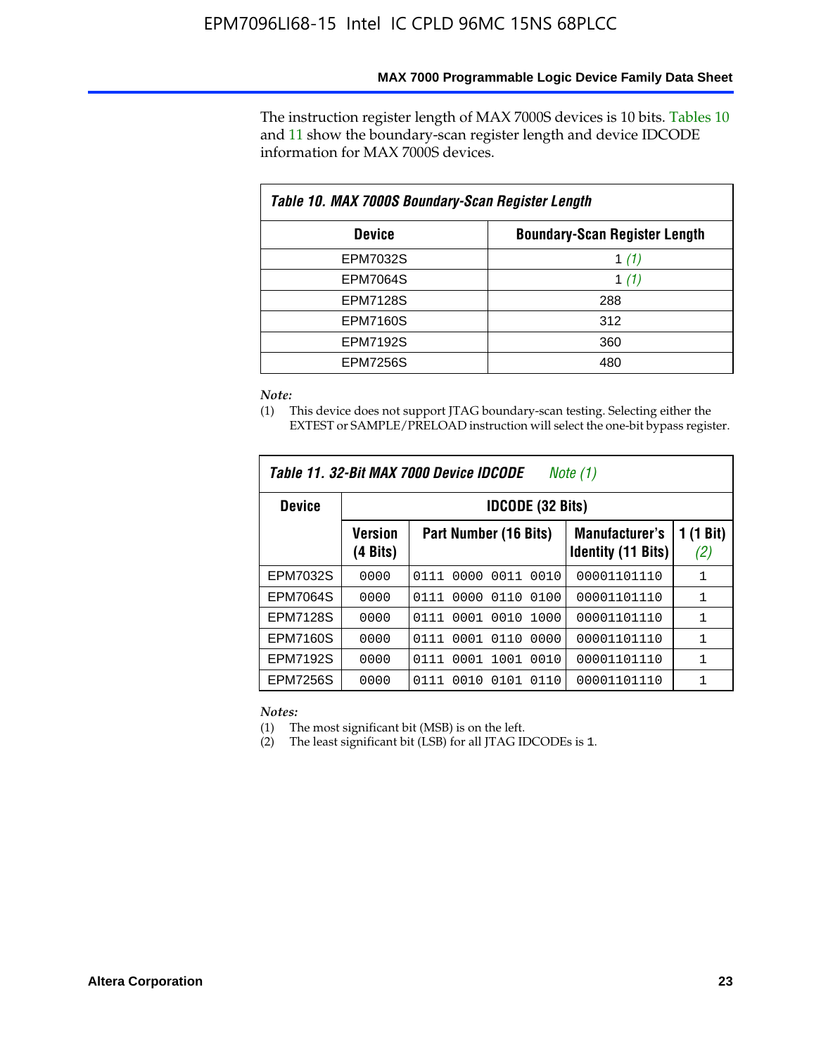The instruction register length of MAX 7000S devices is 10 bits. Tables 10 and 11 show the boundary-scan register length and device IDCODE information for MAX 7000S devices.

| Table 10. MAX 7000S Boundary-Scan Register Length | |
|---|---|
| **Device** | **Boundary-Scan Register Length** |
| EPM7032S | 1 *(1)* |
| EPM7064S | 1 *(1)* |
| EPM7128S | 288 |
| EPM7160S | 312 |
| EPM7192S | 360 |
| EPM7256S | 480 |

*Note:*

(1) This device does not support JTAG boundary-scan testing. Selecting either the EXTEST or SAMPLE/PRELOAD instruction will select the one-bit bypass register.

| Table 11. 32-Bit MAX 7000 Device IDCODE *Note (1)* | | | | |
|---|---|---|---|---|
| **Device** | **IDCODE (32 Bits)** | | | |
| | **Version (4 Bits)** | **Part Number (16 Bits)** | **Manufacturer's Identity (11 Bits)** | **1 (1 Bit) *(2)*** |
| EPM7032S | 0000 | 0111 0000 0011 0010 | 00001101110 | 1 |
| EPM7064S | 0000 | 0111 0000 0110 0100 | 00001101110 | 1 |
| EPM7128S | 0000 | 0111 0001 0010 1000 | 00001101110 | 1 |
| EPM7160S | 0000 | 0111 0001 0110 0000 | 00001101110 | 1 |
| EPM7192S | 0000 | 0111 0001 1001 0010 | 00001101110 | 1 |
| EPM7256S | 0000 | 0111 0010 0101 0110 | 00001101110 | 1 |

*Notes:*

(1) The most significant bit (MSB) is on the left.

(2) The least significant bit (LSB) for all JTAG IDCODEs is 1.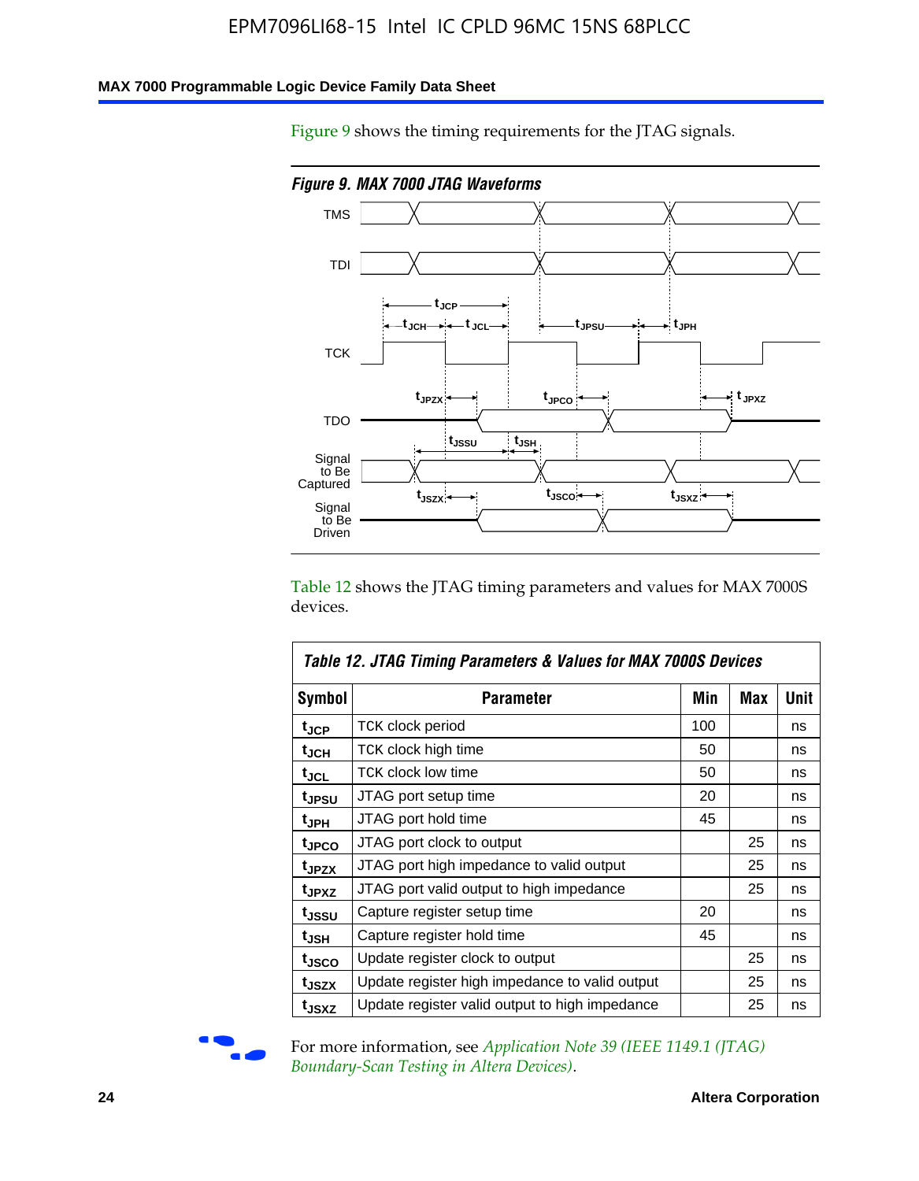Figure 9 shows the timing requirements for the JTAG signals.

*Figure 9. MAX 7000 JTAG Waveforms*

Table 12 shows the JTAG timing parameters and values for MAX 7000S devices.

| Table 12. JTAG Timing Parameters & Values for MAX 7000S Devices | | | | |
|---|---|---|---|---|
| **Symbol** | **Parameter** | **Min** | **Max** | **Unit** |
| $t_{JCP}$ | TCK clock period | 100 | | ns |
| $t_{JCH}$ | TCK clock high time | 50 | | ns |
| $t_{JCL}$ | TCK clock low time | 50 | | ns |
| $t_{JPSU}$ | JTAG port setup time | 20 | | ns |
| $t_{JPH}$ | JTAG port hold time | 45 | | ns |
| $t_{JPCO}$ | JTAG port clock to output | | 25 | ns |
| $t_{JPZX}$ | JTAG port high impedance to valid output | | 25 | ns |
| $t_{JPXZ}$ | JTAG port valid output to high impedance | | 25 | ns |
| $t_{JSSU}$ | Capture register setup time | 20 | | ns |
| $t_{JSH}$ | Capture register hold time | 45 | | ns |
| $t_{JSCO}$ | Update register clock to output | | 25 | ns |
| $t_{JSZX}$ | Update register high impedance to valid output | | 25 | ns |
| $t_{JSXZ}$ | Update register valid output to high impedance | | 25 | ns |

For more information, see *Application Note 39 (IEEE 1149.1 (JTAG) Boundary-Scan Testing in Altera Devices)*.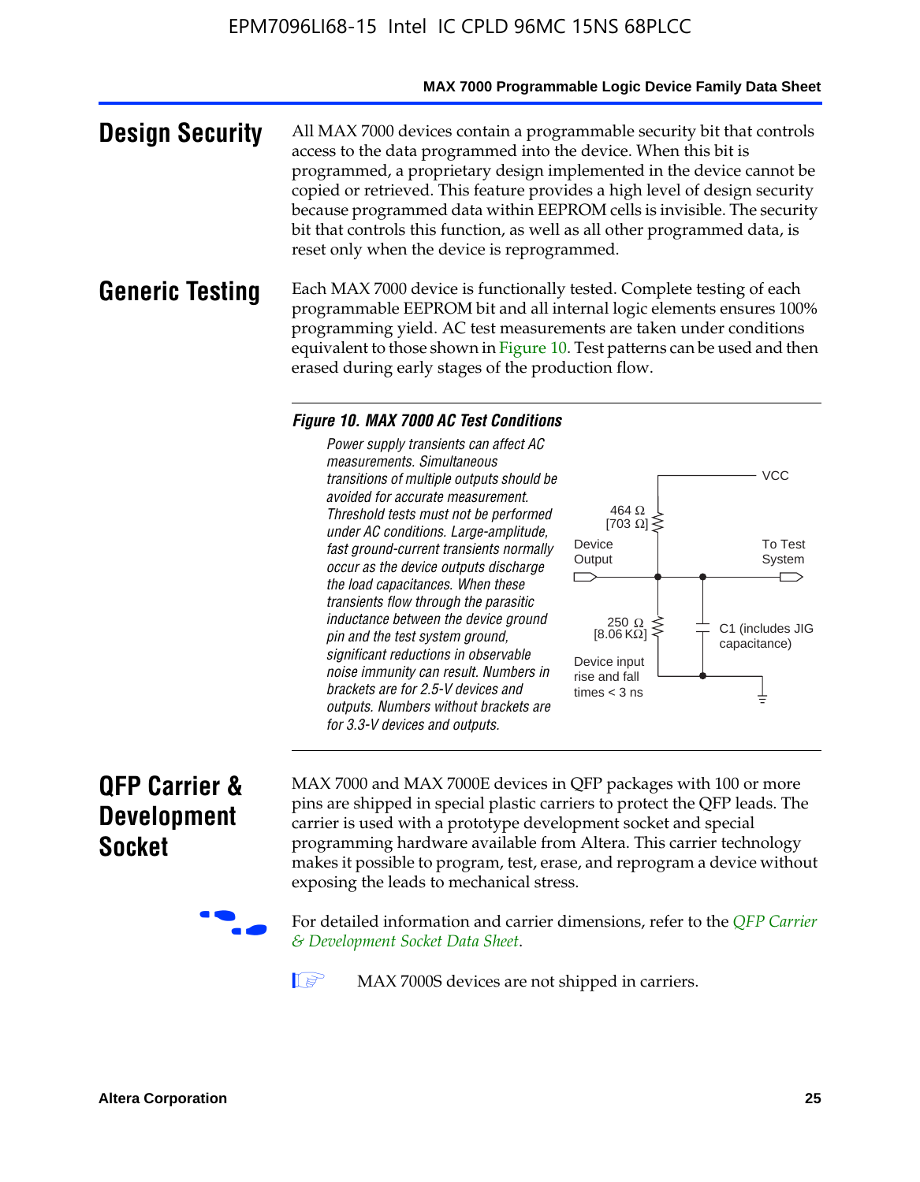## Design Security

All MAX 7000 devices contain a programmable security bit that controls access to the data programmed into the device. When this bit is programmed, a proprietary design implemented in the device cannot be copied or retrieved. This feature provides a high level of design security because programmed data within EEPROM cells is invisible. The security bit that controls this function, as well as all other programmed data, is reset only when the device is reprogrammed.

## Generic Testing

Each MAX 7000 device is functionally tested. Complete testing of each programmable EEPROM bit and all internal logic elements ensures 100% programming yield. AC test measurements are taken under conditions equivalent to those shown in Figure 10. Test patterns can be used and then erased during early stages of the production flow.

**Figure 10. MAX 7000 AC Test Conditions**

*Power supply transients can affect AC measurements. Simultaneous transitions of multiple outputs should be avoided for accurate measurement. Threshold tests must not be performed under AC conditions. Large-amplitude, fast ground-current transients normally occur as the device outputs discharge the load capacitances. When these transients flow through the parasitic inductance between the device ground pin and the test system ground, significant reductions in observable noise immunity can result. Numbers in brackets are for 2.5-V devices and outputs. Numbers without brackets are for 3.3-V devices and outputs.*

VCC

464 Ω [703 Ω]

Device Output

To Test System

250 Ω [8.06 KΩ]

C1 (includes JIG capacitance)

Device input rise and fall times < 3 ns

## QFP Carrier & Development Socket

MAX 7000 and MAX 7000E devices in QFP packages with 100 or more pins are shipped in special plastic carriers to protect the QFP leads. The carrier is used with a prototype development socket and special programming hardware available from Altera. This carrier technology makes it possible to program, test, erase, and reprogram a device without exposing the leads to mechanical stress.

For detailed information and carrier dimensions, refer to the *QFP Carrier & Development Socket Data Sheet*.

MAX 7000S devices are not shipped in carriers.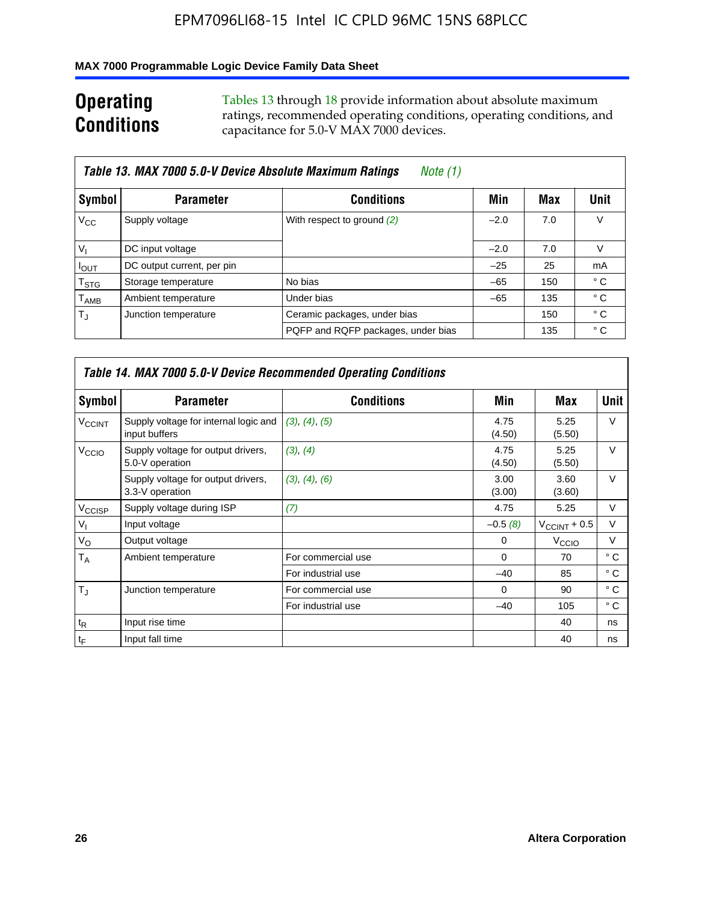## Operating Conditions

Tables 13 through 18 provide information about absolute maximum ratings, recommended operating conditions, operating conditions, and capacitance for 5.0-V MAX 7000 devices.

**Table 13. MAX 7000 5.0-V Device Absolute Maximum Ratings** *Note (1)*

| Symbol | Parameter | Conditions | Min | Max | Unit |
|---|---|---|---|---|---|
| $V_{CC}$ | Supply voltage | With respect to ground *(2)* | –2.0 | 7.0 | V |
| $V_I$ | DC input voltage | | –2.0 | 7.0 | V |
| $I_{OUT}$ | DC output current, per pin | | –25 | 25 | mA |
| $T_{STG}$ | Storage temperature | No bias | –65 | 150 | ° C |
| $T_{AMB}$ | Ambient temperature | Under bias | –65 | 135 | ° C |
| $T_J$ | Junction temperature | Ceramic packages, under bias | | 150 | ° C |
| | | PQFP and RQFP packages, under bias | | 135 | ° C |

**Table 14. MAX 7000 5.0-V Device Recommended Operating Conditions**

| Symbol | Parameter | Conditions | Min | Max | Unit |
|---|---|---|---|---|---|
| $V_{CCINT}$ | Supply voltage for internal logic and input buffers | *(3)*, *(4)*, *(5)* | 4.75 (4.50) | 5.25 (5.50) | V |
| $V_{CCIO}$ | Supply voltage for output drivers, 5.0-V operation | *(3)*, *(4)* | 4.75 (4.50) | 5.25 (5.50) | V |
| | Supply voltage for output drivers, 3.3-V operation | *(3)*, *(4)*, *(6)* | 3.00 (3.00) | 3.60 (3.60) | V |
| $V_{CCISP}$ | Supply voltage during ISP | *(7)* | 4.75 | 5.25 | V |
| $V_I$ | Input voltage | | –0.5 *(8)* | $V_{CCINT}$ + 0.5 | V |
| $V_O$ | Output voltage | | 0 | $V_{CCIO}$ | V |
| $T_A$ | Ambient temperature | For commercial use | 0 | 70 | ° C |
| | | For industrial use | –40 | 85 | ° C |
| $T_J$ | Junction temperature | For commercial use | 0 | 90 | ° C |
| | | For industrial use | –40 | 105 | ° C |
| $t_R$ | Input rise time | | | 40 | ns |
| $t_F$ | Input fall time | | | 40 | ns |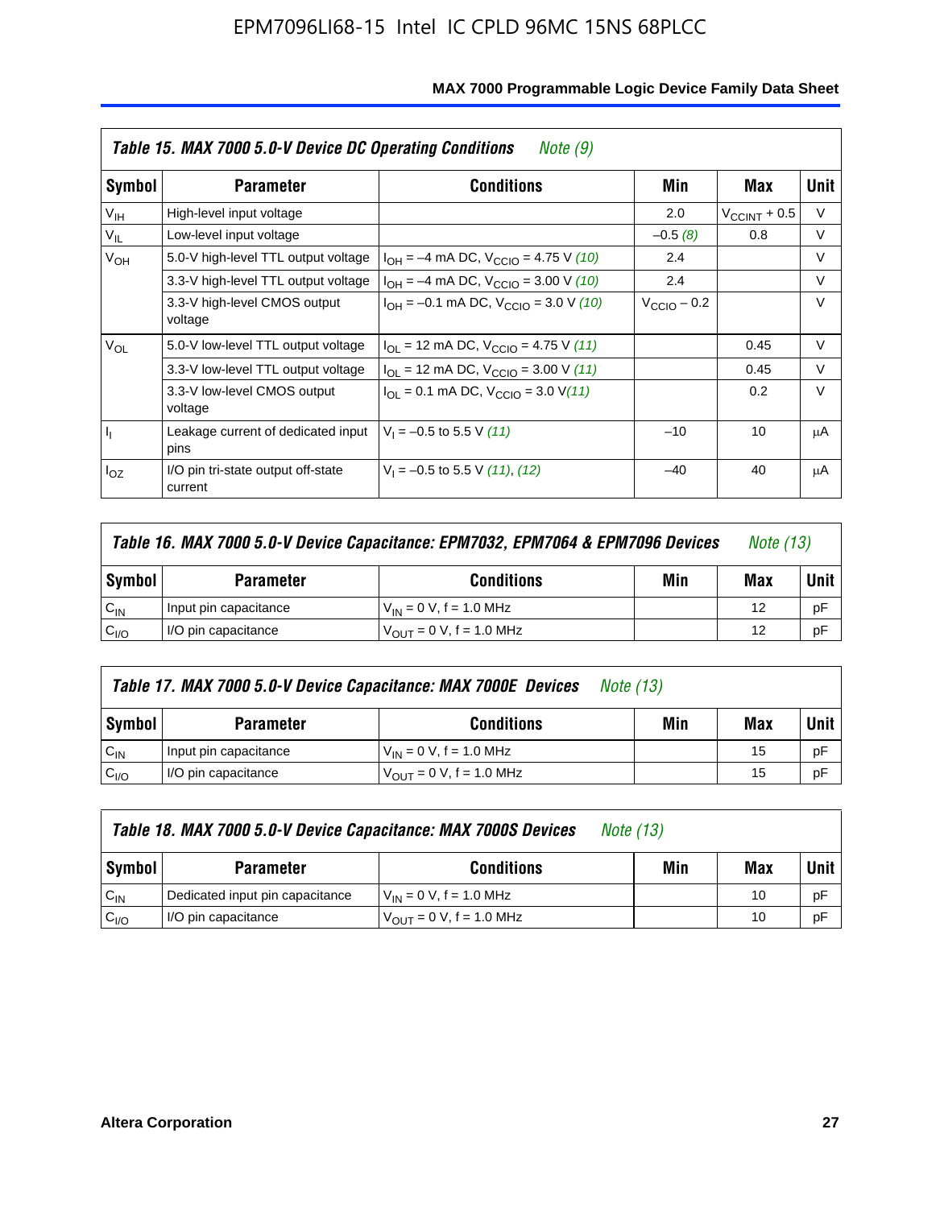**Table 15. MAX 7000 5.0-V Device DC Operating Conditions** *Note (9)*

| Symbol | Parameter | Conditions | Min | Max | Unit |
|---|---|---|---|---|---|
| $V_{IH}$ | High-level input voltage | | 2.0 | $V_{CCINT}$ + 0.5 | V |
| $V_{IL}$ | Low-level input voltage | | –0.5 *(8)* | 0.8 | V |
| $V_{OH}$ | 5.0-V high-level TTL output voltage | $I_{OH}$ = –4 mA DC, $V_{CCIO}$ = 4.75 V *(10)* | 2.4 | | V |
| | 3.3-V high-level TTL output voltage | $I_{OH}$ = –4 mA DC, $V_{CCIO}$ = 3.00 V *(10)* | 2.4 | | V |
| | 3.3-V high-level CMOS output voltage | $I_{OH}$ = –0.1 mA DC, $V_{CCIO}$ = 3.0 V *(10)* | $V_{CCIO}$ – 0.2 | | V |
| $V_{OL}$ | 5.0-V low-level TTL output voltage | $I_{OL}$ = 12 mA DC, $V_{CCIO}$ = 4.75 V *(11)* | | 0.45 | V |
| | 3.3-V low-level TTL output voltage | $I_{OL}$ = 12 mA DC, $V_{CCIO}$ = 3.00 V *(11)* | | 0.45 | V |
| | 3.3-V low-level CMOS output voltage | $I_{OL}$ = 0.1 mA DC, $V_{CCIO}$ = 3.0 V *(11)* | | 0.2 | V |
| $I_I$ | Leakage current of dedicated input pins | $V_I$ = –0.5 to 5.5 V *(11)* | –10 | 10 | μA |
| $I_{OZ}$ | I/O pin tri-state output off-state current | $V_I$ = –0.5 to 5.5 V *(11)*, *(12)* | –40 | 40 | μA |

**Table 16. MAX 7000 5.0-V Device Capacitance: EPM7032, EPM7064 & EPM7096 Devices** *Note (13)*

| Symbol | Parameter | Conditions | Min | Max | Unit |
|---|---|---|---|---|---|
| $C_{IN}$ | Input pin capacitance | $V_{IN}$ = 0 V, f = 1.0 MHz | | 12 | pF |
| $C_{I/O}$ | I/O pin capacitance | $V_{OUT}$ = 0 V, f = 1.0 MHz | | 12 | pF |

**Table 17. MAX 7000 5.0-V Device Capacitance: MAX 7000E Devices** *Note (13)*

| Symbol | Parameter | Conditions | Min | Max | Unit |
|---|---|---|---|---|---|
| $C_{IN}$ | Input pin capacitance | $V_{IN}$ = 0 V, f = 1.0 MHz | | 15 | pF |
| $C_{I/O}$ | I/O pin capacitance | $V_{OUT}$ = 0 V, f = 1.0 MHz | | 15 | pF |

**Table 18. MAX 7000 5.0-V Device Capacitance: MAX 7000S Devices** *Note (13)*

| Symbol | Parameter | Conditions | Min | Max | Unit |
|---|---|---|---|---|---|
| $C_{IN}$ | Dedicated input pin capacitance | $V_{IN}$ = 0 V, f = 1.0 MHz | | 10 | pF |
| $C_{I/O}$ | I/O pin capacitance | $V_{OUT}$ = 0 V, f = 1.0 MHz | | 10 | pF |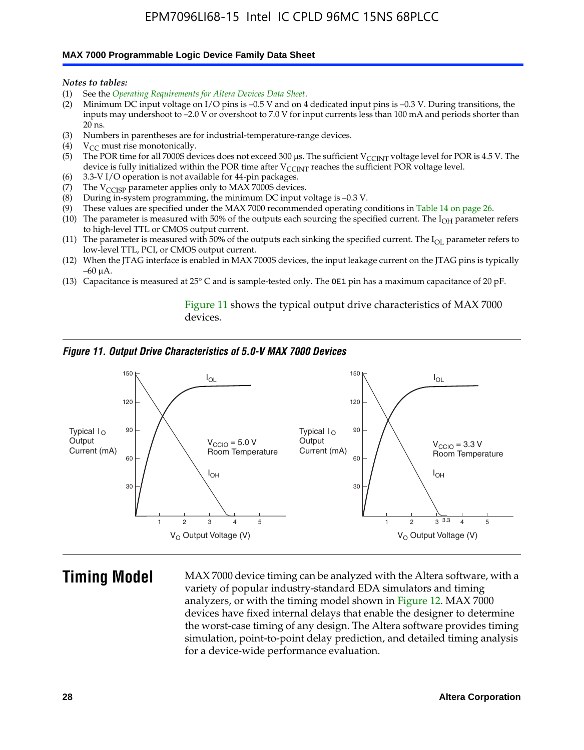*Notes to tables:*

(1) See the *Operating Requirements for Altera Devices Data Sheet*.
(2) Minimum DC input voltage on I/O pins is –0.5 V and on 4 dedicated input pins is –0.3 V. During transitions, the inputs may undershoot to –2.0 V or overshoot to 7.0 V for input currents less than 100 mA and periods shorter than 20 ns.
(3) Numbers in parentheses are for industrial-temperature-range devices.
(4) $V_{CC}$ must rise monotonically.
(5) The POR time for all 7000S devices does not exceed 300 µs. The sufficient $V_{CCINT}$ voltage level for POR is 4.5 V. The device is fully initialized within the POR time after $V_{CCINT}$ reaches the sufficient POR voltage level.
(6) 3.3-V I/O operation is not available for 44-pin packages.
(7) The $V_{CCISP}$ parameter applies only to MAX 7000S devices.
(8) During in-system programming, the minimum DC input voltage is –0.3 V.
(9) These values are specified under the MAX 7000 recommended operating conditions in Table 14 on page 26.
(10) The parameter is measured with 50% of the outputs each sourcing the specified current. The $I_{OH}$ parameter refers to high-level TTL or CMOS output current.
(11) The parameter is measured with 50% of the outputs each sinking the specified current. The $I_{OL}$ parameter refers to low-level TTL, PCI, or CMOS output current.
(12) When the JTAG interface is enabled in MAX 7000S devices, the input leakage current on the JTAG pins is typically –60 µA.
(13) Capacitance is measured at 25° C and is sample-tested only. The `OE1` pin has a maximum capacitance of 20 pF.

Figure 11 shows the typical output drive characteristics of MAX 7000 devices.

***Figure 11. Output Drive Characteristics of 5.0-V MAX 7000 Devices***

# Timing Model

MAX 7000 device timing can be analyzed with the Altera software, with a variety of popular industry-standard EDA simulators and timing analyzers, or with the timing model shown in Figure 12. MAX 7000 devices have fixed internal delays that enable the designer to determine the worst-case timing of any design. The Altera software provides timing simulation, point-to-point delay prediction, and detailed timing analysis for a device-wide performance evaluation.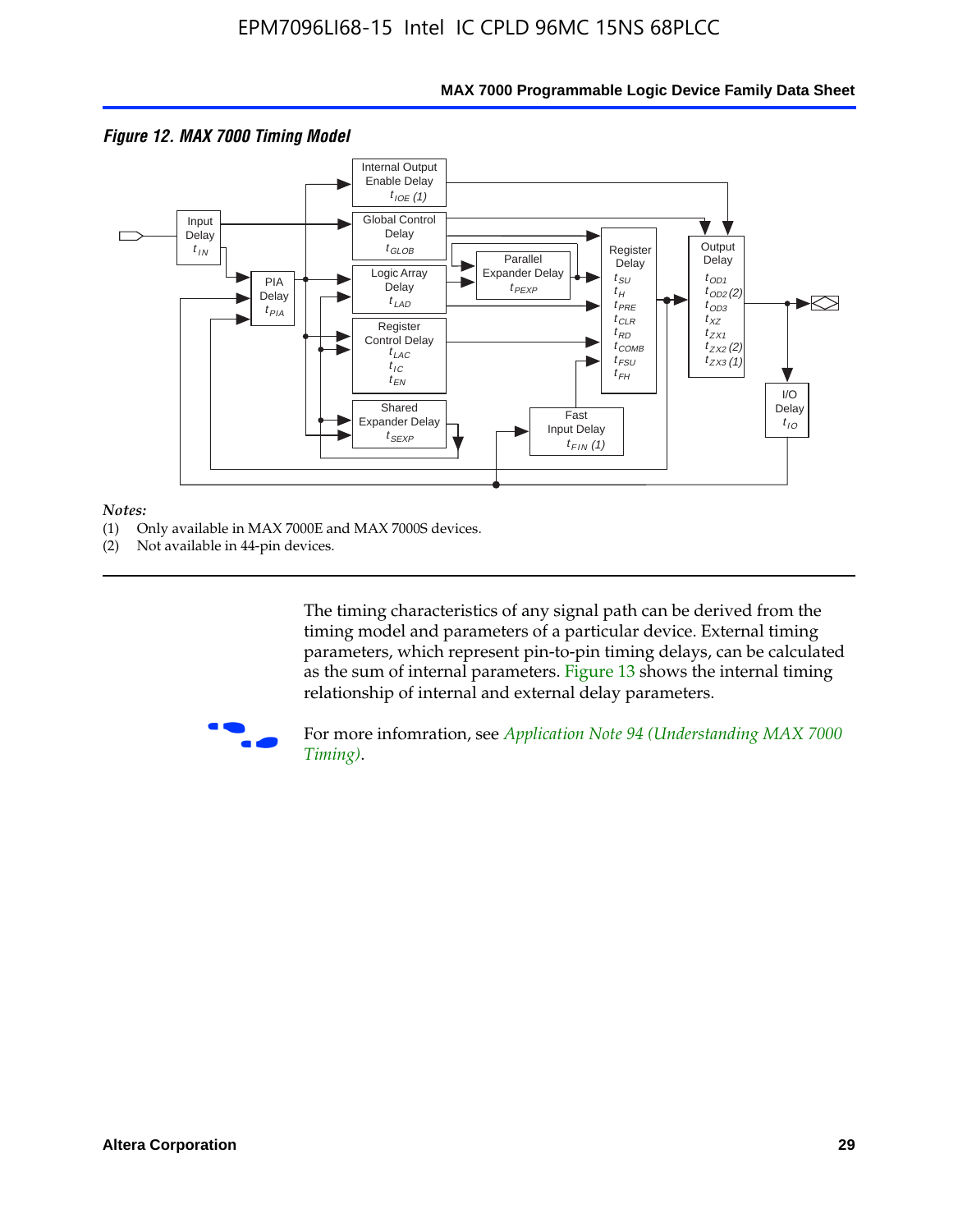**Figure 12. MAX 7000 Timing Model**

Input Delay $t_{IN}$

Internal Output Enable Delay $t_{IOE}$ (1)

Global Control Delay $t_{GLOB}$

PIA Delay $t_{PIA}$

Logic Array Delay $t_{LAD}$

Parallel Expander Delay $t_{PEXP}$

Register Control Delay $t_{LAC}$ $t_{IC}$ $t_{EN}$

Shared Expander Delay $t_{SEXP}$

Fast Input Delay $t_{FIN}$ (1)

Register Delay $t_{SU}$ $t_{H}$ $t_{PRE}$ $t_{CLR}$ $t_{RD}$ $t_{COMB}$ $t_{FSU}$ $t_{FH}$

Output Delay $t_{OD1}$ $t_{OD2}$ (2) $t_{OD3}$ $t_{XZ}$ $t_{ZX1}$ $t_{ZX2}$ (2) $t_{ZX3}$ (1)

I/O Delay $t_{IO}$

*Notes:*

(1) Only available in MAX 7000E and MAX 7000S devices.

(2) Not available in 44-pin devices.

The timing characteristics of any signal path can be derived from the timing model and parameters of a particular device. External timing parameters, which represent pin-to-pin timing delays, can be calculated as the sum of internal parameters. Figure 13 shows the internal timing relationship of internal and external delay parameters.

For more infomration, see *Application Note 94 (Understanding MAX 7000 Timing)*.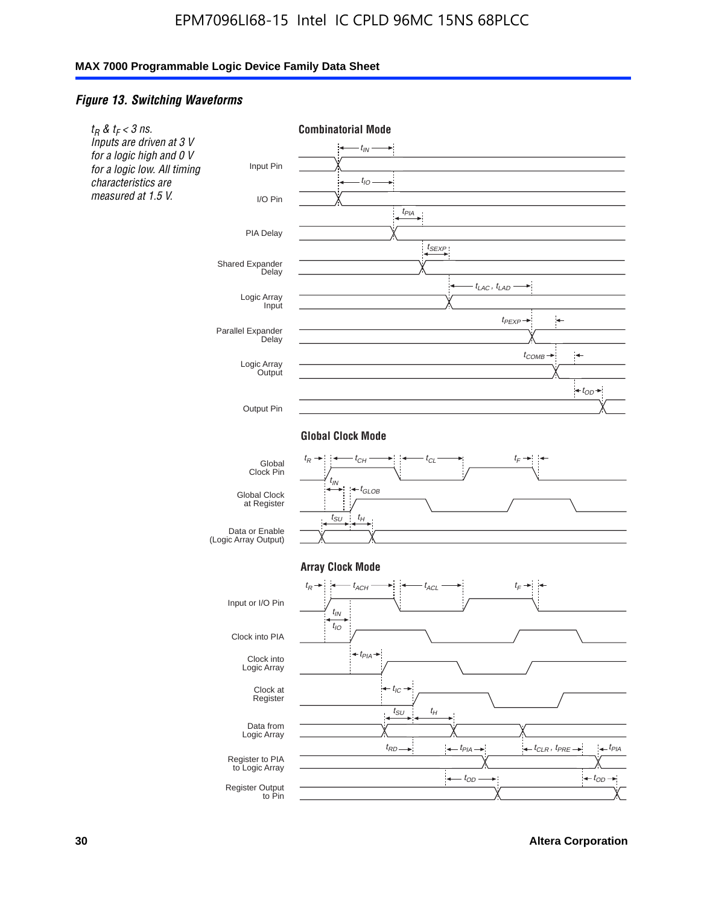*Figure 13. Switching Waveforms*

*$t_R$ & $t_F$ < 3 ns. Inputs are driven at 3 V for a logic high and 0 V for a logic low. All timing characteristics are measured at 1.5 V.*

**Combinatorial Mode**

Input Pin ($t_{IN}$)

I/O Pin ($t_{IO}$)

PIA Delay ($t_{PIA}$)

Shared Expander Delay ($t_{SEXP}$)

Logic Array Input ($t_{LAC}$, $t_{LAD}$)

Parallel Expander Delay ($t_{PEXP}$)

Logic Array Output ($t_{COMB}$)

Output Pin ($t_{OD}$)

**Global Clock Mode**

Global Clock Pin ($t_R$, $t_{CH}$, $t_{CL}$, $t_F$)

Global Clock at Register ($t_{IN}$, $t_{GLOB}$)

Data or Enable (Logic Array Output) ($t_{SU}$, $t_H$)

**Array Clock Mode**

Input or I/O Pin ($t_R$, $t_{ACH}$, $t_{ACL}$, $t_F$)

Clock into PIA ($t_{IN}$, $t_{IO}$)

Clock into Logic Array ($t_{PIA}$)

Clock at Register ($t_{IC}$)

Data from Logic Array ($t_{SU}$, $t_H$)

Register to PIA to Logic Array ($t_{RD}$, $t_{PIA}$, $t_{CLR}$, $t_{PRE}$, $t_{PIA}$)

Register Output to Pin ($t_{OD}$, $t_{OD}$)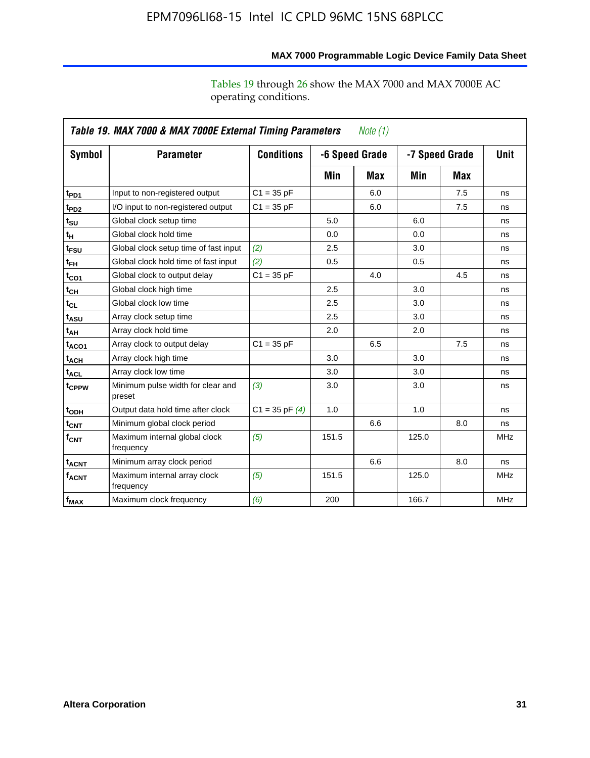Tables 19 through 26 show the MAX 7000 and MAX 7000E AC operating conditions.

**Table 19. MAX 7000 & MAX 7000E External Timing Parameters** *Note (1)*

| Symbol | Parameter | Conditions | -6 Speed Grade | | -7 Speed Grade | | Unit |
|---|---|---|---|---|---|---|---|
| | | | Min | Max | Min | Max | |
| $t_{PD1}$ | Input to non-registered output | C1 = 35 pF | | 6.0 | | 7.5 | ns |
| $t_{PD2}$ | I/O input to non-registered output | C1 = 35 pF | | 6.0 | | 7.5 | ns |
| $t_{SU}$ | Global clock setup time | | 5.0 | | 6.0 | | ns |
| $t_{H}$ | Global clock hold time | | 0.0 | | 0.0 | | ns |
| $t_{FSU}$ | Global clock setup time of fast input | *(2)* | 2.5 | | 3.0 | | ns |
| $t_{FH}$ | Global clock hold time of fast input | *(2)* | 0.5 | | 0.5 | | ns |
| $t_{CO1}$ | Global clock to output delay | C1 = 35 pF | | 4.0 | | 4.5 | ns |
| $t_{CH}$ | Global clock high time | | 2.5 | | 3.0 | | ns |
| $t_{CL}$ | Global clock low time | | 2.5 | | 3.0 | | ns |
| $t_{ASU}$ | Array clock setup time | | 2.5 | | 3.0 | | ns |
| $t_{AH}$ | Array clock hold time | | 2.0 | | 2.0 | | ns |
| $t_{ACO1}$ | Array clock to output delay | C1 = 35 pF | | 6.5 | | 7.5 | ns |
| $t_{ACH}$ | Array clock high time | | 3.0 | | 3.0 | | ns |
| $t_{ACL}$ | Array clock low time | | 3.0 | | 3.0 | | ns |
| $t_{CPPW}$ | Minimum pulse width for clear and preset | *(3)* | 3.0 | | 3.0 | | ns |
| $t_{ODH}$ | Output data hold time after clock | C1 = 35 pF *(4)* | 1.0 | | 1.0 | | ns |
| $t_{CNT}$ | Minimum global clock period | | | 6.6 | | 8.0 | ns |
| $f_{CNT}$ | Maximum internal global clock frequency | *(5)* | 151.5 | | 125.0 | | MHz |
| $t_{ACNT}$ | Minimum array clock period | | | 6.6 | | 8.0 | ns |
| $f_{ACNT}$ | Maximum internal array clock frequency | *(5)* | 151.5 | | 125.0 | | MHz |
| $f_{MAX}$ | Maximum clock frequency | *(6)* | 200 | | 166.7 | | MHz |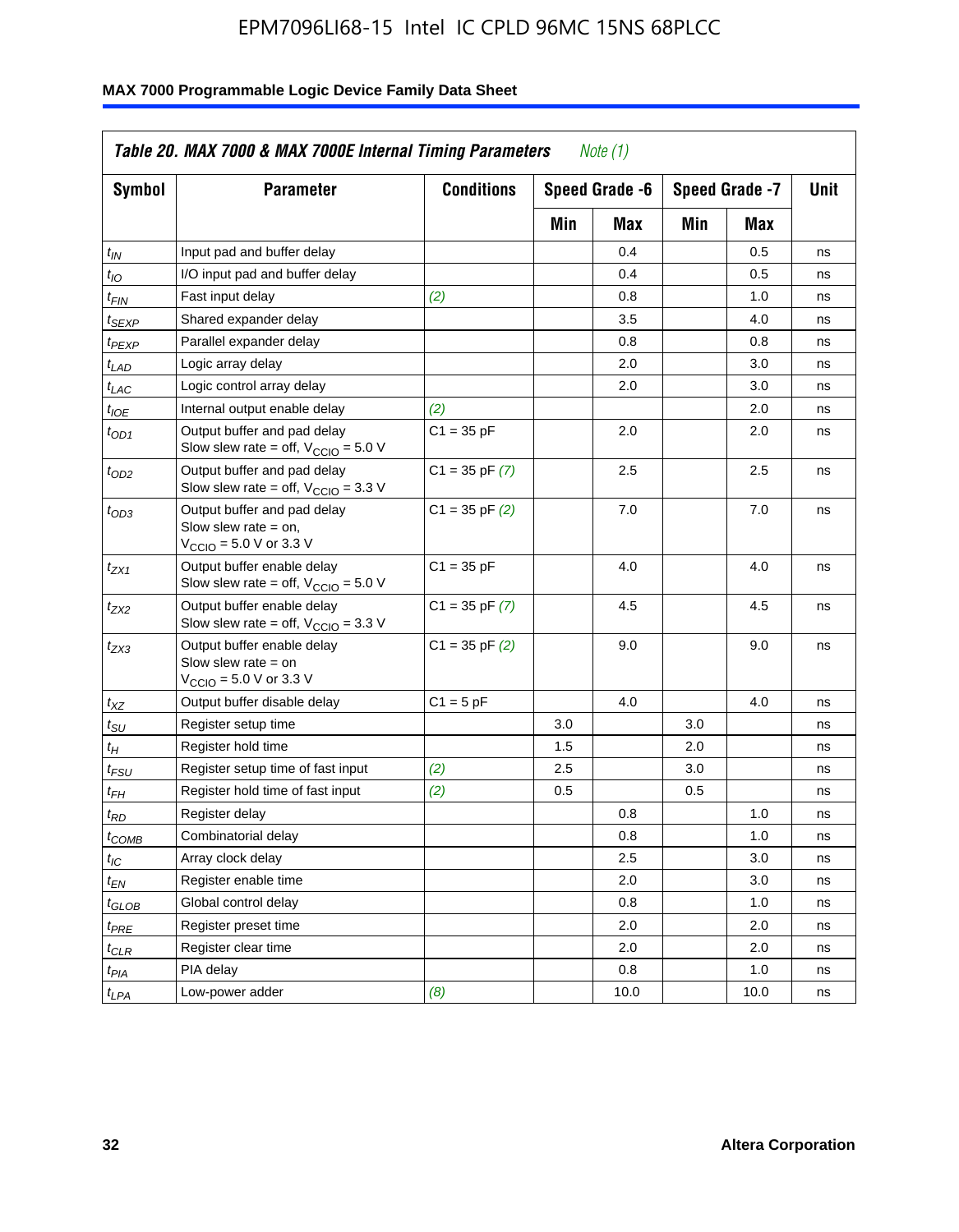**Table 20. MAX 7000 & MAX 7000E Internal Timing Parameters** *Note (1)*

| Symbol | Parameter | Conditions | Speed Grade -6 | | Speed Grade -7 | | Unit |
|---|---|---|---|---|---|---|---|
| | | | Min | Max | Min | Max | |
| $t_{IN}$ | Input pad and buffer delay | | | 0.4 | | 0.5 | ns |
| $t_{IO}$ | I/O input pad and buffer delay | | | 0.4 | | 0.5 | ns |
| $t_{FIN}$ | Fast input delay | *(2)* | | 0.8 | | 1.0 | ns |
| $t_{SEXP}$ | Shared expander delay | | | 3.5 | | 4.0 | ns |
| $t_{PEXP}$ | Parallel expander delay | | | 0.8 | | 0.8 | ns |
| $t_{LAD}$ | Logic array delay | | | 2.0 | | 3.0 | ns |
| $t_{LAC}$ | Logic control array delay | | | 2.0 | | 3.0 | ns |
| $t_{IOE}$ | Internal output enable delay | *(2)* | | | | 2.0 | ns |
| $t_{OD1}$ | Output buffer and pad delay Slow slew rate = off, $V_{CCIO}$ = 5.0 V | C1 = 35 pF | | 2.0 | | 2.0 | ns |
| $t_{OD2}$ | Output buffer and pad delay Slow slew rate = off, $V_{CCIO}$ = 3.3 V | C1 = 35 pF *(7)* | | 2.5 | | 2.5 | ns |
| $t_{OD3}$ | Output buffer and pad delay Slow slew rate = on, $V_{CCIO}$ = 5.0 V or 3.3 V | C1 = 35 pF *(2)* | | 7.0 | | 7.0 | ns |
| $t_{ZX1}$ | Output buffer enable delay Slow slew rate = off, $V_{CCIO}$ = 5.0 V | C1 = 35 pF | | 4.0 | | 4.0 | ns |
| $t_{ZX2}$ | Output buffer enable delay Slow slew rate = off, $V_{CCIO}$ = 3.3 V | C1 = 35 pF *(7)* | | 4.5 | | 4.5 | ns |
| $t_{ZX3}$ | Output buffer enable delay Slow slew rate = on $V_{CCIO}$ = 5.0 V or 3.3 V | C1 = 35 pF *(2)* | | 9.0 | | 9.0 | ns |
| $t_{XZ}$ | Output buffer disable delay | C1 = 5 pF | | 4.0 | | 4.0 | ns |
| $t_{SU}$ | Register setup time | | 3.0 | | 3.0 | | ns |
| $t_{H}$ | Register hold time | | 1.5 | | 2.0 | | ns |
| $t_{FSU}$ | Register setup time of fast input | *(2)* | 2.5 | | 3.0 | | ns |
| $t_{FH}$ | Register hold time of fast input | *(2)* | 0.5 | | 0.5 | | ns |
| $t_{RD}$ | Register delay | | | 0.8 | | 1.0 | ns |
| $t_{COMB}$ | Combinatorial delay | | | 0.8 | | 1.0 | ns |
| $t_{IC}$ | Array clock delay | | | 2.5 | | 3.0 | ns |
| $t_{EN}$ | Register enable time | | | 2.0 | | 3.0 | ns |
| $t_{GLOB}$ | Global control delay | | | 0.8 | | 1.0 | ns |
| $t_{PRE}$ | Register preset time | | | 2.0 | | 2.0 | ns |
| $t_{CLR}$ | Register clear time | | | 2.0 | | 2.0 | ns |
| $t_{PIA}$ | PIA delay | | | 0.8 | | 1.0 | ns |
| $t_{LPA}$ | Low-power adder | *(8)* | | 10.0 | | 10.0 | ns |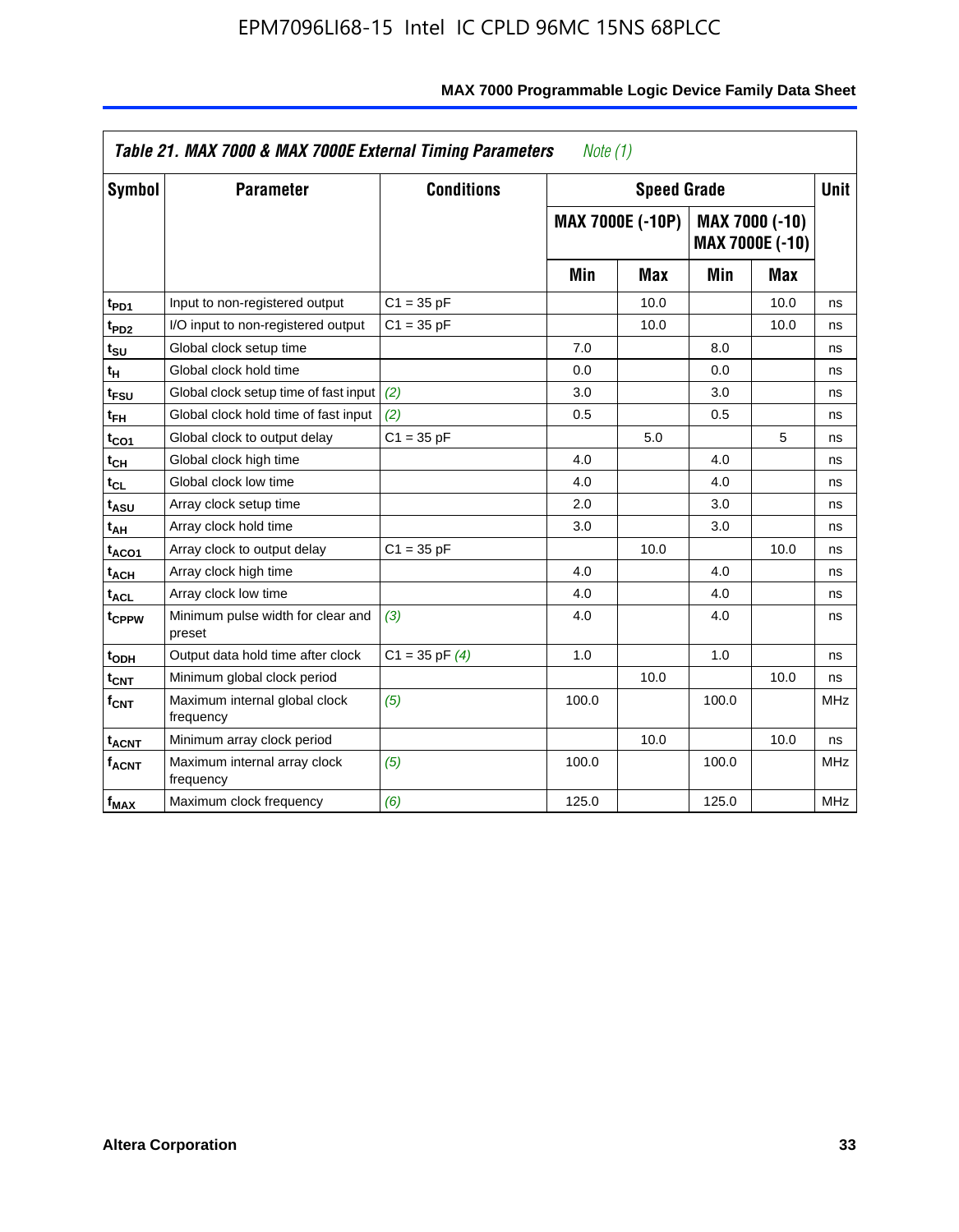**Table 21. MAX 7000 & MAX 7000E External Timing Parameters** *Note (1)*

| Symbol | Parameter | Conditions | Speed Grade | | | | Unit |
|---|---|---|---|---|---|---|---|
| | | | MAX 7000E (-10P) | | MAX 7000 (-10) MAX 7000E (-10) | | |
| | | | Min | Max | Min | Max | |
| $t_{PD1}$ | Input to non-registered output | C1 = 35 pF | | 10.0 | | 10.0 | ns |
| $t_{PD2}$ | I/O input to non-registered output | C1 = 35 pF | | 10.0 | | 10.0 | ns |
| $t_{SU}$ | Global clock setup time | | 7.0 | | 8.0 | | ns |
| $t_{H}$ | Global clock hold time | | 0.0 | | 0.0 | | ns |
| $t_{FSU}$ | Global clock setup time of fast input | *(2)* | 3.0 | | 3.0 | | ns |
| $t_{FH}$ | Global clock hold time of fast input | *(2)* | 0.5 | | 0.5 | | ns |
| $t_{CO1}$ | Global clock to output delay | C1 = 35 pF | | 5.0 | | 5 | ns |
| $t_{CH}$ | Global clock high time | | 4.0 | | 4.0 | | ns |
| $t_{CL}$ | Global clock low time | | 4.0 | | 4.0 | | ns |
| $t_{ASU}$ | Array clock setup time | | 2.0 | | 3.0 | | ns |
| $t_{AH}$ | Array clock hold time | | 3.0 | | 3.0 | | ns |
| $t_{ACO1}$ | Array clock to output delay | C1 = 35 pF | | 10.0 | | 10.0 | ns |
| $t_{ACH}$ | Array clock high time | | 4.0 | | 4.0 | | ns |
| $t_{ACL}$ | Array clock low time | | 4.0 | | 4.0 | | ns |
| $t_{CPPW}$ | Minimum pulse width for clear and preset | *(3)* | 4.0 | | 4.0 | | ns |
| $t_{ODH}$ | Output data hold time after clock | C1 = 35 pF *(4)* | 1.0 | | 1.0 | | ns |
| $t_{CNT}$ | Minimum global clock period | | | 10.0 | | 10.0 | ns |
| $f_{CNT}$ | Maximum internal global clock frequency | *(5)* | 100.0 | | 100.0 | | MHz |
| $t_{ACNT}$ | Minimum array clock period | | | 10.0 | | 10.0 | ns |
| $f_{ACNT}$ | Maximum internal array clock frequency | *(5)* | 100.0 | | 100.0 | | MHz |
| $f_{MAX}$ | Maximum clock frequency | *(6)* | 125.0 | | 125.0 | | MHz |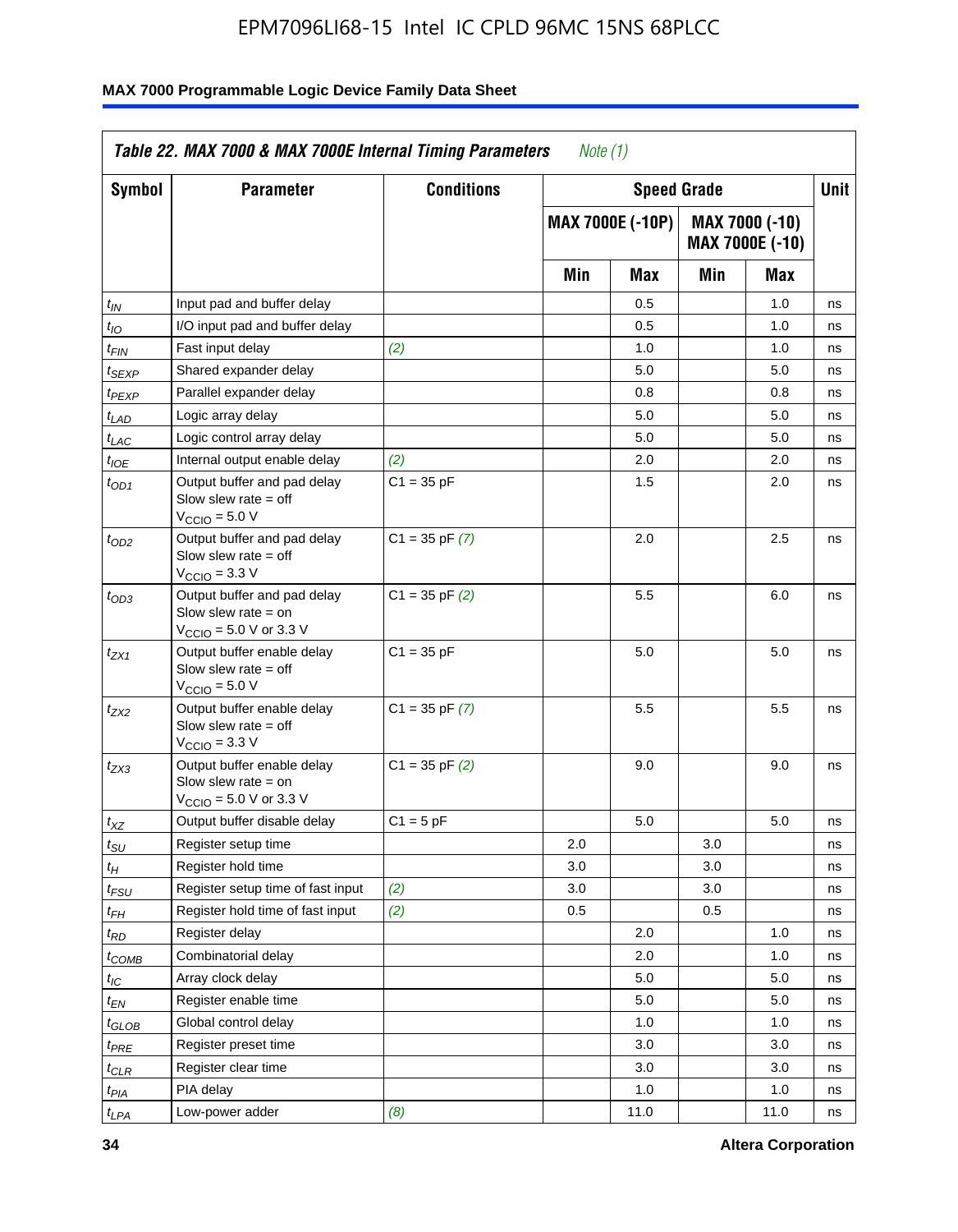| Table 22. MAX 7000 & MAX 7000E Internal Timing Parameters *Note (1)* | | | | | | | |
|---|---|---|---|---|---|---|---|
| Symbol | Parameter | Conditions | Speed Grade | | | | Unit |
| | | | MAX 7000E (-10P) | | MAX 7000 (-10) MAX 7000E (-10) | | |
| | | | Min | Max | Min | Max | |
| $t_{IN}$ | Input pad and buffer delay | | | 0.5 | | 1.0 | ns |
| $t_{IO}$ | I/O input pad and buffer delay | | | 0.5 | | 1.0 | ns |
| $t_{FIN}$ | Fast input delay | *(2)* | | 1.0 | | 1.0 | ns |
| $t_{SEXP}$ | Shared expander delay | | | 5.0 | | 5.0 | ns |
| $t_{PEXP}$ | Parallel expander delay | | | 0.8 | | 0.8 | ns |
| $t_{LAD}$ | Logic array delay | | | 5.0 | | 5.0 | ns |
| $t_{LAC}$ | Logic control array delay | | | 5.0 | | 5.0 | ns |
| $t_{IOE}$ | Internal output enable delay | *(2)* | | 2.0 | | 2.0 | ns |
| $t_{OD1}$ | Output buffer and pad delay Slow slew rate = off $V_{CCIO}$ = 5.0 V | C1 = 35 pF | | 1.5 | | 2.0 | ns |
| $t_{OD2}$ | Output buffer and pad delay Slow slew rate = off $V_{CCIO}$ = 3.3 V | C1 = 35 pF *(7)* | | 2.0 | | 2.5 | ns |
| $t_{OD3}$ | Output buffer and pad delay Slow slew rate = on $V_{CCIO}$ = 5.0 V or 3.3 V | C1 = 35 pF *(2)* | | 5.5 | | 6.0 | ns |
| $t_{ZX1}$ | Output buffer enable delay Slow slew rate = off $V_{CCIO}$ = 5.0 V | C1 = 35 pF | | 5.0 | | 5.0 | ns |
| $t_{ZX2}$ | Output buffer enable delay Slow slew rate = off $V_{CCIO}$ = 3.3 V | C1 = 35 pF *(7)* | | 5.5 | | 5.5 | ns |
| $t_{ZX3}$ | Output buffer enable delay Slow slew rate = on $V_{CCIO}$ = 5.0 V or 3.3 V | C1 = 35 pF *(2)* | | 9.0 | | 9.0 | ns |
| $t_{XZ}$ | Output buffer disable delay | C1 = 5 pF | | 5.0 | | 5.0 | ns |
| $t_{SU}$ | Register setup time | | 2.0 | | 3.0 | | ns |
| $t_{H}$ | Register hold time | | 3.0 | | 3.0 | | ns |
| $t_{FSU}$ | Register setup time of fast input | *(2)* | 3.0 | | 3.0 | | ns |
| $t_{FH}$ | Register hold time of fast input | *(2)* | 0.5 | | 0.5 | | ns |
| $t_{RD}$ | Register delay | | | 2.0 | | 1.0 | ns |
| $t_{COMB}$ | Combinatorial delay | | | 2.0 | | 1.0 | ns |
| $t_{IC}$ | Array clock delay | | | 5.0 | | 5.0 | ns |
| $t_{EN}$ | Register enable time | | | 5.0 | | 5.0 | ns |
| $t_{GLOB}$ | Global control delay | | | 1.0 | | 1.0 | ns |
| $t_{PRE}$ | Register preset time | | | 3.0 | | 3.0 | ns |
| $t_{CLR}$ | Register clear time | | | 3.0 | | 3.0 | ns |
| $t_{PIA}$ | PIA delay | | | 1.0 | | 1.0 | ns |
| $t_{LPA}$ | Low-power adder | *(8)* | | 11.0 | | 11.0 | ns |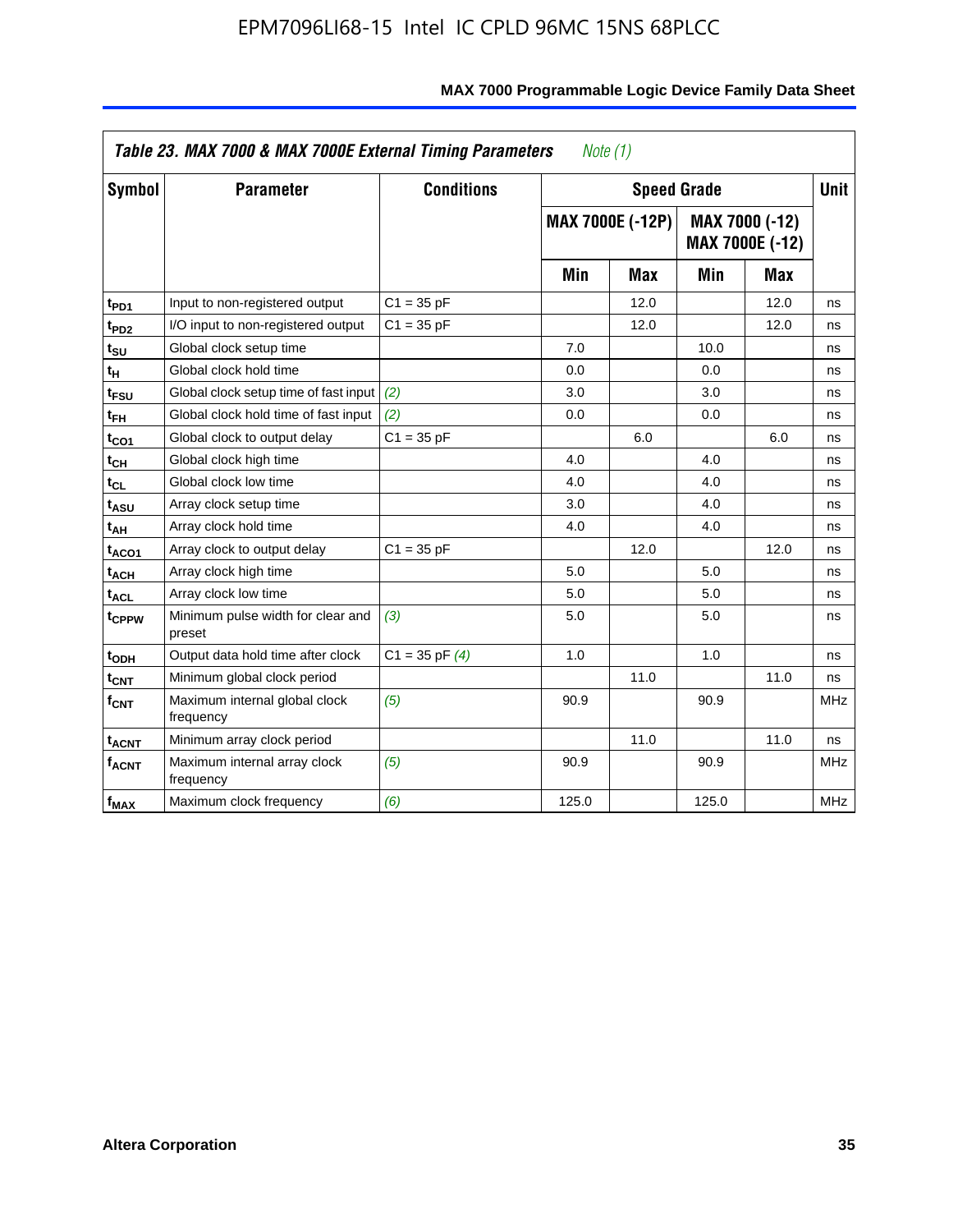**Table 23. MAX 7000 & MAX 7000E External Timing Parameters** *Note (1)*

| Symbol | Parameter | Conditions | Speed Grade | | | | Unit |
|---|---|---|---|---|---|---|---|
| | | | MAX 7000E (-12P) | | MAX 7000 (-12) MAX 7000E (-12) | | |
| | | | Min | Max | Min | Max | |
| $t_{PD1}$ | Input to non-registered output | C1 = 35 pF | | 12.0 | | 12.0 | ns |
| $t_{PD2}$ | I/O input to non-registered output | C1 = 35 pF | | 12.0 | | 12.0 | ns |
| $t_{SU}$ | Global clock setup time | | 7.0 | | 10.0 | | ns |
| $t_{H}$ | Global clock hold time | | 0.0 | | 0.0 | | ns |
| $t_{FSU}$ | Global clock setup time of fast input | *(2)* | 3.0 | | 3.0 | | ns |
| $t_{FH}$ | Global clock hold time of fast input | *(2)* | 0.0 | | 0.0 | | ns |
| $t_{CO1}$ | Global clock to output delay | C1 = 35 pF | | 6.0 | | 6.0 | ns |
| $t_{CH}$ | Global clock high time | | 4.0 | | 4.0 | | ns |
| $t_{CL}$ | Global clock low time | | 4.0 | | 4.0 | | ns |
| $t_{ASU}$ | Array clock setup time | | 3.0 | | 4.0 | | ns |
| $t_{AH}$ | Array clock hold time | | 4.0 | | 4.0 | | ns |
| $t_{ACO1}$ | Array clock to output delay | C1 = 35 pF | | 12.0 | | 12.0 | ns |
| $t_{ACH}$ | Array clock high time | | 5.0 | | 5.0 | | ns |
| $t_{ACL}$ | Array clock low time | | 5.0 | | 5.0 | | ns |
| $t_{CPPW}$ | Minimum pulse width for clear and preset | *(3)* | 5.0 | | 5.0 | | ns |
| $t_{ODH}$ | Output data hold time after clock | C1 = 35 pF *(4)* | 1.0 | | 1.0 | | ns |
| $t_{CNT}$ | Minimum global clock period | | | 11.0 | | 11.0 | ns |
| $f_{CNT}$ | Maximum internal global clock frequency | *(5)* | 90.9 | | 90.9 | | MHz |
| $t_{ACNT}$ | Minimum array clock period | | | 11.0 | | 11.0 | ns |
| $f_{ACNT}$ | Maximum internal array clock frequency | *(5)* | 90.9 | | 90.9 | | MHz |
| $f_{MAX}$ | Maximum clock frequency | *(6)* | 125.0 | | 125.0 | | MHz |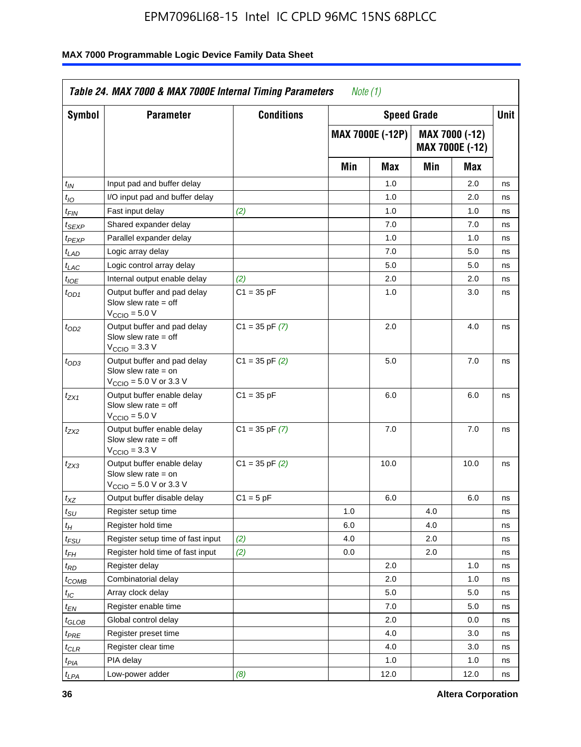**Table 24. MAX 7000 & MAX 7000E Internal Timing Parameters** *Note (1)*

| Symbol | Parameter | Conditions | Speed Grade | | | | Unit |
|---|---|---|---|---|---|---|---|
| | | | MAX 7000E (-12P) | | MAX 7000 (-12) MAX 7000E (-12) | | |
| | | | Min | Max | Min | Max | |
| $t_{IN}$ | Input pad and buffer delay | | | 1.0 | | 2.0 | ns |
| $t_{IO}$ | I/O input pad and buffer delay | | | 1.0 | | 2.0 | ns |
| $t_{FIN}$ | Fast input delay | *(2)* | | 1.0 | | 1.0 | ns |
| $t_{SEXP}$ | Shared expander delay | | | 7.0 | | 7.0 | ns |
| $t_{PEXP}$ | Parallel expander delay | | | 1.0 | | 1.0 | ns |
| $t_{LAD}$ | Logic array delay | | | 7.0 | | 5.0 | ns |
| $t_{LAC}$ | Logic control array delay | | | 5.0 | | 5.0 | ns |
| $t_{IOE}$ | Internal output enable delay | *(2)* | | 2.0 | | 2.0 | ns |
| $t_{OD1}$ | Output buffer and pad delay Slow slew rate = off $V_{CCIO}$ = 5.0 V | C1 = 35 pF | | 1.0 | | 3.0 | ns |
| $t_{OD2}$ | Output buffer and pad delay Slow slew rate = off $V_{CCIO}$ = 3.3 V | C1 = 35 pF *(7)* | | 2.0 | | 4.0 | ns |
| $t_{OD3}$ | Output buffer and pad delay Slow slew rate = on $V_{CCIO}$ = 5.0 V or 3.3 V | C1 = 35 pF *(2)* | | 5.0 | | 7.0 | ns |
| $t_{ZX1}$ | Output buffer enable delay Slow slew rate = off $V_{CCIO}$ = 5.0 V | C1 = 35 pF | | 6.0 | | 6.0 | ns |
| $t_{ZX2}$ | Output buffer enable delay Slow slew rate = off $V_{CCIO}$ = 3.3 V | C1 = 35 pF *(7)* | | 7.0 | | 7.0 | ns |
| $t_{ZX3}$ | Output buffer enable delay Slow slew rate = on $V_{CCIO}$ = 5.0 V or 3.3 V | C1 = 35 pF *(2)* | | 10.0 | | 10.0 | ns |
| $t_{XZ}$ | Output buffer disable delay | C1 = 5 pF | | 6.0 | | 6.0 | ns |
| $t_{SU}$ | Register setup time | | 1.0 | | 4.0 | | ns |
| $t_{H}$ | Register hold time | | 6.0 | | 4.0 | | ns |
| $t_{FSU}$ | Register setup time of fast input | *(2)* | 4.0 | | 2.0 | | ns |
| $t_{FH}$ | Register hold time of fast input | *(2)* | 0.0 | | 2.0 | | ns |
| $t_{RD}$ | Register delay | | | 2.0 | | 1.0 | ns |
| $t_{COMB}$ | Combinatorial delay | | | 2.0 | | 1.0 | ns |
| $t_{IC}$ | Array clock delay | | | 5.0 | | 5.0 | ns |
| $t_{EN}$ | Register enable time | | | 7.0 | | 5.0 | ns |
| $t_{GLOB}$ | Global control delay | | | 2.0 | | 0.0 | ns |
| $t_{PRE}$ | Register preset time | | | 4.0 | | 3.0 | ns |
| $t_{CLR}$ | Register clear time | | | 4.0 | | 3.0 | ns |
| $t_{PIA}$ | PIA delay | | | 1.0 | | 1.0 | ns |
| $t_{LPA}$ | Low-power adder | *(8)* | | 12.0 | | 12.0 | ns |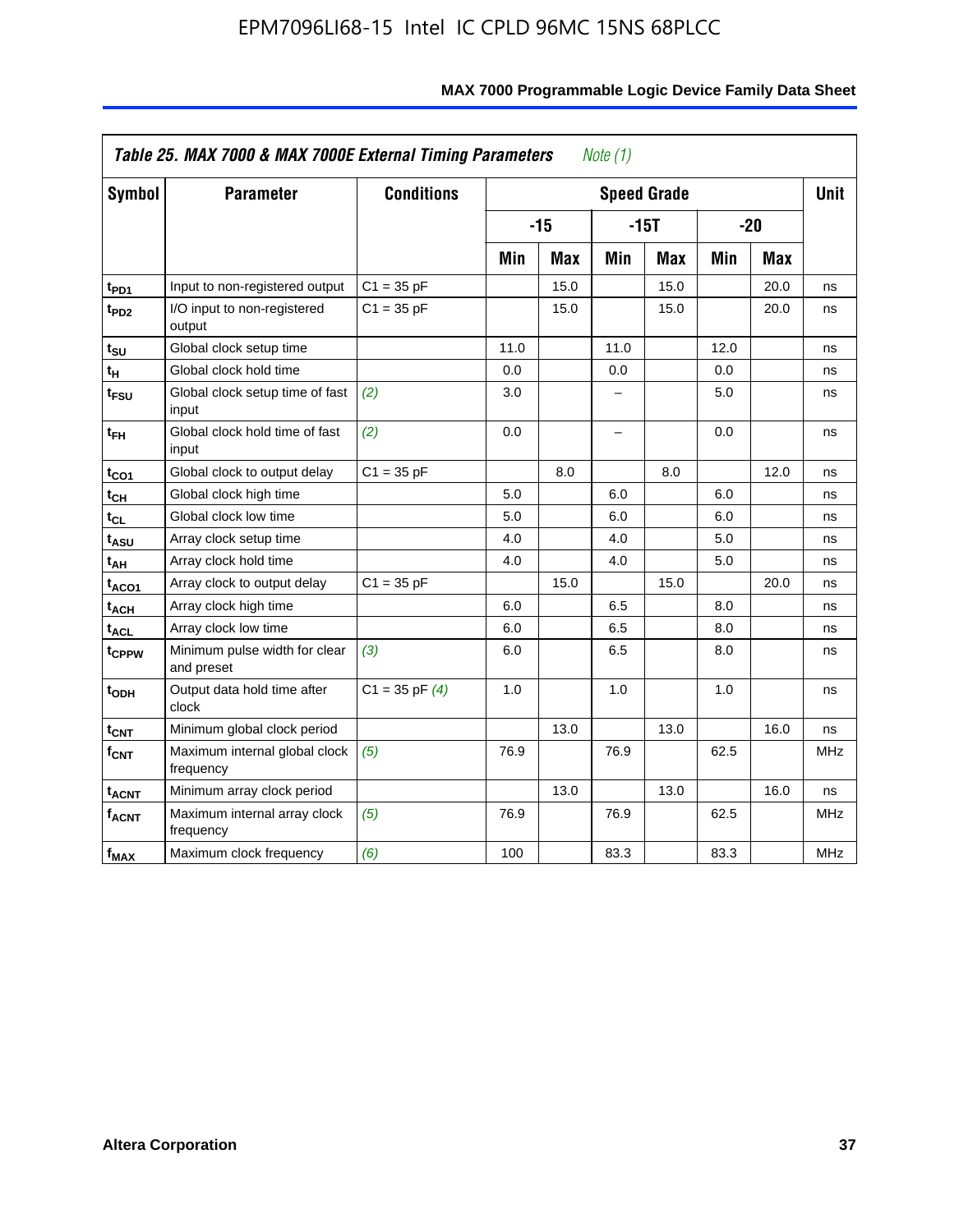**Table 25. MAX 7000 & MAX 7000E External Timing Parameters** *Note (1)*

| Symbol | Parameter | Conditions | Speed Grade | | | | | | Unit |
|---|---|---|---|---|---|---|---|---|---|
| | | | -15 | | -15T | | -20 | | |
| | | | Min | Max | Min | Max | Min | Max | |
| $t_{PD1}$ | Input to non-registered output | C1 = 35 pF | | 15.0 | | 15.0 | | 20.0 | ns |
| $t_{PD2}$ | I/O input to non-registered output | C1 = 35 pF | | 15.0 | | 15.0 | | 20.0 | ns |
| $t_{SU}$ | Global clock setup time | | 11.0 | | 11.0 | | 12.0 | | ns |
| $t_H$ | Global clock hold time | | 0.0 | | 0.0 | | 0.0 | | ns |
| $t_{FSU}$ | Global clock setup time of fast input | *(2)* | 3.0 | | – | | 5.0 | | ns |
| $t_{FH}$ | Global clock hold time of fast input | *(2)* | 0.0 | | – | | 0.0 | | ns |
| $t_{CO1}$ | Global clock to output delay | C1 = 35 pF | | 8.0 | | 8.0 | | 12.0 | ns |
| $t_{CH}$ | Global clock high time | | 5.0 | | 6.0 | | 6.0 | | ns |
| $t_{CL}$ | Global clock low time | | 5.0 | | 6.0 | | 6.0 | | ns |
| $t_{ASU}$ | Array clock setup time | | 4.0 | | 4.0 | | 5.0 | | ns |
| $t_{AH}$ | Array clock hold time | | 4.0 | | 4.0 | | 5.0 | | ns |
| $t_{ACO1}$ | Array clock to output delay | C1 = 35 pF | | 15.0 | | 15.0 | | 20.0 | ns |
| $t_{ACH}$ | Array clock high time | | 6.0 | | 6.5 | | 8.0 | | ns |
| $t_{ACL}$ | Array clock low time | | 6.0 | | 6.5 | | 8.0 | | ns |
| $t_{CPPW}$ | Minimum pulse width for clear and preset | *(3)* | 6.0 | | 6.5 | | 8.0 | | ns |
| $t_{ODH}$ | Output data hold time after clock | C1 = 35 pF *(4)* | 1.0 | | 1.0 | | 1.0 | | ns |
| $t_{CNT}$ | Minimum global clock period | | | 13.0 | | 13.0 | | 16.0 | ns |
| $f_{CNT}$ | Maximum internal global clock frequency | *(5)* | 76.9 | | 76.9 | | 62.5 | | MHz |
| $t_{ACNT}$ | Minimum array clock period | | | 13.0 | | 13.0 | | 16.0 | ns |
| $f_{ACNT}$ | Maximum internal array clock frequency | *(5)* | 76.9 | | 76.9 | | 62.5 | | MHz |
| $f_{MAX}$ | Maximum clock frequency | *(6)* | 100 | | 83.3 | | 83.3 | | MHz |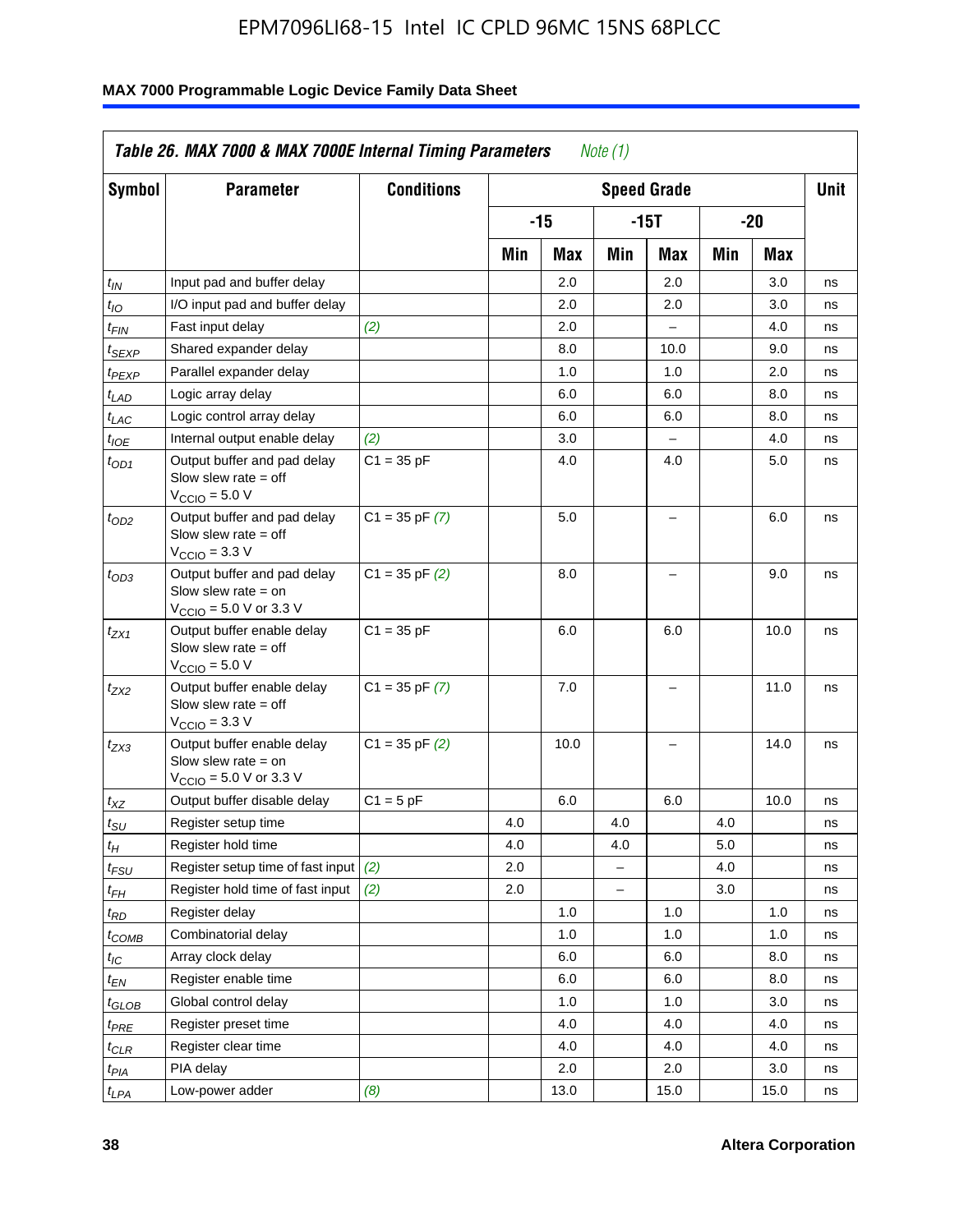**Table 26. MAX 7000 & MAX 7000E Internal Timing Parameters** *Note (1)*

| Symbol | Parameter | Conditions | Speed Grade | | | | | | Unit |
|---|---|---|---|---|---|---|---|---|---|
| | | | -15 | | -15T | | -20 | | |
| | | | Min | Max | Min | Max | Min | Max | |
| $t_{IN}$ | Input pad and buffer delay | | | 2.0 | | 2.0 | | 3.0 | ns |
| $t_{IO}$ | I/O input pad and buffer delay | | | 2.0 | | 2.0 | | 3.0 | ns |
| $t_{FIN}$ | Fast input delay | *(2)* | | 2.0 | | – | | 4.0 | ns |
| $t_{SEXP}$ | Shared expander delay | | | 8.0 | | 10.0 | | 9.0 | ns |
| $t_{PEXP}$ | Parallel expander delay | | | 1.0 | | 1.0 | | 2.0 | ns |
| $t_{LAD}$ | Logic array delay | | | 6.0 | | 6.0 | | 8.0 | ns |
| $t_{LAC}$ | Logic control array delay | | | 6.0 | | 6.0 | | 8.0 | ns |
| $t_{IOE}$ | Internal output enable delay | *(2)* | | 3.0 | | – | | 4.0 | ns |
| $t_{OD1}$ | Output buffer and pad delay Slow slew rate = off $V_{CCIO}$ = 5.0 V | C1 = 35 pF | | 4.0 | | 4.0 | | 5.0 | ns |
| $t_{OD2}$ | Output buffer and pad delay Slow slew rate = off $V_{CCIO}$ = 3.3 V | C1 = 35 pF *(7)* | | 5.0 | | – | | 6.0 | ns |
| $t_{OD3}$ | Output buffer and pad delay Slow slew rate = on $V_{CCIO}$ = 5.0 V or 3.3 V | C1 = 35 pF *(2)* | | 8.0 | | – | | 9.0 | ns |
| $t_{ZX1}$ | Output buffer enable delay Slow slew rate = off $V_{CCIO}$ = 5.0 V | C1 = 35 pF | | 6.0 | | 6.0 | | 10.0 | ns |
| $t_{ZX2}$ | Output buffer enable delay Slow slew rate = off $V_{CCIO}$ = 3.3 V | C1 = 35 pF *(7)* | | 7.0 | | – | | 11.0 | ns |
| $t_{ZX3}$ | Output buffer enable delay Slow slew rate = on $V_{CCIO}$ = 5.0 V or 3.3 V | C1 = 35 pF *(2)* | | 10.0 | | – | | 14.0 | ns |
| $t_{XZ}$ | Output buffer disable delay | C1 = 5 pF | | 6.0 | | 6.0 | | 10.0 | ns |
| $t_{SU}$ | Register setup time | | 4.0 | | 4.0 | | 4.0 | | ns |
| $t_{H}$ | Register hold time | | 4.0 | | 4.0 | | 5.0 | | ns |
| $t_{FSU}$ | Register setup time of fast input | *(2)* | 2.0 | | – | | 4.0 | | ns |
| $t_{FH}$ | Register hold time of fast input | *(2)* | 2.0 | | – | | 3.0 | | ns |
| $t_{RD}$ | Register delay | | | 1.0 | | 1.0 | | 1.0 | ns |
| $t_{COMB}$ | Combinatorial delay | | | 1.0 | | 1.0 | | 1.0 | ns |
| $t_{IC}$ | Array clock delay | | | 6.0 | | 6.0 | | 8.0 | ns |
| $t_{EN}$ | Register enable time | | | 6.0 | | 6.0 | | 8.0 | ns |
| $t_{GLOB}$ | Global control delay | | | 1.0 | | 1.0 | | 3.0 | ns |
| $t_{PRE}$ | Register preset time | | | 4.0 | | 4.0 | | 4.0 | ns |
| $t_{CLR}$ | Register clear time | | | 4.0 | | 4.0 | | 4.0 | ns |
| $t_{PIA}$ | PIA delay | | | 2.0 | | 2.0 | | 3.0 | ns |
| $t_{LPA}$ | Low-power adder | *(8)* | | 13.0 | | 15.0 | | 15.0 | ns |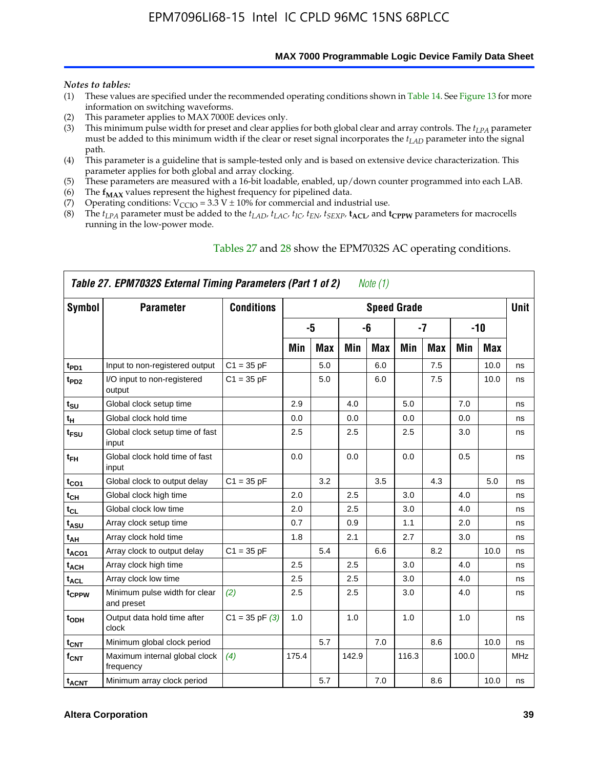*Notes to tables:*

(1) These values are specified under the recommended operating conditions shown in Table 14. See Figure 13 for more information on switching waveforms.
(2) This parameter applies to MAX 7000E devices only.
(3) This minimum pulse width for preset and clear applies for both global clear and array controls. The $t_{LPA}$ parameter must be added to this minimum width if the clear or reset signal incorporates the $t_{LAD}$ parameter into the signal path.
(4) This parameter is a guideline that is sample-tested only and is based on extensive device characterization. This parameter applies for both global and array clocking.
(5) These parameters are measured with a 16-bit loadable, enabled, up/down counter programmed into each LAB.
(6) The $\mathbf{f_{MAX}}$ values represent the highest frequency for pipelined data.
(7) Operating conditions: $V_{CCIO}$ = 3.3 V ± 10% for commercial and industrial use.
(8) The $t_{LPA}$ parameter must be added to the $t_{LAD}$, $t_{LAC}$, $t_{IC}$, $t_{EN}$, $t_{SEXP}$, $\mathbf{t_{ACL}}$, and $\mathbf{t_{CPPW}}$ parameters for macrocells running in the low-power mode.

Tables 27 and 28 show the EPM7032S AC operating conditions.

***Table 27. EPM7032S External Timing Parameters (Part 1 of 2)*** *Note (1)*

| Symbol | Parameter | Conditions | Speed Grade | | | | | | | | Unit |
|---|---|---|---|---|---|---|---|---|---|---|---|
| | | | -5 | | -6 | | -7 | | -10 | | |
| | | | Min | Max | Min | Max | Min | Max | Min | Max | |
| $t_{PD1}$ | Input to non-registered output | C1 = 35 pF | | 5.0 | | 6.0 | | 7.5 | | 10.0 | ns |
| $t_{PD2}$ | I/O input to non-registered output | C1 = 35 pF | | 5.0 | | 6.0 | | 7.5 | | 10.0 | ns |
| $t_{SU}$ | Global clock setup time | | 2.9 | | 4.0 | | 5.0 | | 7.0 | | ns |
| $t_H$ | Global clock hold time | | 0.0 | | 0.0 | | 0.0 | | 0.0 | | ns |
| $t_{FSU}$ | Global clock setup time of fast input | | 2.5 | | 2.5 | | 2.5 | | 3.0 | | ns |
| $t_{FH}$ | Global clock hold time of fast input | | 0.0 | | 0.0 | | 0.0 | | 0.5 | | ns |
| $t_{CO1}$ | Global clock to output delay | C1 = 35 pF | | 3.2 | | 3.5 | | 4.3 | | 5.0 | ns |
| $t_{CH}$ | Global clock high time | | 2.0 | | 2.5 | | 3.0 | | 4.0 | | ns |
| $t_{CL}$ | Global clock low time | | 2.0 | | 2.5 | | 3.0 | | 4.0 | | ns |
| $t_{ASU}$ | Array clock setup time | | 0.7 | | 0.9 | | 1.1 | | 2.0 | | ns |
| $t_{AH}$ | Array clock hold time | | 1.8 | | 2.1 | | 2.7 | | 3.0 | | ns |
| $t_{ACO1}$ | Array clock to output delay | C1 = 35 pF | | 5.4 | | 6.6 | | 8.2 | | 10.0 | ns |
| $t_{ACH}$ | Array clock high time | | 2.5 | | 2.5 | | 3.0 | | 4.0 | | ns |
| $t_{ACL}$ | Array clock low time | | 2.5 | | 2.5 | | 3.0 | | 4.0 | | ns |
| $t_{CPPW}$ | Minimum pulse width for clear and preset | *(2)* | 2.5 | | 2.5 | | 3.0 | | 4.0 | | ns |
| $t_{ODH}$ | Output data hold time after clock | C1 = 35 pF *(3)* | 1.0 | | 1.0 | | 1.0 | | 1.0 | | ns |
| $t_{CNT}$ | Minimum global clock period | | | 5.7 | | 7.0 | | 8.6 | | 10.0 | ns |
| $f_{CNT}$ | Maximum internal global clock frequency | *(4)* | 175.4 | | 142.9 | | 116.3 | | 100.0 | | MHz |
| $t_{ACNT}$ | Minimum array clock period | | | 5.7 | | 7.0 | | 8.6 | | 10.0 | ns |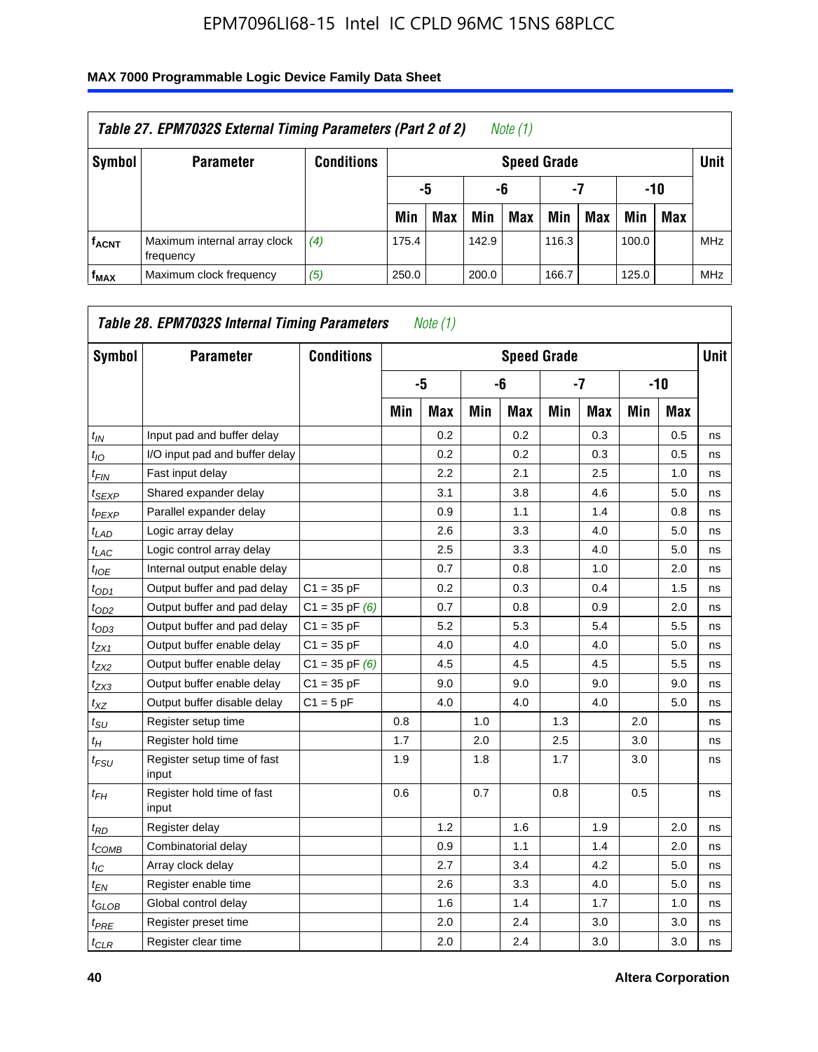## Table 27. EPM7032S External Timing Parameters (Part 2 of 2) *Note (1)*

| Symbol | Parameter | Conditions | Speed Grade | | | | | | | | Unit |
|---|---|---|---|---|---|---|---|---|---|---|---|
| | | | -5 | | -6 | | -7 | | -10 | | |
| | | | Min | Max | Min | Max | Min | Max | Min | Max | |
| $f_{ACNT}$ | Maximum internal array clock frequency | *(4)* | 175.4 | | 142.9 | | 116.3 | | 100.0 | | MHz |
| $f_{MAX}$ | Maximum clock frequency | *(5)* | 250.0 | | 200.0 | | 166.7 | | 125.0 | | MHz |

## Table 28. EPM7032S Internal Timing Parameters *Note (1)*

| Symbol | Parameter | Conditions | Speed Grade | | | | | | | | Unit |
|---|---|---|---|---|---|---|---|---|---|---|---|
| | | | -5 | | -6 | | -7 | | -10 | | |
| | | | Min | Max | Min | Max | Min | Max | Min | Max | |
| $t_{IN}$ | Input pad and buffer delay | | | 0.2 | | 0.2 | | 0.3 | | 0.5 | ns |
| $t_{IO}$ | I/O input pad and buffer delay | | | 0.2 | | 0.2 | | 0.3 | | 0.5 | ns |
| $t_{FIN}$ | Fast input delay | | | 2.2 | | 2.1 | | 2.5 | | 1.0 | ns |
| $t_{SEXP}$ | Shared expander delay | | | 3.1 | | 3.8 | | 4.6 | | 5.0 | ns |
| $t_{PEXP}$ | Parallel expander delay | | | 0.9 | | 1.1 | | 1.4 | | 0.8 | ns |
| $t_{LAD}$ | Logic array delay | | | 2.6 | | 3.3 | | 4.0 | | 5.0 | ns |
| $t_{LAC}$ | Logic control array delay | | | 2.5 | | 3.3 | | 4.0 | | 5.0 | ns |
| $t_{IOE}$ | Internal output enable delay | | | 0.7 | | 0.8 | | 1.0 | | 2.0 | ns |
| $t_{OD1}$ | Output buffer and pad delay | C1 = 35 pF | | 0.2 | | 0.3 | | 0.4 | | 1.5 | ns |
| $t_{OD2}$ | Output buffer and pad delay | C1 = 35 pF *(6)* | | 0.7 | | 0.8 | | 0.9 | | 2.0 | ns |
| $t_{OD3}$ | Output buffer and pad delay | C1 = 35 pF | | 5.2 | | 5.3 | | 5.4 | | 5.5 | ns |
| $t_{ZX1}$ | Output buffer enable delay | C1 = 35 pF | | 4.0 | | 4.0 | | 4.0 | | 5.0 | ns |
| $t_{ZX2}$ | Output buffer enable delay | C1 = 35 pF *(6)* | | 4.5 | | 4.5 | | 4.5 | | 5.5 | ns |
| $t_{ZX3}$ | Output buffer enable delay | C1 = 35 pF | | 9.0 | | 9.0 | | 9.0 | | 9.0 | ns |
| $t_{XZ}$ | Output buffer disable delay | C1 = 5 pF | | 4.0 | | 4.0 | | 4.0 | | 5.0 | ns |
| $t_{SU}$ | Register setup time | | 0.8 | | 1.0 | | 1.3 | | 2.0 | | ns |
| $t_{H}$ | Register hold time | | 1.7 | | 2.0 | | 2.5 | | 3.0 | | ns |
| $t_{FSU}$ | Register setup time of fast input | | 1.9 | | 1.8 | | 1.7 | | 3.0 | | ns |
| $t_{FH}$ | Register hold time of fast input | | 0.6 | | 0.7 | | 0.8 | | 0.5 | | ns |
| $t_{RD}$ | Register delay | | | 1.2 | | 1.6 | | 1.9 | | 2.0 | ns |
| $t_{COMB}$ | Combinatorial delay | | | 0.9 | | 1.1 | | 1.4 | | 2.0 | ns |
| $t_{IC}$ | Array clock delay | | | 2.7 | | 3.4 | | 4.2 | | 5.0 | ns |
| $t_{EN}$ | Register enable time | | | 2.6 | | 3.3 | | 4.0 | | 5.0 | ns |
| $t_{GLOB}$ | Global control delay | | | 1.6 | | 1.4 | | 1.7 | | 1.0 | ns |
| $t_{PRE}$ | Register preset time | | | 2.0 | | 2.4 | | 3.0 | | 3.0 | ns |
| $t_{CLR}$ | Register clear time | | | 2.0 | | 2.4 | | 3.0 | | 3.0 | ns |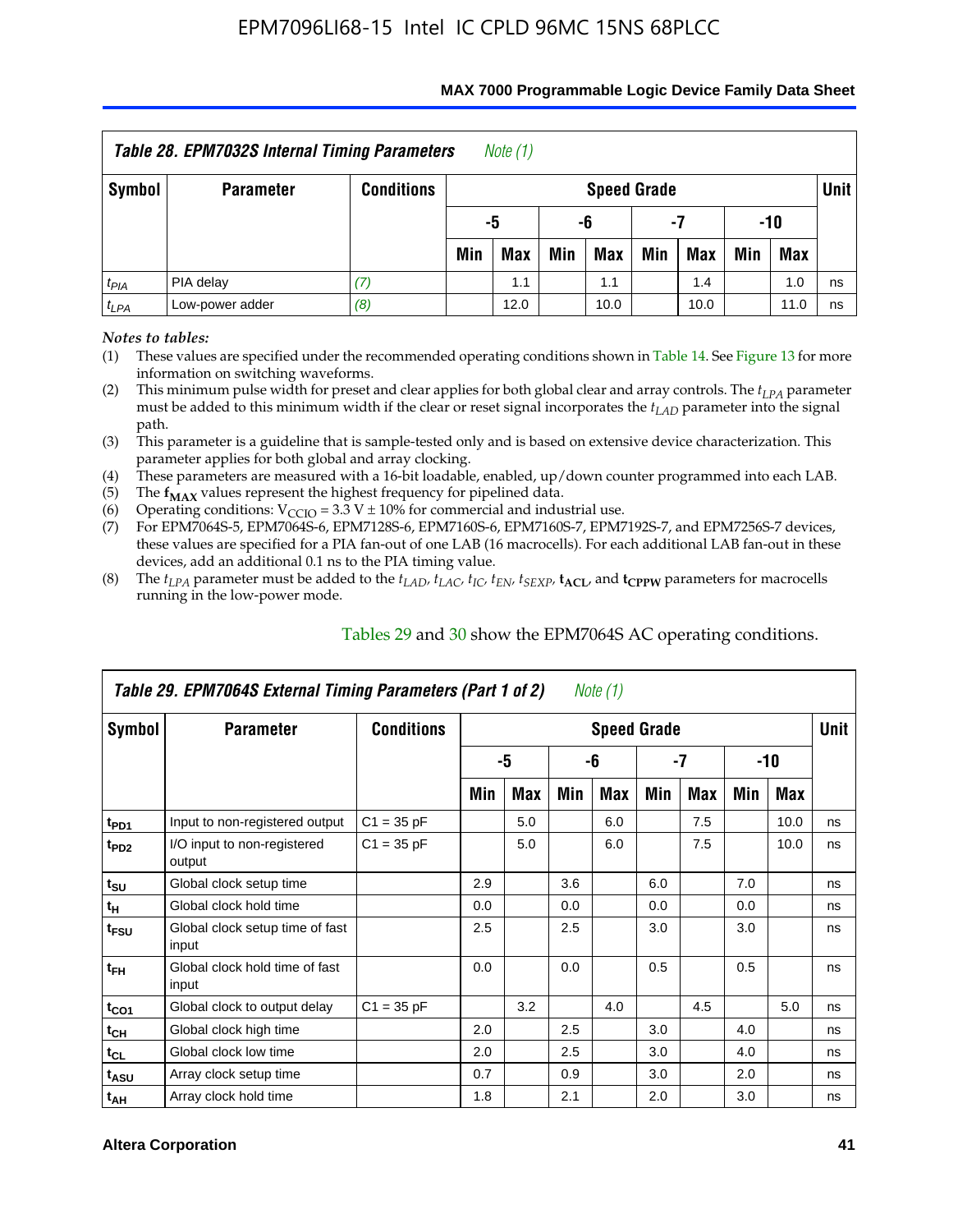**Table 28. EPM7032S Internal Timing Parameters** *Note (1)*

| Symbol | Parameter | Conditions | Speed Grade | | | | | | | | Unit |
|---|---|---|---|---|---|---|---|---|---|---|---|
| | | | -5 | | -6 | | -7 | | -10 | | |
| | | | Min | Max | Min | Max | Min | Max | Min | Max | |
| $t_{PIA}$ | PIA delay | *(7)* | | 1.1 | | 1.1 | | 1.4 | | 1.0 | ns |
| $t_{LPA}$ | Low-power adder | *(8)* | | 12.0 | | 10.0 | | 10.0 | | 11.0 | ns |

*Notes to tables:*

(1) These values are specified under the recommended operating conditions shown in Table 14. See Figure 13 for more information on switching waveforms.

(2) This minimum pulse width for preset and clear applies for both global clear and array controls. The $t_{LPA}$ parameter must be added to this minimum width if the clear or reset signal incorporates the $t_{LAD}$ parameter into the signal path.

(3) This parameter is a guideline that is sample-tested only and is based on extensive device characterization. This parameter applies for both global and array clocking.

(4) These parameters are measured with a 16-bit loadable, enabled, up/down counter programmed into each LAB.

(5) The $f_{MAX}$ values represent the highest frequency for pipelined data.

(6) Operating conditions: $V_{CCIO}$ = 3.3 V ± 10% for commercial and industrial use.

(7) For EPM7064S-5, EPM7064S-6, EPM7128S-6, EPM7160S-6, EPM7160S-7, EPM7192S-7, and EPM7256S-7 devices, these values are specified for a PIA fan-out of one LAB (16 macrocells). For each additional LAB fan-out in these devices, add an additional 0.1 ns to the PIA timing value.

(8) The $t_{LPA}$ parameter must be added to the $t_{LAD}$, $t_{LAC}$, $t_{IC}$, $t_{EN}$, $t_{SEXP}$, $t_{ACL}$, and $t_{CPPW}$ parameters for macrocells running in the low-power mode.

Tables 29 and 30 show the EPM7064S AC operating conditions.

**Table 29. EPM7064S External Timing Parameters (Part 1 of 2)** *Note (1)*

| Symbol | Parameter | Conditions | Speed Grade | | | | | | | | Unit |
|---|---|---|---|---|---|---|---|---|---|---|---|
| | | | -5 | | -6 | | -7 | | -10 | | |
| | | | Min | Max | Min | Max | Min | Max | Min | Max | |
| $t_{PD1}$ | Input to non-registered output | C1 = 35 pF | | 5.0 | | 6.0 | | 7.5 | | 10.0 | ns |
| $t_{PD2}$ | I/O input to non-registered output | C1 = 35 pF | | 5.0 | | 6.0 | | 7.5 | | 10.0 | ns |
| $t_{SU}$ | Global clock setup time | | 2.9 | | 3.6 | | 6.0 | | 7.0 | | ns |
| $t_{H}$ | Global clock hold time | | 0.0 | | 0.0 | | 0.0 | | 0.0 | | ns |
| $t_{FSU}$ | Global clock setup time of fast input | | 2.5 | | 2.5 | | 3.0 | | 3.0 | | ns |
| $t_{FH}$ | Global clock hold time of fast input | | 0.0 | | 0.0 | | 0.5 | | 0.5 | | ns |
| $t_{CO1}$ | Global clock to output delay | C1 = 35 pF | | 3.2 | | 4.0 | | 4.5 | | 5.0 | ns |
| $t_{CH}$ | Global clock high time | | 2.0 | | 2.5 | | 3.0 | | 4.0 | | ns |
| $t_{CL}$ | Global clock low time | | 2.0 | | 2.5 | | 3.0 | | 4.0 | | ns |
| $t_{ASU}$ | Array clock setup time | | 0.7 | | 0.9 | | 3.0 | | 2.0 | | ns |
| $t_{AH}$ | Array clock hold time | | 1.8 | | 2.1 | | 2.0 | | 3.0 | | ns |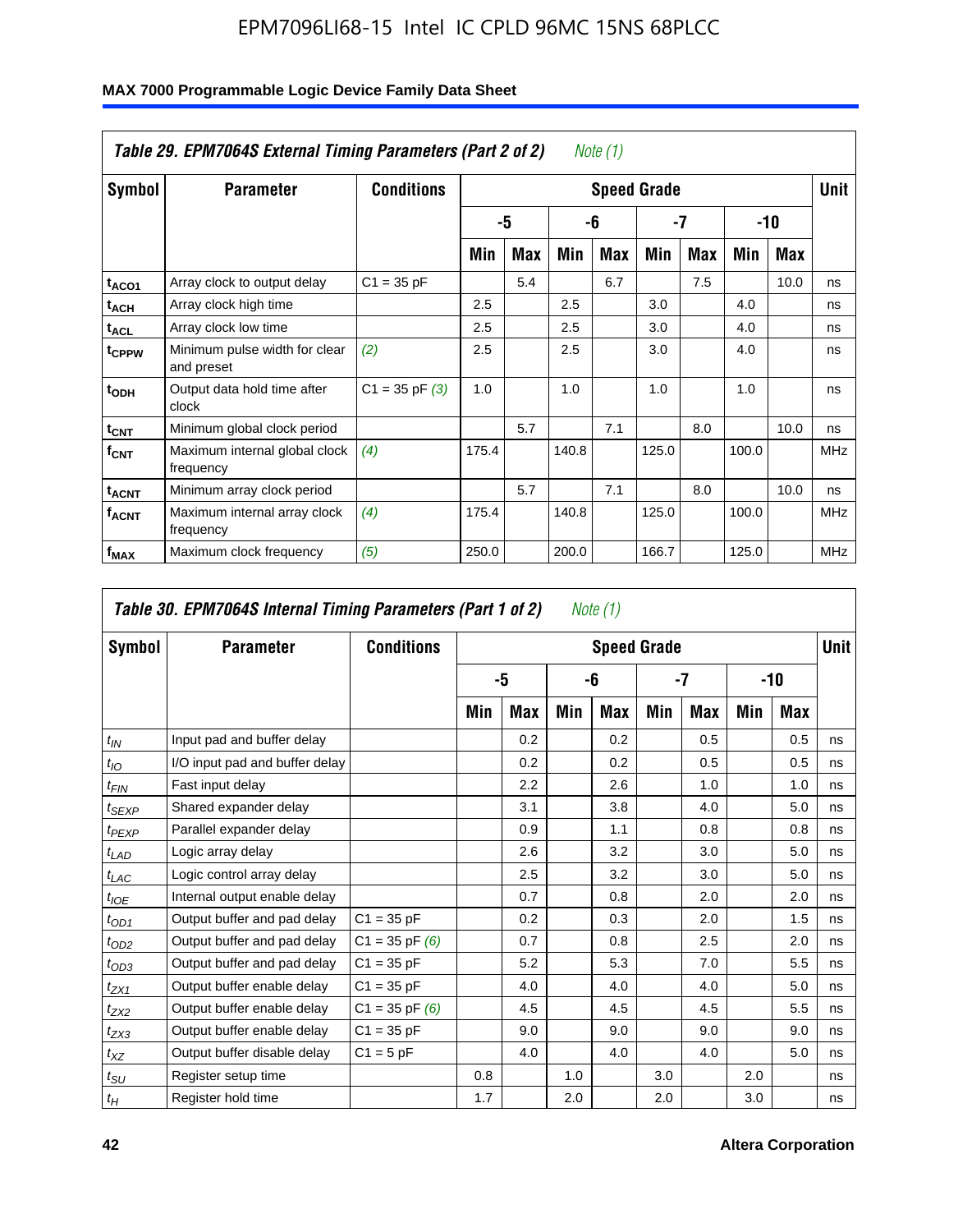EPM7096LI68-15 Intel IC CPLD 96MC 15NS 68PLCC

## MAX 7000 Programmable Logic Device Family Data Sheet

**Table 29. EPM7064S External Timing Parameters (Part 2 of 2)** *Note (1)*

| Symbol | Parameter | Conditions | Speed Grade | | | | | | | | Unit |
|---|---|---|---|---|---|---|---|---|---|---|---|
| | | | -5 | | -6 | | -7 | | -10 | | |
| | | | Min | Max | Min | Max | Min | Max | Min | Max | |
| $t_{ACO1}$ | Array clock to output delay | C1 = 35 pF | | 5.4 | | 6.7 | | 7.5 | | 10.0 | ns |
| $t_{ACH}$ | Array clock high time | | 2.5 | | 2.5 | | 3.0 | | 4.0 | | ns |
| $t_{ACL}$ | Array clock low time | | 2.5 | | 2.5 | | 3.0 | | 4.0 | | ns |
| $t_{CPPW}$ | Minimum pulse width for clear and preset | *(2)* | 2.5 | | 2.5 | | 3.0 | | 4.0 | | ns |
| $t_{ODH}$ | Output data hold time after clock | C1 = 35 pF *(3)* | 1.0 | | 1.0 | | 1.0 | | 1.0 | | ns |
| $t_{CNT}$ | Minimum global clock period | | | 5.7 | | 7.1 | | 8.0 | | 10.0 | ns |
| $f_{CNT}$ | Maximum internal global clock frequency | *(4)* | 175.4 | | 140.8 | | 125.0 | | 100.0 | | MHz |
| $t_{ACNT}$ | Minimum array clock period | | | 5.7 | | 7.1 | | 8.0 | | 10.0 | ns |
| $f_{ACNT}$ | Maximum internal array clock frequency | *(4)* | 175.4 | | 140.8 | | 125.0 | | 100.0 | | MHz |
| $f_{MAX}$ | Maximum clock frequency | *(5)* | 250.0 | | 200.0 | | 166.7 | | 125.0 | | MHz |

**Table 30. EPM7064S Internal Timing Parameters (Part 1 of 2)** *Note (1)*

| Symbol | Parameter | Conditions | Speed Grade | | | | | | | | Unit |
|---|---|---|---|---|---|---|---|---|---|---|---|
| | | | -5 | | -6 | | -7 | | -10 | | |
| | | | Min | Max | Min | Max | Min | Max | Min | Max | |
| $t_{IN}$ | Input pad and buffer delay | | | 0.2 | | 0.2 | | 0.5 | | 0.5 | ns |
| $t_{IO}$ | I/O input pad and buffer delay | | | 0.2 | | 0.2 | | 0.5 | | 0.5 | ns |
| $t_{FIN}$ | Fast input delay | | | 2.2 | | 2.6 | | 1.0 | | 1.0 | ns |
| $t_{SEXP}$ | Shared expander delay | | | 3.1 | | 3.8 | | 4.0 | | 5.0 | ns |
| $t_{PEXP}$ | Parallel expander delay | | | 0.9 | | 1.1 | | 0.8 | | 0.8 | ns |
| $t_{LAD}$ | Logic array delay | | | 2.6 | | 3.2 | | 3.0 | | 5.0 | ns |
| $t_{LAC}$ | Logic control array delay | | | 2.5 | | 3.2 | | 3.0 | | 5.0 | ns |
| $t_{IOE}$ | Internal output enable delay | | | 0.7 | | 0.8 | | 2.0 | | 2.0 | ns |
| $t_{OD1}$ | Output buffer and pad delay | C1 = 35 pF | | 0.2 | | 0.3 | | 2.0 | | 1.5 | ns |
| $t_{OD2}$ | Output buffer and pad delay | C1 = 35 pF *(6)* | | 0.7 | | 0.8 | | 2.5 | | 2.0 | ns |
| $t_{OD3}$ | Output buffer and pad delay | C1 = 35 pF | | 5.2 | | 5.3 | | 7.0 | | 5.5 | ns |
| $t_{ZX1}$ | Output buffer enable delay | C1 = 35 pF | | 4.0 | | 4.0 | | 4.0 | | 5.0 | ns |
| $t_{ZX2}$ | Output buffer enable delay | C1 = 35 pF *(6)* | | 4.5 | | 4.5 | | 4.5 | | 5.5 | ns |
| $t_{ZX3}$ | Output buffer enable delay | C1 = 35 pF | | 9.0 | | 9.0 | | 9.0 | | 9.0 | ns |
| $t_{XZ}$ | Output buffer disable delay | C1 = 5 pF | | 4.0 | | 4.0 | | 4.0 | | 5.0 | ns |
| $t_{SU}$ | Register setup time | | 0.8 | | 1.0 | | 3.0 | | 2.0 | | ns |
| $t_H$ | Register hold time | | 1.7 | | 2.0 | | 2.0 | | 3.0 | | ns |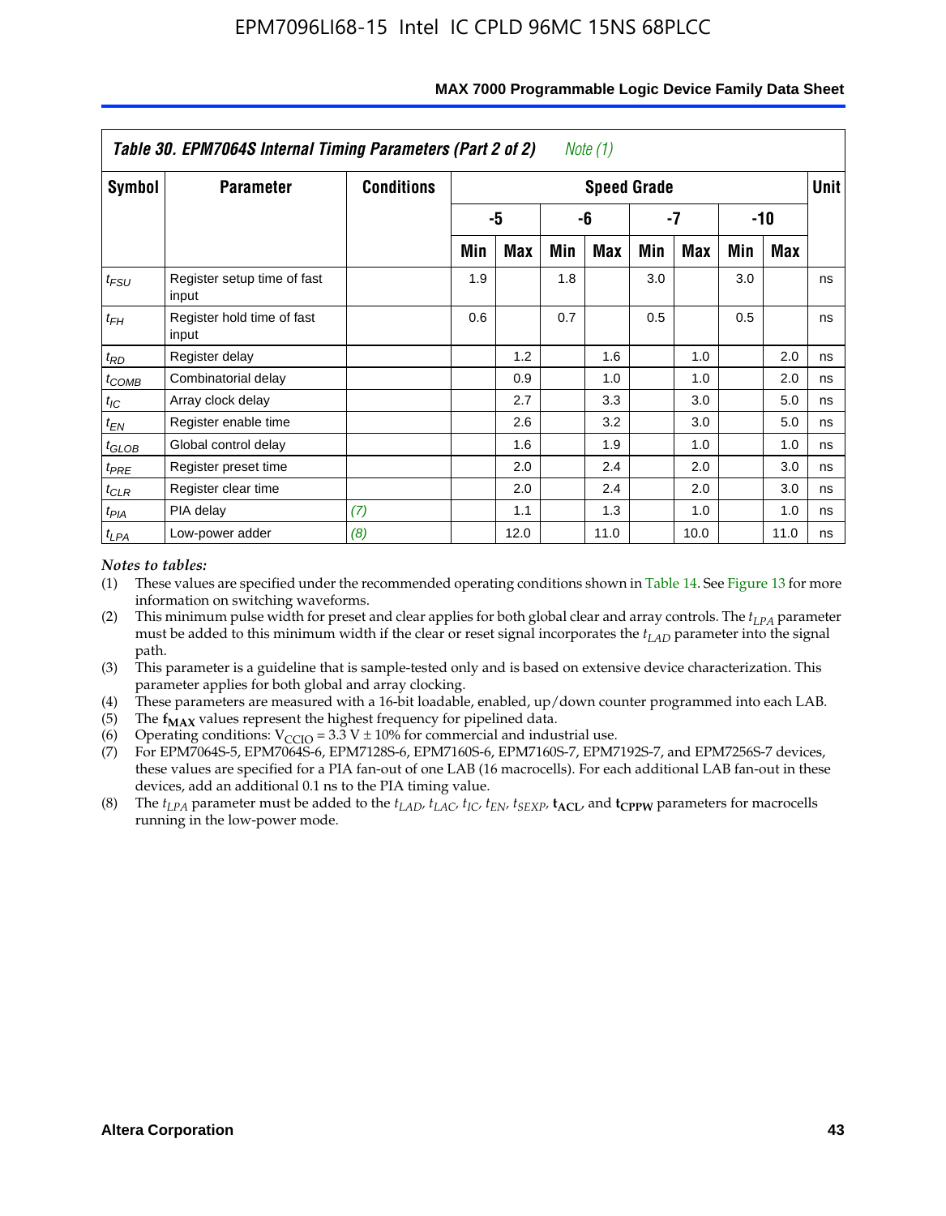| Table 30. EPM7064S Internal Timing Parameters (Part 2 of 2) *Note (1)* | | | | | | | | | | | |
|---|---|---|---|---|---|---|---|---|---|---|---|
| **Symbol** | **Parameter** | **Conditions** | **Speed Grade** | | | | | | | | **Unit** |
| | | | **-5** | | **-6** | | **-7** | | **-10** | | |
| | | | **Min** | **Max** | **Min** | **Max** | **Min** | **Max** | **Min** | **Max** | |
| $t_{FSU}$ | Register setup time of fast input | | 1.9 | | 1.8 | | 3.0 | | 3.0 | | ns |
| $t_{FH}$ | Register hold time of fast input | | 0.6 | | 0.7 | | 0.5 | | 0.5 | | ns |
| $t_{RD}$ | Register delay | | | 1.2 | | 1.6 | | 1.0 | | 2.0 | ns |
| $t_{COMB}$ | Combinatorial delay | | | 0.9 | | 1.0 | | 1.0 | | 2.0 | ns |
| $t_{IC}$ | Array clock delay | | | 2.7 | | 3.3 | | 3.0 | | 5.0 | ns |
| $t_{EN}$ | Register enable time | | | 2.6 | | 3.2 | | 3.0 | | 5.0 | ns |
| $t_{GLOB}$ | Global control delay | | | 1.6 | | 1.9 | | 1.0 | | 1.0 | ns |
| $t_{PRE}$ | Register preset time | | | 2.0 | | 2.4 | | 2.0 | | 3.0 | ns |
| $t_{CLR}$ | Register clear time | | | 2.0 | | 2.4 | | 2.0 | | 3.0 | ns |
| $t_{PIA}$ | PIA delay | *(7)* | | 1.1 | | 1.3 | | 1.0 | | 1.0 | ns |
| $t_{LPA}$ | Low-power adder | *(8)* | | 12.0 | | 11.0 | | 10.0 | | 11.0 | ns |

*Notes to tables:*

(1) These values are specified under the recommended operating conditions shown in Table 14. See Figure 13 for more information on switching waveforms.

(2) This minimum pulse width for preset and clear applies for both global clear and array controls. The $t_{LPA}$ parameter must be added to this minimum width if the clear or reset signal incorporates the $t_{LAD}$ parameter into the signal path.

(3) This parameter is a guideline that is sample-tested only and is based on extensive device characterization. This parameter applies for both global and array clocking.

(4) These parameters are measured with a 16-bit loadable, enabled, up/down counter programmed into each LAB.

(5) The $\mathbf{f_{MAX}}$ values represent the highest frequency for pipelined data.

(6) Operating conditions: $V_{CCIO}$ = 3.3 V ± 10% for commercial and industrial use.

(7) For EPM7064S-5, EPM7064S-6, EPM7128S-6, EPM7160S-6, EPM7160S-7, EPM7192S-7, and EPM7256S-7 devices, these values are specified for a PIA fan-out of one LAB (16 macrocells). For each additional LAB fan-out in these devices, add an additional 0.1 ns to the PIA timing value.

(8) The $t_{LPA}$ parameter must be added to the $t_{LAD}$, $t_{LAC}$, $t_{IC}$, $t_{EN}$, $t_{SEXP}$, $\mathbf{t_{ACL}}$, and $\mathbf{t_{CPPW}}$ parameters for macrocells running in the low-power mode.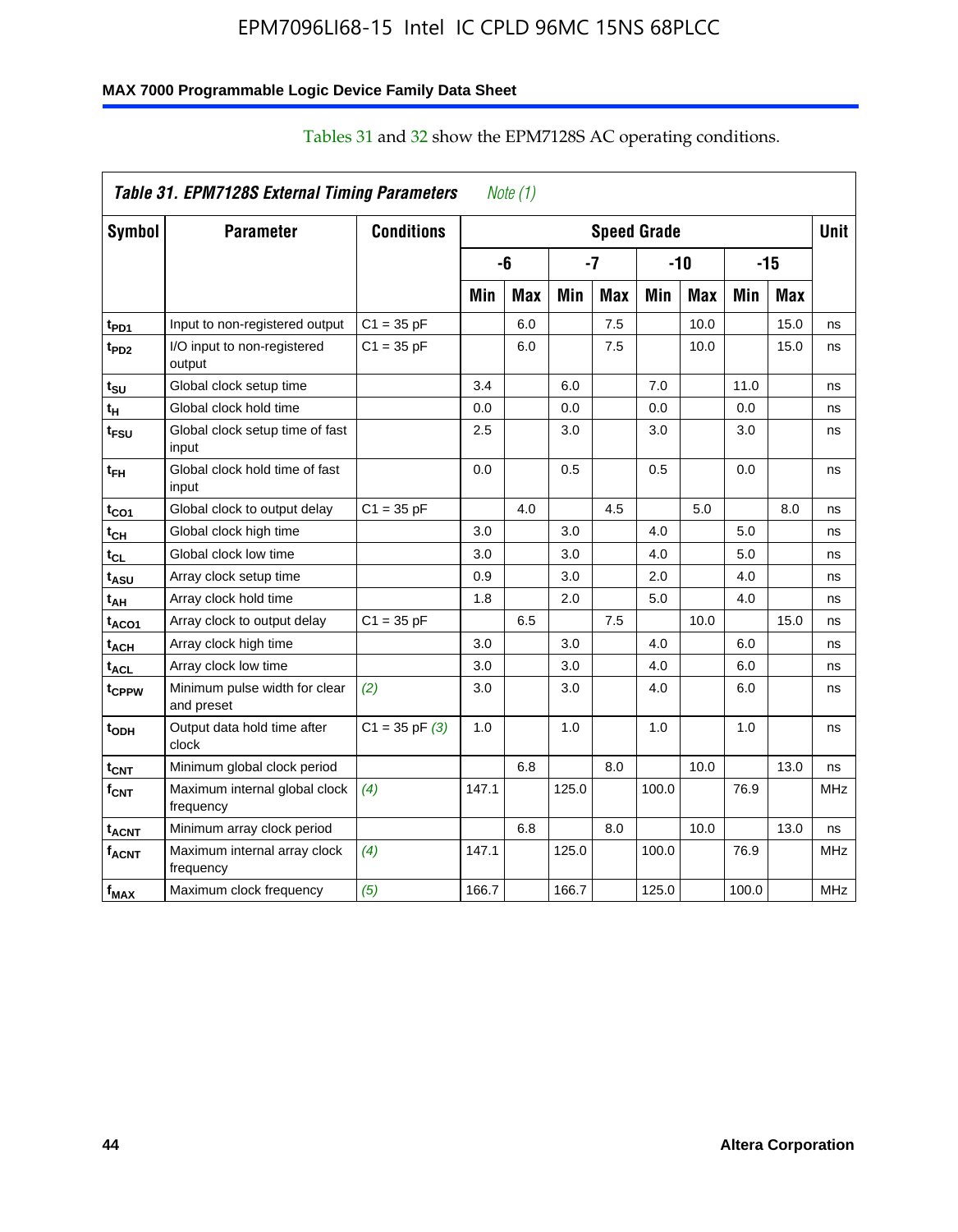Tables 31 and 32 show the EPM7128S AC operating conditions.

| *Table 31. EPM7128S External Timing Parameters* *Note (1)* | | | | | | | | | | | |
|---|---|---|---|---|---|---|---|---|---|---|---|
| **Symbol** | **Parameter** | **Conditions** | **Speed Grade** | | | | | | | | **Unit** |
| | | | **-6** | | **-7** | | **-10** | | **-15** | | |
| | | | **Min** | **Max** | **Min** | **Max** | **Min** | **Max** | **Min** | **Max** | |
| $t_{PD1}$ | Input to non-registered output | C1 = 35 pF | | 6.0 | | 7.5 | | 10.0 | | 15.0 | ns |
| $t_{PD2}$ | I/O input to non-registered output | C1 = 35 pF | | 6.0 | | 7.5 | | 10.0 | | 15.0 | ns |
| $t_{SU}$ | Global clock setup time | | 3.4 | | 6.0 | | 7.0 | | 11.0 | | ns |
| $t_{H}$ | Global clock hold time | | 0.0 | | 0.0 | | 0.0 | | 0.0 | | ns |
| $t_{FSU}$ | Global clock setup time of fast input | | 2.5 | | 3.0 | | 3.0 | | 3.0 | | ns |
| $t_{FH}$ | Global clock hold time of fast input | | 0.0 | | 0.5 | | 0.5 | | 0.0 | | ns |
| $t_{CO1}$ | Global clock to output delay | C1 = 35 pF | | 4.0 | | 4.5 | | 5.0 | | 8.0 | ns |
| $t_{CH}$ | Global clock high time | | 3.0 | | 3.0 | | 4.0 | | 5.0 | | ns |
| $t_{CL}$ | Global clock low time | | 3.0 | | 3.0 | | 4.0 | | 5.0 | | ns |
| $t_{ASU}$ | Array clock setup time | | 0.9 | | 3.0 | | 2.0 | | 4.0 | | ns |
| $t_{AH}$ | Array clock hold time | | 1.8 | | 2.0 | | 5.0 | | 4.0 | | ns |
| $t_{ACO1}$ | Array clock to output delay | C1 = 35 pF | | 6.5 | | 7.5 | | 10.0 | | 15.0 | ns |
| $t_{ACH}$ | Array clock high time | | 3.0 | | 3.0 | | 4.0 | | 6.0 | | ns |
| $t_{ACL}$ | Array clock low time | | 3.0 | | 3.0 | | 4.0 | | 6.0 | | ns |
| $t_{CPPW}$ | Minimum pulse width for clear and preset | *(2)* | 3.0 | | 3.0 | | 4.0 | | 6.0 | | ns |
| $t_{ODH}$ | Output data hold time after clock | C1 = 35 pF *(3)* | 1.0 | | 1.0 | | 1.0 | | 1.0 | | ns |
| $t_{CNT}$ | Minimum global clock period | | | 6.8 | | 8.0 | | 10.0 | | 13.0 | ns |
| $f_{CNT}$ | Maximum internal global clock frequency | *(4)* | 147.1 | | 125.0 | | 100.0 | | 76.9 | | MHz |
| $t_{ACNT}$ | Minimum array clock period | | | 6.8 | | 8.0 | | 10.0 | | 13.0 | ns |
| $f_{ACNT}$ | Maximum internal array clock frequency | *(4)* | 147.1 | | 125.0 | | 100.0 | | 76.9 | | MHz |
| $f_{MAX}$ | Maximum clock frequency | *(5)* | 166.7 | | 166.7 | | 125.0 | | 100.0 | | MHz |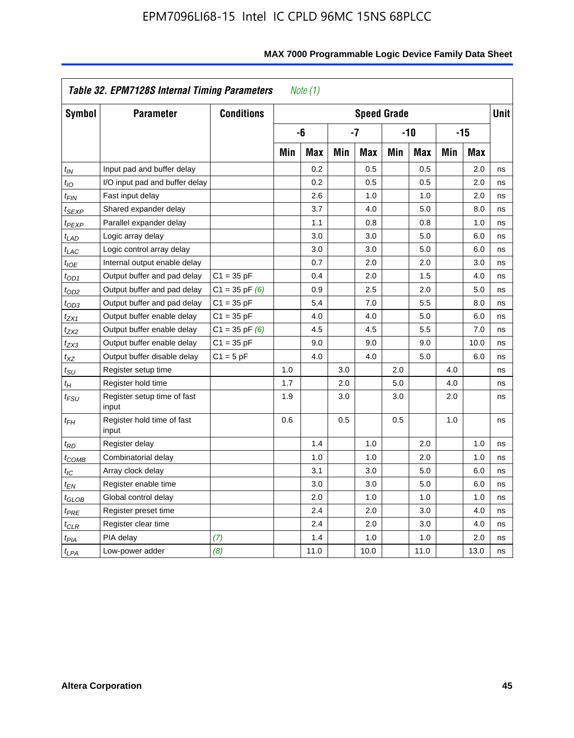| Table 32. EPM7128S Internal Timing Parameters *Note (1)* | | | | | | | | | | | |
|---|---|---|---|---|---|---|---|---|---|---|---|
| **Symbol** | **Parameter** | **Conditions** | **Speed Grade** | | | | | | | | **Unit** |
| | | | **-6** | | **-7** | | **-10** | | **-15** | | |
| | | | **Min** | **Max** | **Min** | **Max** | **Min** | **Max** | **Min** | **Max** | |
| $t_{IN}$ | Input pad and buffer delay | | | 0.2 | | 0.5 | | 0.5 | | 2.0 | ns |
| $t_{IO}$ | I/O input pad and buffer delay | | | 0.2 | | 0.5 | | 0.5 | | 2.0 | ns |
| $t_{FIN}$ | Fast input delay | | | 2.6 | | 1.0 | | 1.0 | | 2.0 | ns |
| $t_{SEXP}$ | Shared expander delay | | | 3.7 | | 4.0 | | 5.0 | | 8.0 | ns |
| $t_{PEXP}$ | Parallel expander delay | | | 1.1 | | 0.8 | | 0.8 | | 1.0 | ns |
| $t_{LAD}$ | Logic array delay | | | 3.0 | | 3.0 | | 5.0 | | 6.0 | ns |
| $t_{LAC}$ | Logic control array delay | | | 3.0 | | 3.0 | | 5.0 | | 6.0 | ns |
| $t_{IOE}$ | Internal output enable delay | | | 0.7 | | 2.0 | | 2.0 | | 3.0 | ns |
| $t_{OD1}$ | Output buffer and pad delay | C1 = 35 pF | | 0.4 | | 2.0 | | 1.5 | | 4.0 | ns |
| $t_{OD2}$ | Output buffer and pad delay | C1 = 35 pF *(6)* | | 0.9 | | 2.5 | | 2.0 | | 5.0 | ns |
| $t_{OD3}$ | Output buffer and pad delay | C1 = 35 pF | | 5.4 | | 7.0 | | 5.5 | | 8.0 | ns |
| $t_{ZX1}$ | Output buffer enable delay | C1 = 35 pF | | 4.0 | | 4.0 | | 5.0 | | 6.0 | ns |
| $t_{ZX2}$ | Output buffer enable delay | C1 = 35 pF *(6)* | | 4.5 | | 4.5 | | 5.5 | | 7.0 | ns |
| $t_{ZX3}$ | Output buffer enable delay | C1 = 35 pF | | 9.0 | | 9.0 | | 9.0 | | 10.0 | ns |
| $t_{XZ}$ | Output buffer disable delay | C1 = 5 pF | | 4.0 | | 4.0 | | 5.0 | | 6.0 | ns |
| $t_{SU}$ | Register setup time | | 1.0 | | 3.0 | | 2.0 | | 4.0 | | ns |
| $t_{H}$ | Register hold time | | 1.7 | | 2.0 | | 5.0 | | 4.0 | | ns |
| $t_{FSU}$ | Register setup time of fast input | | 1.9 | | 3.0 | | 3.0 | | 2.0 | | ns |
| $t_{FH}$ | Register hold time of fast input | | 0.6 | | 0.5 | | 0.5 | | 1.0 | | ns |
| $t_{RD}$ | Register delay | | | 1.4 | | 1.0 | | 2.0 | | 1.0 | ns |
| $t_{COMB}$ | Combinatorial delay | | | 1.0 | | 1.0 | | 2.0 | | 1.0 | ns |
| $t_{IC}$ | Array clock delay | | | 3.1 | | 3.0 | | 5.0 | | 6.0 | ns |
| $t_{EN}$ | Register enable time | | | 3.0 | | 3.0 | | 5.0 | | 6.0 | ns |
| $t_{GLOB}$ | Global control delay | | | 2.0 | | 1.0 | | 1.0 | | 1.0 | ns |
| $t_{PRE}$ | Register preset time | | | 2.4 | | 2.0 | | 3.0 | | 4.0 | ns |
| $t_{CLR}$ | Register clear time | | | 2.4 | | 2.0 | | 3.0 | | 4.0 | ns |
| $t_{PIA}$ | PIA delay | *(7)* | | 1.4 | | 1.0 | | 1.0 | | 2.0 | ns |
| $t_{LPA}$ | Low-power adder | *(8)* | | 11.0 | | 10.0 | | 11.0 | | 13.0 | ns |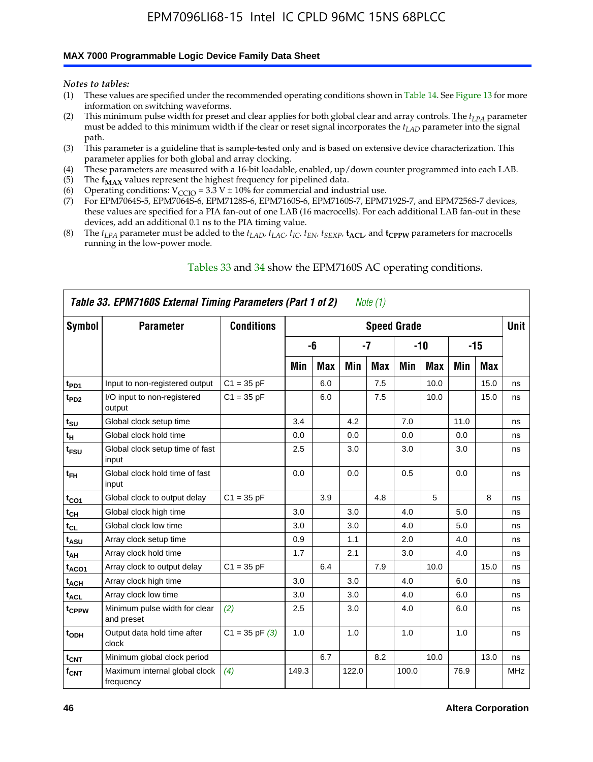*Notes to tables:*

(1) These values are specified under the recommended operating conditions shown in Table 14. See Figure 13 for more information on switching waveforms.
(2) This minimum pulse width for preset and clear applies for both global clear and array controls. The $t_{LPA}$ parameter must be added to this minimum width if the clear or reset signal incorporates the $t_{LAD}$ parameter into the signal path.
(3) This parameter is a guideline that is sample-tested only and is based on extensive device characterization. This parameter applies for both global and array clocking.
(4) These parameters are measured with a 16-bit loadable, enabled, up/down counter programmed into each LAB.
(5) The $\mathbf{f_{MAX}}$ values represent the highest frequency for pipelined data.
(6) Operating conditions: $V_{CCIO}$ = 3.3 V ± 10% for commercial and industrial use.
(7) For EPM7064S-5, EPM7064S-6, EPM7128S-6, EPM7160S-6, EPM7160S-7, EPM7192S-7, and EPM7256S-7 devices, these values are specified for a PIA fan-out of one LAB (16 macrocells). For each additional LAB fan-out in these devices, add an additional 0.1 ns to the PIA timing value.
(8) The $t_{LPA}$ parameter must be added to the $t_{LAD}$, $t_{LAC}$, $t_{IC}$, $t_{EN}$, $t_{SEXP}$, $\mathbf{t_{ACL}}$, and $\mathbf{t_{CPPW}}$ parameters for macrocells running in the low-power mode.

Tables 33 and 34 show the EPM7160S AC operating conditions.

**Table 33. EPM7160S External Timing Parameters (Part 1 of 2)** *Note (1)*

| Symbol | Parameter | Conditions | Speed Grade | | | | | | | | Unit |
|---|---|---|---|---|---|---|---|---|---|---|---|
| | | | -6 | | -7 | | -10 | | -15 | | |
| | | | Min | Max | Min | Max | Min | Max | Min | Max | |
| $t_{PD1}$ | Input to non-registered output | C1 = 35 pF | | 6.0 | | 7.5 | | 10.0 | | 15.0 | ns |
| $t_{PD2}$ | I/O input to non-registered output | C1 = 35 pF | | 6.0 | | 7.5 | | 10.0 | | 15.0 | ns |
| $t_{SU}$ | Global clock setup time | | 3.4 | | 4.2 | | 7.0 | | 11.0 | | ns |
| $t_H$ | Global clock hold time | | 0.0 | | 0.0 | | 0.0 | | 0.0 | | ns |
| $t_{FSU}$ | Global clock setup time of fast input | | 2.5 | | 3.0 | | 3.0 | | 3.0 | | ns |
| $t_{FH}$ | Global clock hold time of fast input | | 0.0 | | 0.0 | | 0.5 | | 0.0 | | ns |
| $t_{CO1}$ | Global clock to output delay | C1 = 35 pF | | 3.9 | | 4.8 | | 5 | | 8 | ns |
| $t_{CH}$ | Global clock high time | | 3.0 | | 3.0 | | 4.0 | | 5.0 | | ns |
| $t_{CL}$ | Global clock low time | | 3.0 | | 3.0 | | 4.0 | | 5.0 | | ns |
| $t_{ASU}$ | Array clock setup time | | 0.9 | | 1.1 | | 2.0 | | 4.0 | | ns |
| $t_{AH}$ | Array clock hold time | | 1.7 | | 2.1 | | 3.0 | | 4.0 | | ns |
| $t_{ACO1}$ | Array clock to output delay | C1 = 35 pF | | 6.4 | | 7.9 | | 10.0 | | 15.0 | ns |
| $t_{ACH}$ | Array clock high time | | 3.0 | | 3.0 | | 4.0 | | 6.0 | | ns |
| $t_{ACL}$ | Array clock low time | | 3.0 | | 3.0 | | 4.0 | | 6.0 | | ns |
| $t_{CPPW}$ | Minimum pulse width for clear and preset | *(2)* | 2.5 | | 3.0 | | 4.0 | | 6.0 | | ns |
| $t_{ODH}$ | Output data hold time after clock | C1 = 35 pF *(3)* | 1.0 | | 1.0 | | 1.0 | | 1.0 | | ns |
| $t_{CNT}$ | Minimum global clock period | | | 6.7 | | 8.2 | | 10.0 | | 13.0 | ns |
| $f_{CNT}$ | Maximum internal global clock frequency | *(4)* | 149.3 | | 122.0 | | 100.0 | | 76.9 | | MHz |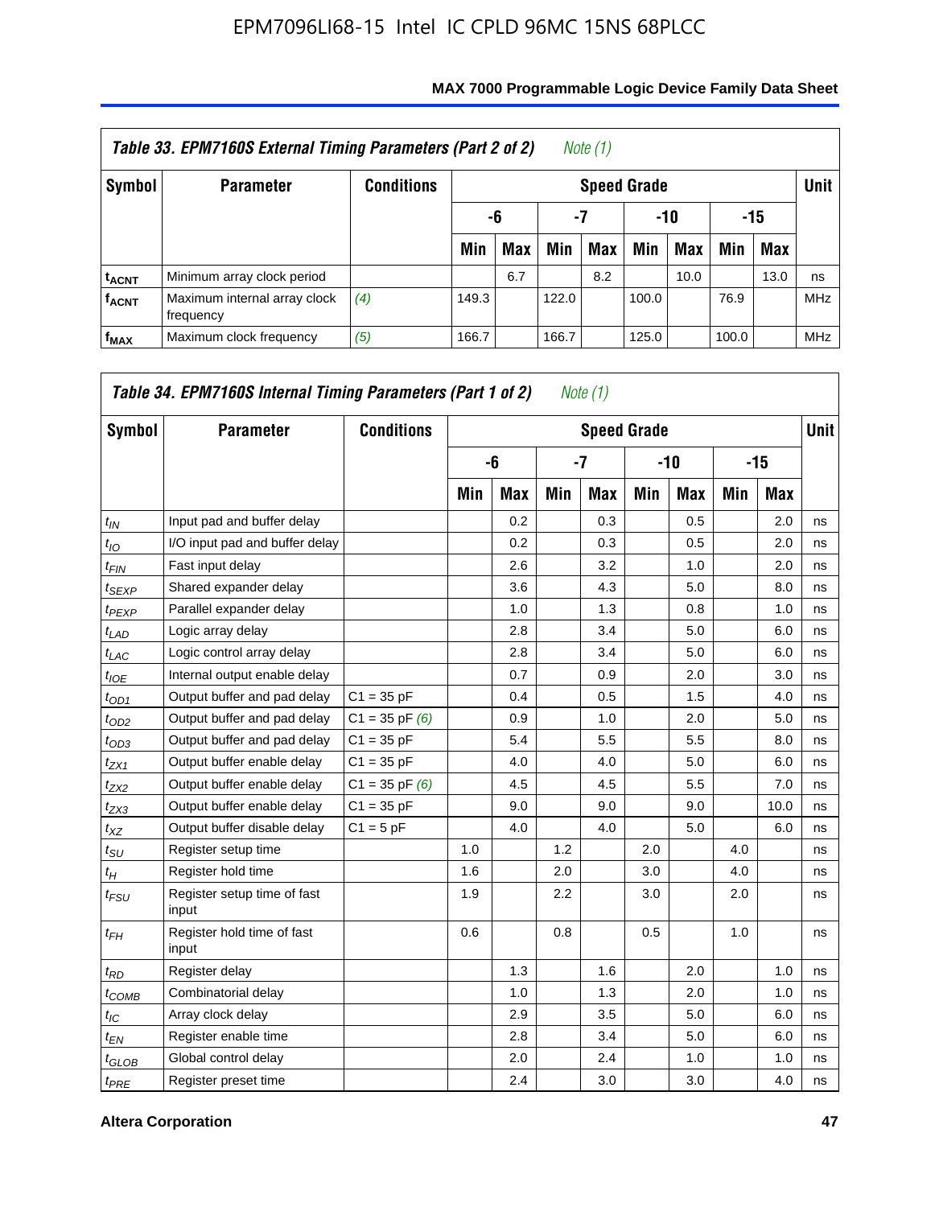### Table 33. EPM7160S External Timing Parameters (Part 2 of 2) *Note (1)*

| Symbol | Parameter | Conditions | Speed Grade | | | | | | | | Unit |
|---|---|---|---|---|---|---|---|---|---|---|---|
| | | | -6 | | -7 | | -10 | | -15 | | |
| | | | Min | Max | Min | Max | Min | Max | Min | Max | |
| $t_{ACNT}$ | Minimum array clock period | | | 6.7 | | 8.2 | | 10.0 | | 13.0 | ns |
| $f_{ACNT}$ | Maximum internal array clock frequency | *(4)* | 149.3 | | 122.0 | | 100.0 | | 76.9 | | MHz |
| $f_{MAX}$ | Maximum clock frequency | *(5)* | 166.7 | | 166.7 | | 125.0 | | 100.0 | | MHz |

### Table 34. EPM7160S Internal Timing Parameters (Part 1 of 2) *Note (1)*

| Symbol | Parameter | Conditions | Speed Grade | | | | | | | | Unit |
|---|---|---|---|---|---|---|---|---|---|---|---|
| | | | -6 | | -7 | | -10 | | -15 | | |
| | | | Min | Max | Min | Max | Min | Max | Min | Max | |
| $t_{IN}$ | Input pad and buffer delay | | | 0.2 | | 0.3 | | 0.5 | | 2.0 | ns |
| $t_{IO}$ | I/O input pad and buffer delay | | | 0.2 | | 0.3 | | 0.5 | | 2.0 | ns |
| $t_{FIN}$ | Fast input delay | | | 2.6 | | 3.2 | | 1.0 | | 2.0 | ns |
| $t_{SEXP}$ | Shared expander delay | | | 3.6 | | 4.3 | | 5.0 | | 8.0 | ns |
| $t_{PEXP}$ | Parallel expander delay | | | 1.0 | | 1.3 | | 0.8 | | 1.0 | ns |
| $t_{LAD}$ | Logic array delay | | | 2.8 | | 3.4 | | 5.0 | | 6.0 | ns |
| $t_{LAC}$ | Logic control array delay | | | 2.8 | | 3.4 | | 5.0 | | 6.0 | ns |
| $t_{IOE}$ | Internal output enable delay | | | 0.7 | | 0.9 | | 2.0 | | 3.0 | ns |
| $t_{OD1}$ | Output buffer and pad delay | C1 = 35 pF | | 0.4 | | 0.5 | | 1.5 | | 4.0 | ns |
| $t_{OD2}$ | Output buffer and pad delay | C1 = 35 pF *(6)* | | 0.9 | | 1.0 | | 2.0 | | 5.0 | ns |
| $t_{OD3}$ | Output buffer and pad delay | C1 = 35 pF | | 5.4 | | 5.5 | | 5.5 | | 8.0 | ns |
| $t_{ZX1}$ | Output buffer enable delay | C1 = 35 pF | | 4.0 | | 4.0 | | 5.0 | | 6.0 | ns |
| $t_{ZX2}$ | Output buffer enable delay | C1 = 35 pF *(6)* | | 4.5 | | 4.5 | | 5.5 | | 7.0 | ns |
| $t_{ZX3}$ | Output buffer enable delay | C1 = 35 pF | | 9.0 | | 9.0 | | 9.0 | | 10.0 | ns |
| $t_{XZ}$ | Output buffer disable delay | C1 = 5 pF | | 4.0 | | 4.0 | | 5.0 | | 6.0 | ns |
| $t_{SU}$ | Register setup time | | 1.0 | | 1.2 | | 2.0 | | 4.0 | | ns |
| $t_{H}$ | Register hold time | | 1.6 | | 2.0 | | 3.0 | | 4.0 | | ns |
| $t_{FSU}$ | Register setup time of fast input | | 1.9 | | 2.2 | | 3.0 | | 2.0 | | ns |
| $t_{FH}$ | Register hold time of fast input | | 0.6 | | 0.8 | | 0.5 | | 1.0 | | ns |
| $t_{RD}$ | Register delay | | | 1.3 | | 1.6 | | 2.0 | | 1.0 | ns |
| $t_{COMB}$ | Combinatorial delay | | | 1.0 | | 1.3 | | 2.0 | | 1.0 | ns |
| $t_{IC}$ | Array clock delay | | | 2.9 | | 3.5 | | 5.0 | | 6.0 | ns |
| $t_{EN}$ | Register enable time | | | 2.8 | | 3.4 | | 5.0 | | 6.0 | ns |
| $t_{GLOB}$ | Global control delay | | | 2.0 | | 2.4 | | 1.0 | | 1.0 | ns |
| $t_{PRE}$ | Register preset time | | | 2.4 | | 3.0 | | 3.0 | | 4.0 | ns |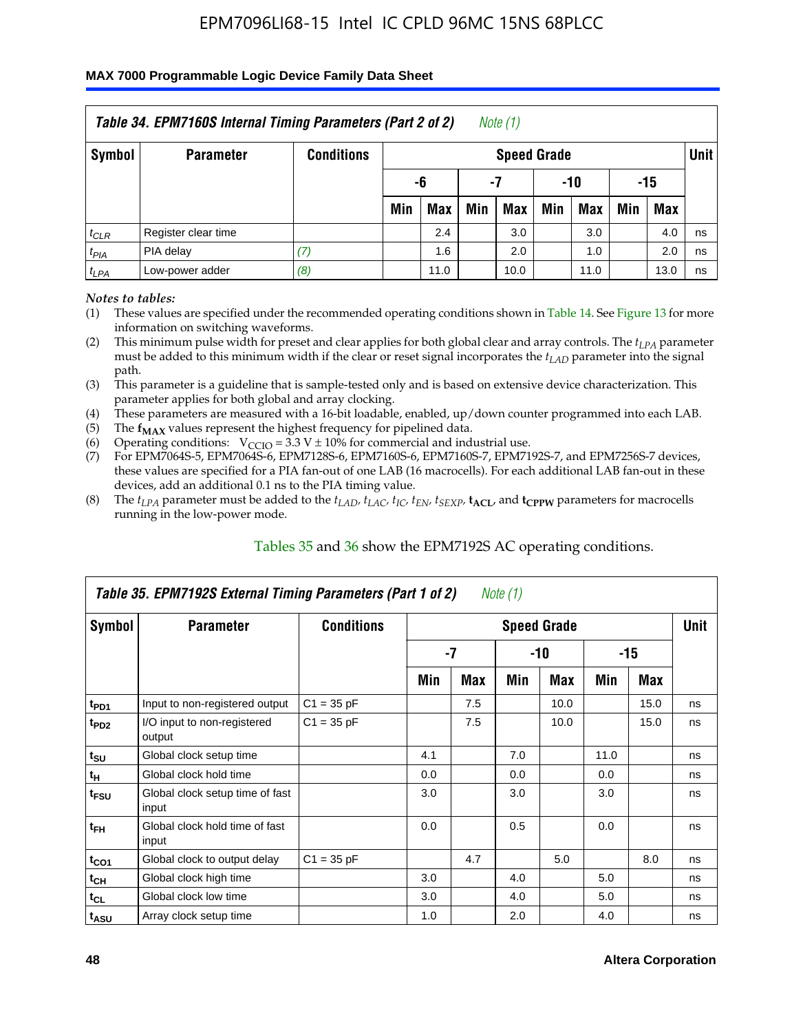**Table 34. EPM7160S Internal Timing Parameters (Part 2 of 2)** *Note (1)*

| Symbol | Parameter | Conditions | Speed Grade | | | | | | | | Unit |
|---|---|---|---|---|---|---|---|---|---|---|---|
| | | | -6 | | -7 | | -10 | | -15 | | |
| | | | Min | Max | Min | Max | Min | Max | Min | Max | |
| $t_{CLR}$ | Register clear time | | | 2.4 | | 3.0 | | 3.0 | | 4.0 | ns |
| $t_{PIA}$ | PIA delay | *(7)* | | 1.6 | | 2.0 | | 1.0 | | 2.0 | ns |
| $t_{LPA}$ | Low-power adder | *(8)* | | 11.0 | | 10.0 | | 11.0 | | 13.0 | ns |

*Notes to tables:*

(1) These values are specified under the recommended operating conditions shown in Table 14. See Figure 13 for more information on switching waveforms.
(2) This minimum pulse width for preset and clear applies for both global clear and array controls. The $t_{LPA}$ parameter must be added to this minimum width if the clear or reset signal incorporates the $t_{LAD}$ parameter into the signal path.
(3) This parameter is a guideline that is sample-tested only and is based on extensive device characterization. This parameter applies for both global and array clocking.
(4) These parameters are measured with a 16-bit loadable, enabled, up/down counter programmed into each LAB.
(5) The $\mathbf{f_{MAX}}$ values represent the highest frequency for pipelined data.
(6) Operating conditions: $V_{CCIO} = 3.3$ V ± 10% for commercial and industrial use.
(7) For EPM7064S-5, EPM7064S-6, EPM7128S-6, EPM7160S-6, EPM7160S-7, EPM7192S-7, and EPM7256S-7 devices, these values are specified for a PIA fan-out of one LAB (16 macrocells). For each additional LAB fan-out in these devices, add an additional 0.1 ns to the PIA timing value.
(8) The $t_{LPA}$ parameter must be added to the $t_{LAD}$, $t_{LAC}$, $t_{IC}$, $t_{EN}$, $t_{SEXP}$, $\mathbf{t_{ACL}}$, and $\mathbf{t_{CPPW}}$ parameters for macrocells running in the low-power mode.

Tables 35 and 36 show the EPM7192S AC operating conditions.

**Table 35. EPM7192S External Timing Parameters (Part 1 of 2)** *Note (1)*

| Symbol | Parameter | Conditions | Speed Grade | | | | | | Unit |
|---|---|---|---|---|---|---|---|---|---|
| | | | -7 | | -10 | | -15 | | |
| | | | Min | Max | Min | Max | Min | Max | |
| $t_{PD1}$ | Input to non-registered output | C1 = 35 pF | | 7.5 | | 10.0 | | 15.0 | ns |
| $t_{PD2}$ | I/O input to non-registered output | C1 = 35 pF | | 7.5 | | 10.0 | | 15.0 | ns |
| $t_{SU}$ | Global clock setup time | | 4.1 | | 7.0 | | 11.0 | | ns |
| $t_{H}$ | Global clock hold time | | 0.0 | | 0.0 | | 0.0 | | ns |
| $t_{FSU}$ | Global clock setup time of fast input | | 3.0 | | 3.0 | | 3.0 | | ns |
| $t_{FH}$ | Global clock hold time of fast input | | 0.0 | | 0.5 | | 0.0 | | ns |
| $t_{CO1}$ | Global clock to output delay | C1 = 35 pF | | 4.7 | | 5.0 | | 8.0 | ns |
| $t_{CH}$ | Global clock high time | | 3.0 | | 4.0 | | 5.0 | | ns |
| $t_{CL}$ | Global clock low time | | 3.0 | | 4.0 | | 5.0 | | ns |
| $t_{ASU}$ | Array clock setup time | | 1.0 | | 2.0 | | 4.0 | | ns |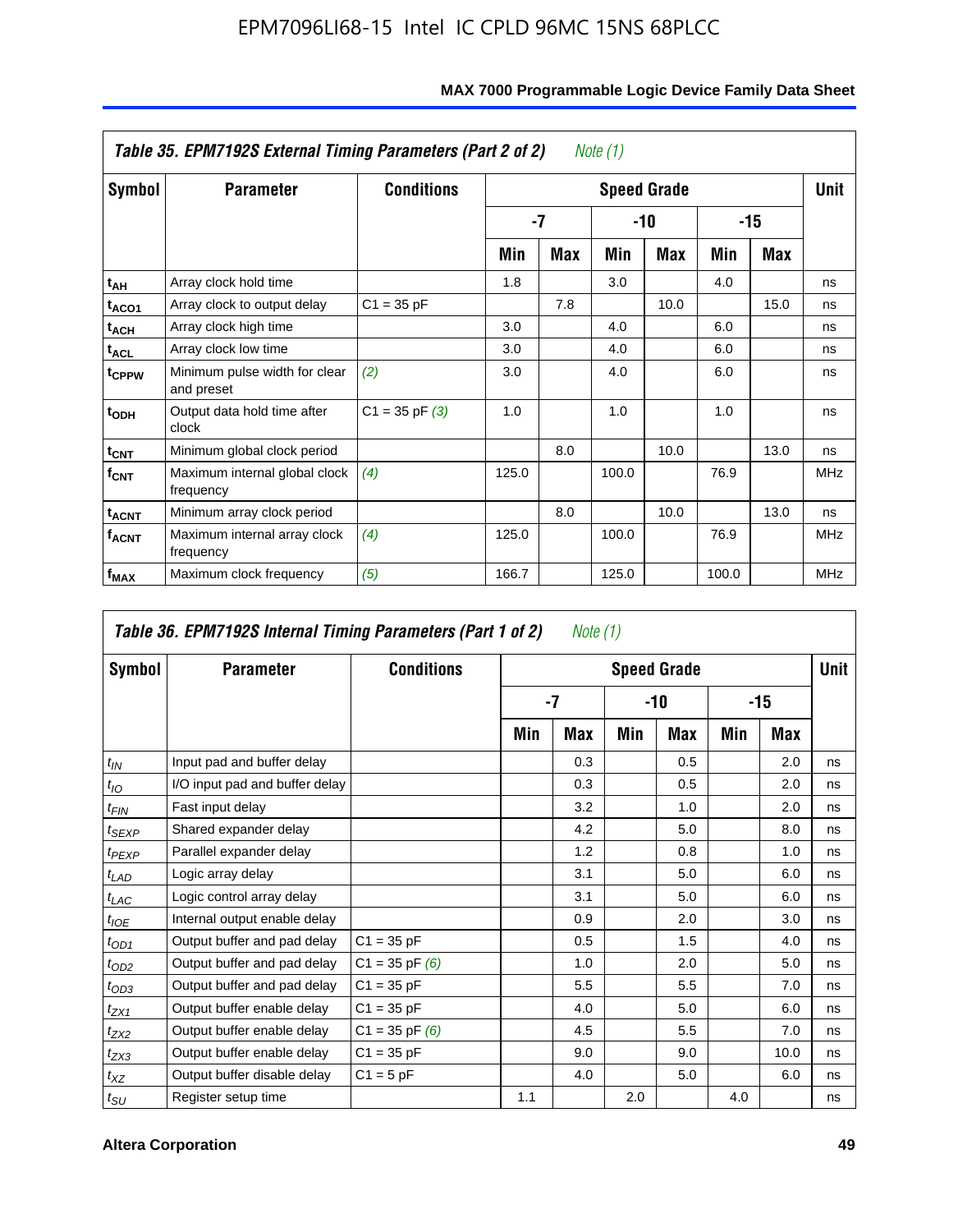**Table 35. EPM7192S External Timing Parameters (Part 2 of 2)** *Note (1)*

| Symbol | Parameter | Conditions | Speed Grade | | | | | | Unit |
|---|---|---|---|---|---|---|---|---|---|
| | | | -7 | | -10 | | -15 | | |
| | | | Min | Max | Min | Max | Min | Max | |
| $t_{AH}$ | Array clock hold time | | 1.8 | | 3.0 | | 4.0 | | ns |
| $t_{ACO1}$ | Array clock to output delay | C1 = 35 pF | | 7.8 | | 10.0 | | 15.0 | ns |
| $t_{ACH}$ | Array clock high time | | 3.0 | | 4.0 | | 6.0 | | ns |
| $t_{ACL}$ | Array clock low time | | 3.0 | | 4.0 | | 6.0 | | ns |
| $t_{CPPW}$ | Minimum pulse width for clear and preset | *(2)* | 3.0 | | 4.0 | | 6.0 | | ns |
| $t_{ODH}$ | Output data hold time after clock | C1 = 35 pF *(3)* | 1.0 | | 1.0 | | 1.0 | | ns |
| $t_{CNT}$ | Minimum global clock period | | | 8.0 | | 10.0 | | 13.0 | ns |
| $f_{CNT}$ | Maximum internal global clock frequency | *(4)* | 125.0 | | 100.0 | | 76.9 | | MHz |
| $t_{ACNT}$ | Minimum array clock period | | | 8.0 | | 10.0 | | 13.0 | ns |
| $f_{ACNT}$ | Maximum internal array clock frequency | *(4)* | 125.0 | | 100.0 | | 76.9 | | MHz |
| $f_{MAX}$ | Maximum clock frequency | *(5)* | 166.7 | | 125.0 | | 100.0 | | MHz |

**Table 36. EPM7192S Internal Timing Parameters (Part 1 of 2)** *Note (1)*

| Symbol | Parameter | Conditions | Speed Grade | | | | | | Unit |
|---|---|---|---|---|---|---|---|---|---|
| | | | -7 | | -10 | | -15 | | |
| | | | Min | Max | Min | Max | Min | Max | |
| $t_{IN}$ | Input pad and buffer delay | | | 0.3 | | 0.5 | | 2.0 | ns |
| $t_{IO}$ | I/O input pad and buffer delay | | | 0.3 | | 0.5 | | 2.0 | ns |
| $t_{FIN}$ | Fast input delay | | | 3.2 | | 1.0 | | 2.0 | ns |
| $t_{SEXP}$ | Shared expander delay | | | 4.2 | | 5.0 | | 8.0 | ns |
| $t_{PEXP}$ | Parallel expander delay | | | 1.2 | | 0.8 | | 1.0 | ns |
| $t_{LAD}$ | Logic array delay | | | 3.1 | | 5.0 | | 6.0 | ns |
| $t_{LAC}$ | Logic control array delay | | | 3.1 | | 5.0 | | 6.0 | ns |
| $t_{IOE}$ | Internal output enable delay | | | 0.9 | | 2.0 | | 3.0 | ns |
| $t_{OD1}$ | Output buffer and pad delay | C1 = 35 pF | | 0.5 | | 1.5 | | 4.0 | ns |
| $t_{OD2}$ | Output buffer and pad delay | C1 = 35 pF *(6)* | | 1.0 | | 2.0 | | 5.0 | ns |
| $t_{OD3}$ | Output buffer and pad delay | C1 = 35 pF | | 5.5 | | 5.5 | | 7.0 | ns |
| $t_{ZX1}$ | Output buffer enable delay | C1 = 35 pF | | 4.0 | | 5.0 | | 6.0 | ns |
| $t_{ZX2}$ | Output buffer enable delay | C1 = 35 pF *(6)* | | 4.5 | | 5.5 | | 7.0 | ns |
| $t_{ZX3}$ | Output buffer enable delay | C1 = 35 pF | | 9.0 | | 9.0 | | 10.0 | ns |
| $t_{XZ}$ | Output buffer disable delay | C1 = 5 pF | | 4.0 | | 5.0 | | 6.0 | ns |
| $t_{SU}$ | Register setup time | | 1.1 | | 2.0 | | 4.0 | | ns |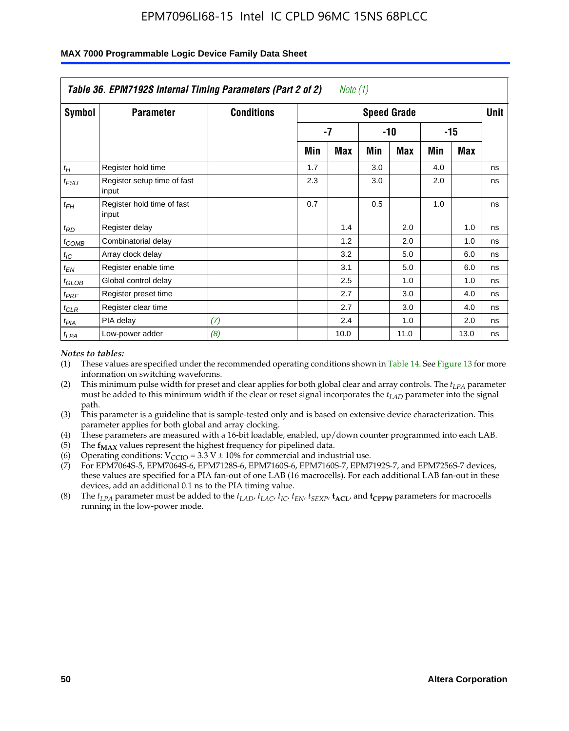| Table 36. EPM7192S Internal Timing Parameters (Part 2 of 2) Note (1) | | | | | | | | | |
|---|---|---|---|---|---|---|---|---|---|
| Symbol | Parameter | Conditions | Speed Grade | | | | | | Unit |
| | | | -7 | | -10 | | -15 | | |
| | | | Min | Max | Min | Max | Min | Max | |
| $t_H$ | Register hold time | | 1.7 | | 3.0 | | 4.0 | | ns |
| $t_{FSU}$ | Register setup time of fast input | | 2.3 | | 3.0 | | 2.0 | | ns |
| $t_{FH}$ | Register hold time of fast input | | 0.7 | | 0.5 | | 1.0 | | ns |
| $t_{RD}$ | Register delay | | | 1.4 | | 2.0 | | 1.0 | ns |
| $t_{COMB}$ | Combinatorial delay | | | 1.2 | | 2.0 | | 1.0 | ns |
| $t_{IC}$ | Array clock delay | | | 3.2 | | 5.0 | | 6.0 | ns |
| $t_{EN}$ | Register enable time | | | 3.1 | | 5.0 | | 6.0 | ns |
| $t_{GLOB}$ | Global control delay | | | 2.5 | | 1.0 | | 1.0 | ns |
| $t_{PRE}$ | Register preset time | | | 2.7 | | 3.0 | | 4.0 | ns |
| $t_{CLR}$ | Register clear time | | | 2.7 | | 3.0 | | 4.0 | ns |
| $t_{PIA}$ | PIA delay | *(7)* | | 2.4 | | 1.0 | | 2.0 | ns |
| $t_{LPA}$ | Low-power adder | *(8)* | | 10.0 | | 11.0 | | 13.0 | ns |

*Notes to tables:*

(1) These values are specified under the recommended operating conditions shown in Table 14. See Figure 13 for more information on switching waveforms.

(2) This minimum pulse width for preset and clear applies for both global clear and array controls. The $t_{LPA}$ parameter must be added to this minimum width if the clear or reset signal incorporates the $t_{LAD}$ parameter into the signal path.

(3) This parameter is a guideline that is sample-tested only and is based on extensive device characterization. This parameter applies for both global and array clocking.

(4) These parameters are measured with a 16-bit loadable, enabled, up/down counter programmed into each LAB.

(5) The $\mathbf{f_{MAX}}$ values represent the highest frequency for pipelined data.

(6) Operating conditions: $V_{CCIO} = 3.3$ V ± 10% for commercial and industrial use.

(7) For EPM7064S-5, EPM7064S-6, EPM7128S-6, EPM7160S-6, EPM7160S-7, EPM7192S-7, and EPM7256S-7 devices, these values are specified for a PIA fan-out of one LAB (16 macrocells). For each additional LAB fan-out in these devices, add an additional 0.1 ns to the PIA timing value.

(8) The $t_{LPA}$ parameter must be added to the $t_{LAD}$, $t_{LAC}$, $t_{IC}$, $t_{EN}$, $t_{SEXP}$, $\mathbf{t_{ACL}}$, and $\mathbf{t_{CPPW}}$ parameters for macrocells running in the low-power mode.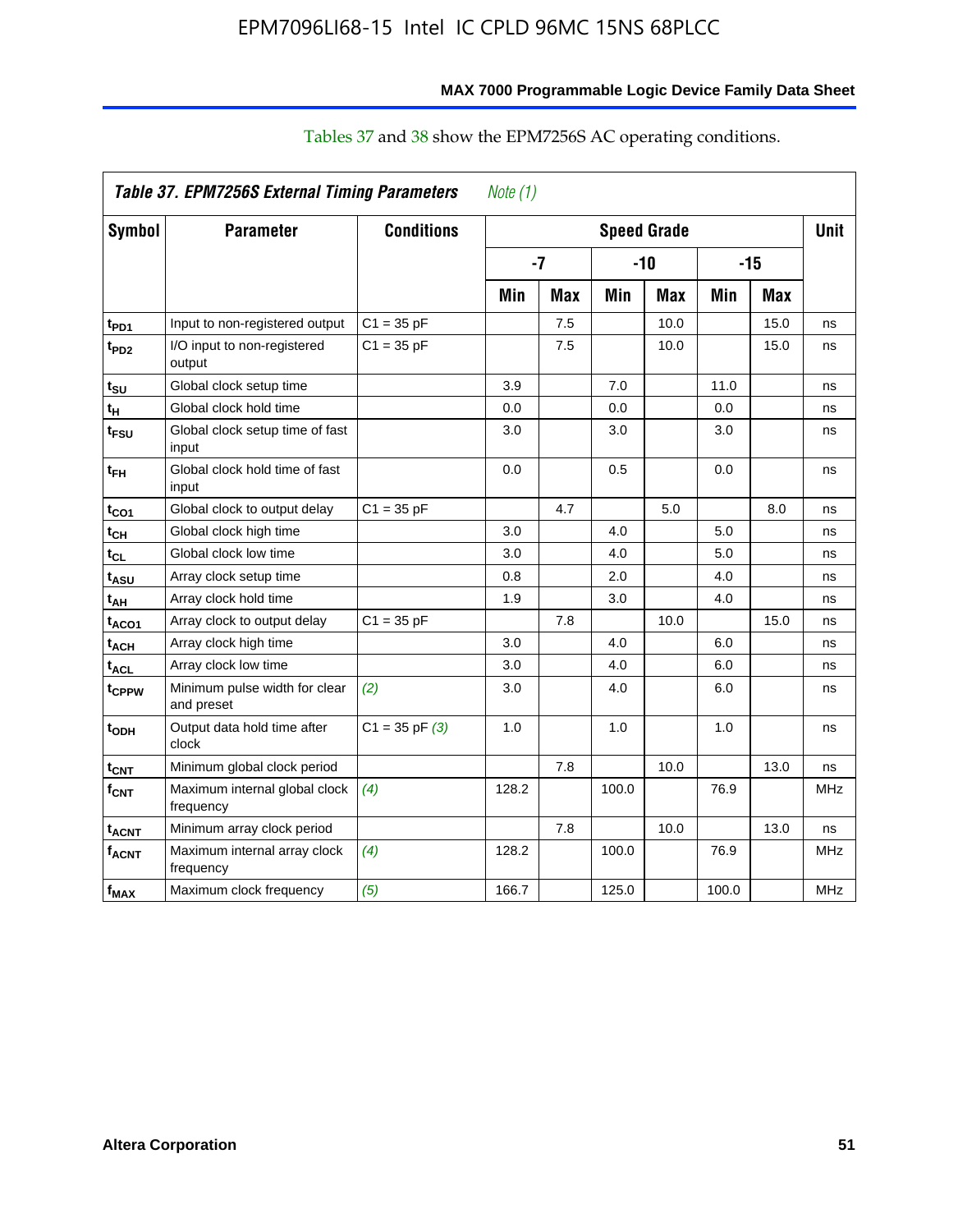Tables 37 and 38 show the EPM7256S AC operating conditions.

**Table 37. EPM7256S External Timing Parameters** *Note (1)*

| Symbol | Parameter | Conditions | Speed Grade | | | | | | Unit |
|---|---|---|---|---|---|---|---|---|---|
| | | | -7 | | -10 | | -15 | | |
| | | | Min | Max | Min | Max | Min | Max | |
| $t_{PD1}$ | Input to non-registered output | C1 = 35 pF | | 7.5 | | 10.0 | | 15.0 | ns |
| $t_{PD2}$ | I/O input to non-registered output | C1 = 35 pF | | 7.5 | | 10.0 | | 15.0 | ns |
| $t_{SU}$ | Global clock setup time | | 3.9 | | 7.0 | | 11.0 | | ns |
| $t_H$ | Global clock hold time | | 0.0 | | 0.0 | | 0.0 | | ns |
| $t_{FSU}$ | Global clock setup time of fast input | | 3.0 | | 3.0 | | 3.0 | | ns |
| $t_{FH}$ | Global clock hold time of fast input | | 0.0 | | 0.5 | | 0.0 | | ns |
| $t_{CO1}$ | Global clock to output delay | C1 = 35 pF | | 4.7 | | 5.0 | | 8.0 | ns |
| $t_{CH}$ | Global clock high time | | 3.0 | | 4.0 | | 5.0 | | ns |
| $t_{CL}$ | Global clock low time | | 3.0 | | 4.0 | | 5.0 | | ns |
| $t_{ASU}$ | Array clock setup time | | 0.8 | | 2.0 | | 4.0 | | ns |
| $t_{AH}$ | Array clock hold time | | 1.9 | | 3.0 | | 4.0 | | ns |
| $t_{ACO1}$ | Array clock to output delay | C1 = 35 pF | | 7.8 | | 10.0 | | 15.0 | ns |
| $t_{ACH}$ | Array clock high time | | 3.0 | | 4.0 | | 6.0 | | ns |
| $t_{ACL}$ | Array clock low time | | 3.0 | | 4.0 | | 6.0 | | ns |
| $t_{CPPW}$ | Minimum pulse width for clear and preset | *(2)* | 3.0 | | 4.0 | | 6.0 | | ns |
| $t_{ODH}$ | Output data hold time after clock | C1 = 35 pF *(3)* | 1.0 | | 1.0 | | 1.0 | | ns |
| $t_{CNT}$ | Minimum global clock period | | | 7.8 | | 10.0 | | 13.0 | ns |
| $f_{CNT}$ | Maximum internal global clock frequency | *(4)* | 128.2 | | 100.0 | | 76.9 | | MHz |
| $t_{ACNT}$ | Minimum array clock period | | | 7.8 | | 10.0 | | 13.0 | ns |
| $f_{ACNT}$ | Maximum internal array clock frequency | *(4)* | 128.2 | | 100.0 | | 76.9 | | MHz |
| $f_{MAX}$ | Maximum clock frequency | *(5)* | 166.7 | | 125.0 | | 100.0 | | MHz |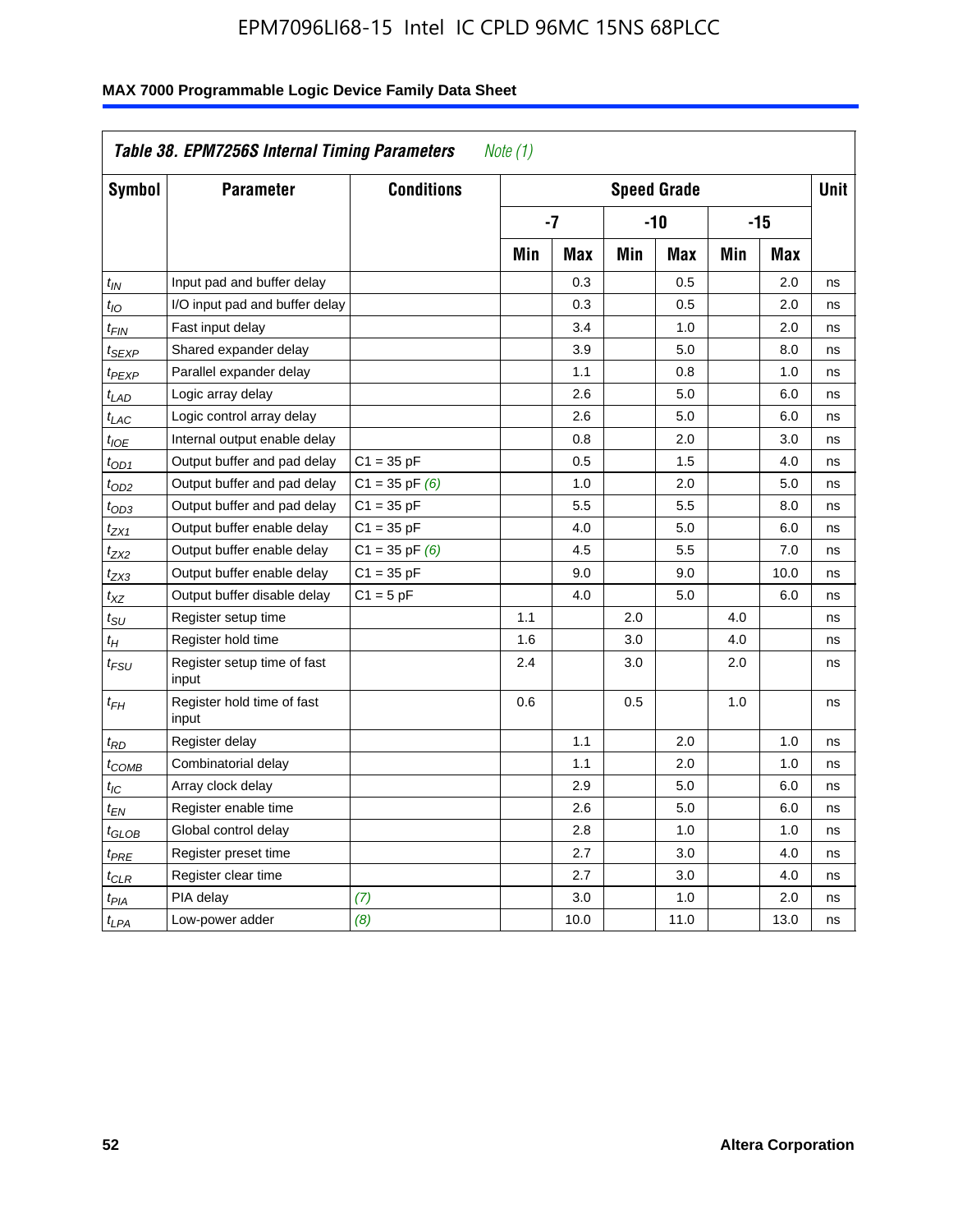| Table 38. EPM7256S Internal Timing Parameters *Note (1)* | | | | | | | | | |
|---|---|---|---|---|---|---|---|---|---|
| **Symbol** | **Parameter** | **Conditions** | **Speed Grade** | | | | | | **Unit** |
| | | | **-7** | | **-10** | | **-15** | | |
| | | | **Min** | **Max** | **Min** | **Max** | **Min** | **Max** | |
| $t_{IN}$ | Input pad and buffer delay | | | 0.3 | | 0.5 | | 2.0 | ns |
| $t_{IO}$ | I/O input pad and buffer delay | | | 0.3 | | 0.5 | | 2.0 | ns |
| $t_{FIN}$ | Fast input delay | | | 3.4 | | 1.0 | | 2.0 | ns |
| $t_{SEXP}$ | Shared expander delay | | | 3.9 | | 5.0 | | 8.0 | ns |
| $t_{PEXP}$ | Parallel expander delay | | | 1.1 | | 0.8 | | 1.0 | ns |
| $t_{LAD}$ | Logic array delay | | | 2.6 | | 5.0 | | 6.0 | ns |
| $t_{LAC}$ | Logic control array delay | | | 2.6 | | 5.0 | | 6.0 | ns |
| $t_{IOE}$ | Internal output enable delay | | | 0.8 | | 2.0 | | 3.0 | ns |
| $t_{OD1}$ | Output buffer and pad delay | C1 = 35 pF | | 0.5 | | 1.5 | | 4.0 | ns |
| $t_{OD2}$ | Output buffer and pad delay | C1 = 35 pF *(6)* | | 1.0 | | 2.0 | | 5.0 | ns |
| $t_{OD3}$ | Output buffer and pad delay | C1 = 35 pF | | 5.5 | | 5.5 | | 8.0 | ns |
| $t_{ZX1}$ | Output buffer enable delay | C1 = 35 pF | | 4.0 | | 5.0 | | 6.0 | ns |
| $t_{ZX2}$ | Output buffer enable delay | C1 = 35 pF *(6)* | | 4.5 | | 5.5 | | 7.0 | ns |
| $t_{ZX3}$ | Output buffer enable delay | C1 = 35 pF | | 9.0 | | 9.0 | | 10.0 | ns |
| $t_{XZ}$ | Output buffer disable delay | C1 = 5 pF | | 4.0 | | 5.0 | | 6.0 | ns |
| $t_{SU}$ | Register setup time | | 1.1 | | 2.0 | | 4.0 | | ns |
| $t_{H}$ | Register hold time | | 1.6 | | 3.0 | | 4.0 | | ns |
| $t_{FSU}$ | Register setup time of fast input | | 2.4 | | 3.0 | | 2.0 | | ns |
| $t_{FH}$ | Register hold time of fast input | | 0.6 | | 0.5 | | 1.0 | | ns |
| $t_{RD}$ | Register delay | | | 1.1 | | 2.0 | | 1.0 | ns |
| $t_{COMB}$ | Combinatorial delay | | | 1.1 | | 2.0 | | 1.0 | ns |
| $t_{IC}$ | Array clock delay | | | 2.9 | | 5.0 | | 6.0 | ns |
| $t_{EN}$ | Register enable time | | | 2.6 | | 5.0 | | 6.0 | ns |
| $t_{GLOB}$ | Global control delay | | | 2.8 | | 1.0 | | 1.0 | ns |
| $t_{PRE}$ | Register preset time | | | 2.7 | | 3.0 | | 4.0 | ns |
| $t_{CLR}$ | Register clear time | | | 2.7 | | 3.0 | | 4.0 | ns |
| $t_{PIA}$ | PIA delay | *(7)* | | 3.0 | | 1.0 | | 2.0 | ns |
| $t_{LPA}$ | Low-power adder | *(8)* | | 10.0 | | 11.0 | | 13.0 | ns |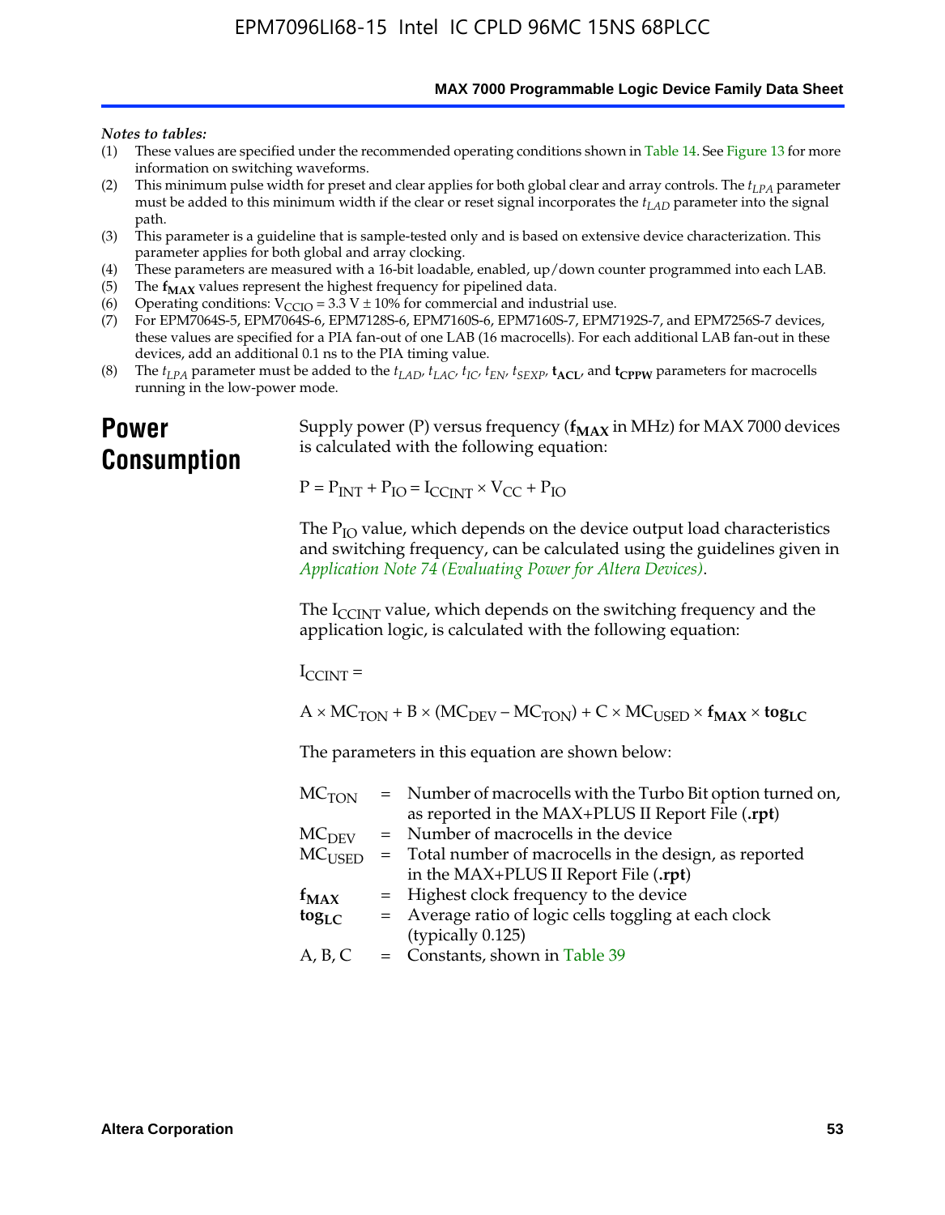*Notes to tables:*

(1) These values are specified under the recommended operating conditions shown in Table 14. See Figure 13 for more information on switching waveforms.
(2) This minimum pulse width for preset and clear applies for both global clear and array controls. The $t_{LPA}$ parameter must be added to this minimum width if the clear or reset signal incorporates the $t_{LAD}$ parameter into the signal path.
(3) This parameter is a guideline that is sample-tested only and is based on extensive device characterization. This parameter applies for both global and array clocking.
(4) These parameters are measured with a 16-bit loadable, enabled, up/down counter programmed into each LAB.
(5) The $\mathbf{f_{MAX}}$ values represent the highest frequency for pipelined data.
(6) Operating conditions: $V_{CCIO}$ = 3.3 V ± 10% for commercial and industrial use.
(7) For EPM7064S-5, EPM7064S-6, EPM7128S-6, EPM7160S-6, EPM7160S-7, EPM7192S-7, and EPM7256S-7 devices, these values are specified for a PIA fan-out of one LAB (16 macrocells). For each additional LAB fan-out in these devices, add an additional 0.1 ns to the PIA timing value.
(8) The $t_{LPA}$ parameter must be added to the $t_{LAD}$, $t_{LAC}$, $t_{IC}$, $t_{EN}$, $t_{SEXP}$, $\mathbf{t_{ACL}}$, and $\mathbf{t_{CPPW}}$ parameters for macrocells running in the low-power mode.

## Power Consumption

Supply power (P) versus frequency ($\mathbf{f_{MAX}}$ in MHz) for MAX 7000 devices is calculated with the following equation:

$$P = P_{INT} + P_{IO} = I_{CCINT} \times V_{CC} + P_{IO}$$

The $P_{IO}$ value, which depends on the device output load characteristics and switching frequency, can be calculated using the guidelines given in *Application Note 74 (Evaluating Power for Altera Devices)*.

The $I_{CCINT}$ value, which depends on the switching frequency and the application logic, is calculated with the following equation:

$$I_{CCINT} =$$

$$A \times MC_{TON} + B \times (MC_{DEV} - MC_{TON}) + C \times MC_{USED} \times \mathbf{f_{MAX}} \times \mathbf{tog_{LC}}$$

The parameters in this equation are shown below:

| | | |
|---|---|---|
| $MC_{TON}$ | = | Number of macrocells with the Turbo Bit option turned on, as reported in the MAX+PLUS II Report File (**.rpt**) |
| $MC_{DEV}$ | = | Number of macrocells in the device |
| $MC_{USED}$ | = | Total number of macrocells in the design, as reported in the MAX+PLUS II Report File (**.rpt**) |
| $\mathbf{f_{MAX}}$ | = | Highest clock frequency to the device |
| $\mathbf{tog_{LC}}$ | = | Average ratio of logic cells toggling at each clock (typically 0.125) |
| A, B, C | = | Constants, shown in Table 39 |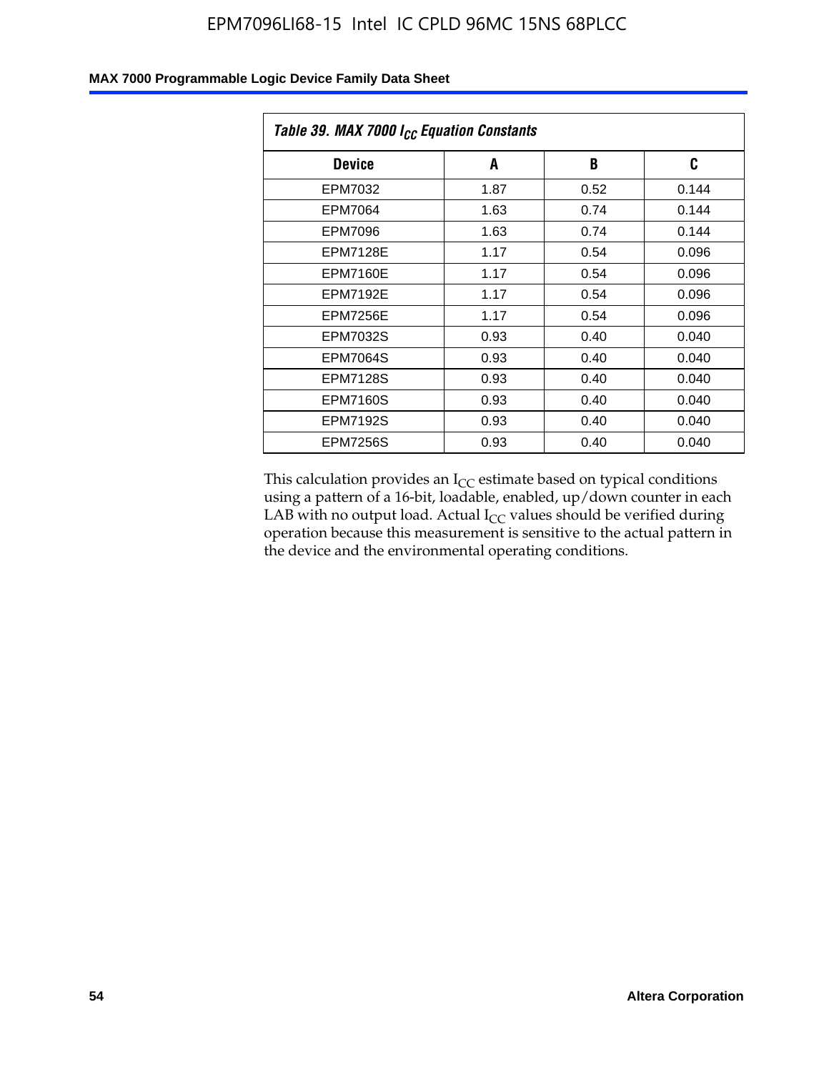| Table 39. MAX 7000 $I_{CC}$ Equation Constants | | | |
|---|---|---|---|
| **Device** | **A** | **B** | **C** |
| EPM7032 | 1.87 | 0.52 | 0.144 |
| EPM7064 | 1.63 | 0.74 | 0.144 |
| EPM7096 | 1.63 | 0.74 | 0.144 |
| EPM7128E | 1.17 | 0.54 | 0.096 |
| EPM7160E | 1.17 | 0.54 | 0.096 |
| EPM7192E | 1.17 | 0.54 | 0.096 |
| EPM7256E | 1.17 | 0.54 | 0.096 |
| EPM7032S | 0.93 | 0.40 | 0.040 |
| EPM7064S | 0.93 | 0.40 | 0.040 |
| EPM7128S | 0.93 | 0.40 | 0.040 |
| EPM7160S | 0.93 | 0.40 | 0.040 |
| EPM7192S | 0.93 | 0.40 | 0.040 |
| EPM7256S | 0.93 | 0.40 | 0.040 |

This calculation provides an $I_{CC}$ estimate based on typical conditions using a pattern of a 16-bit, loadable, enabled, up/down counter in each LAB with no output load. Actual $I_{CC}$ values should be verified during operation because this measurement is sensitive to the actual pattern in the device and the environmental operating conditions.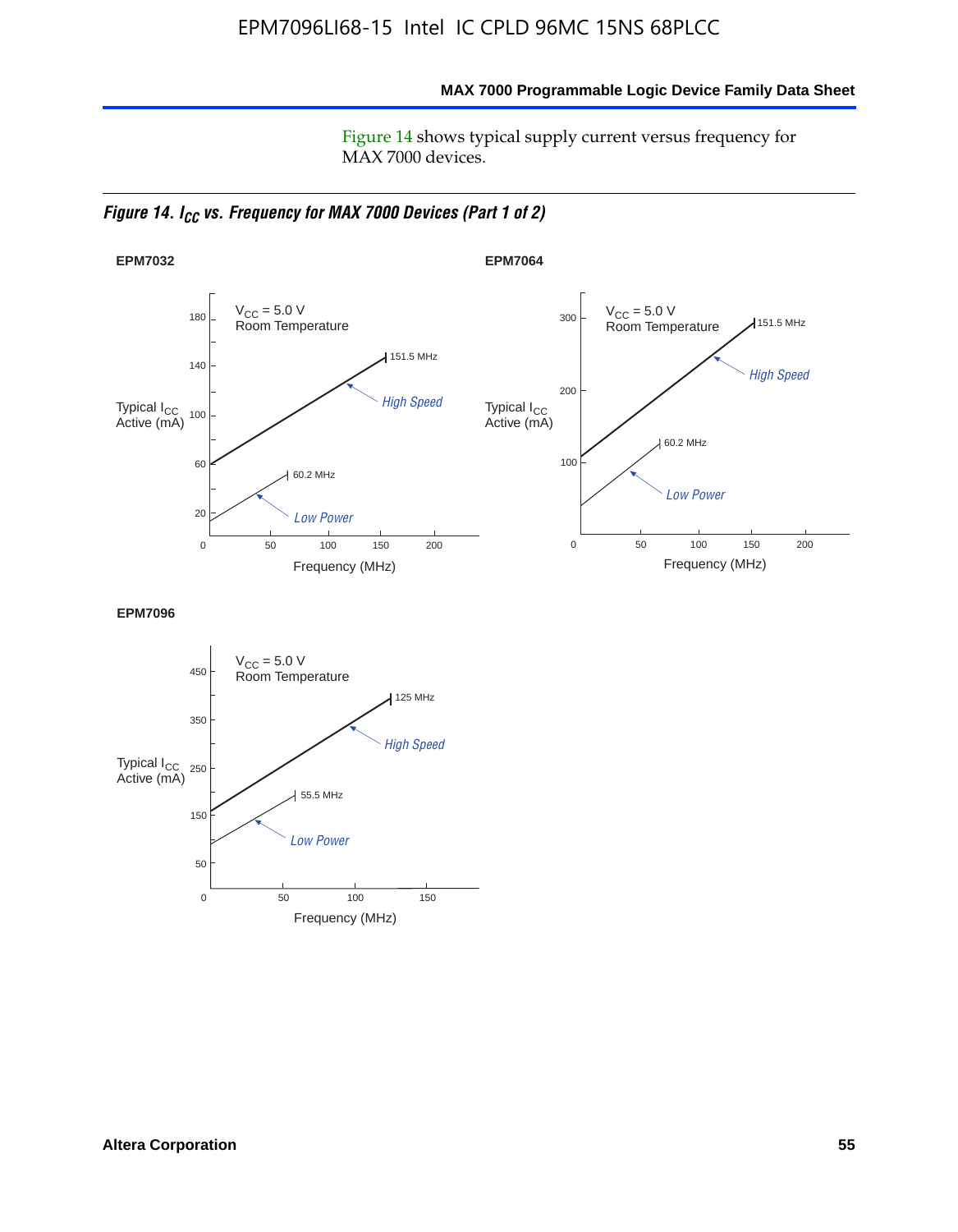Figure 14 shows typical supply current versus frequency for MAX 7000 devices.

*Figure 14. $I_{CC}$ vs. Frequency for MAX 7000 Devices (Part 1 of 2)*

**EPM7032**

$V_{CC}$ = 5.0 V
Room Temperature

Typical $I_{CC}$ Active (mA)

180, 140, 100, 60, 20

151.5 MHz — High Speed

60.2 MHz — Low Power

0, 50, 100, 150, 200

Frequency (MHz)

**EPM7064**

$V_{CC}$ = 5.0 V
Room Temperature

Typical $I_{CC}$ Active (mA)

300, 200, 100

151.5 MHz — High Speed

60.2 MHz — Low Power

0, 50, 100, 150, 200

Frequency (MHz)

**EPM7096**

$V_{CC}$ = 5.0 V
Room Temperature

Typical $I_{CC}$ Active (mA)

450, 350, 250, 150, 50

125 MHz — High Speed

55.5 MHz — Low Power

0, 50, 100, 150

Frequency (MHz)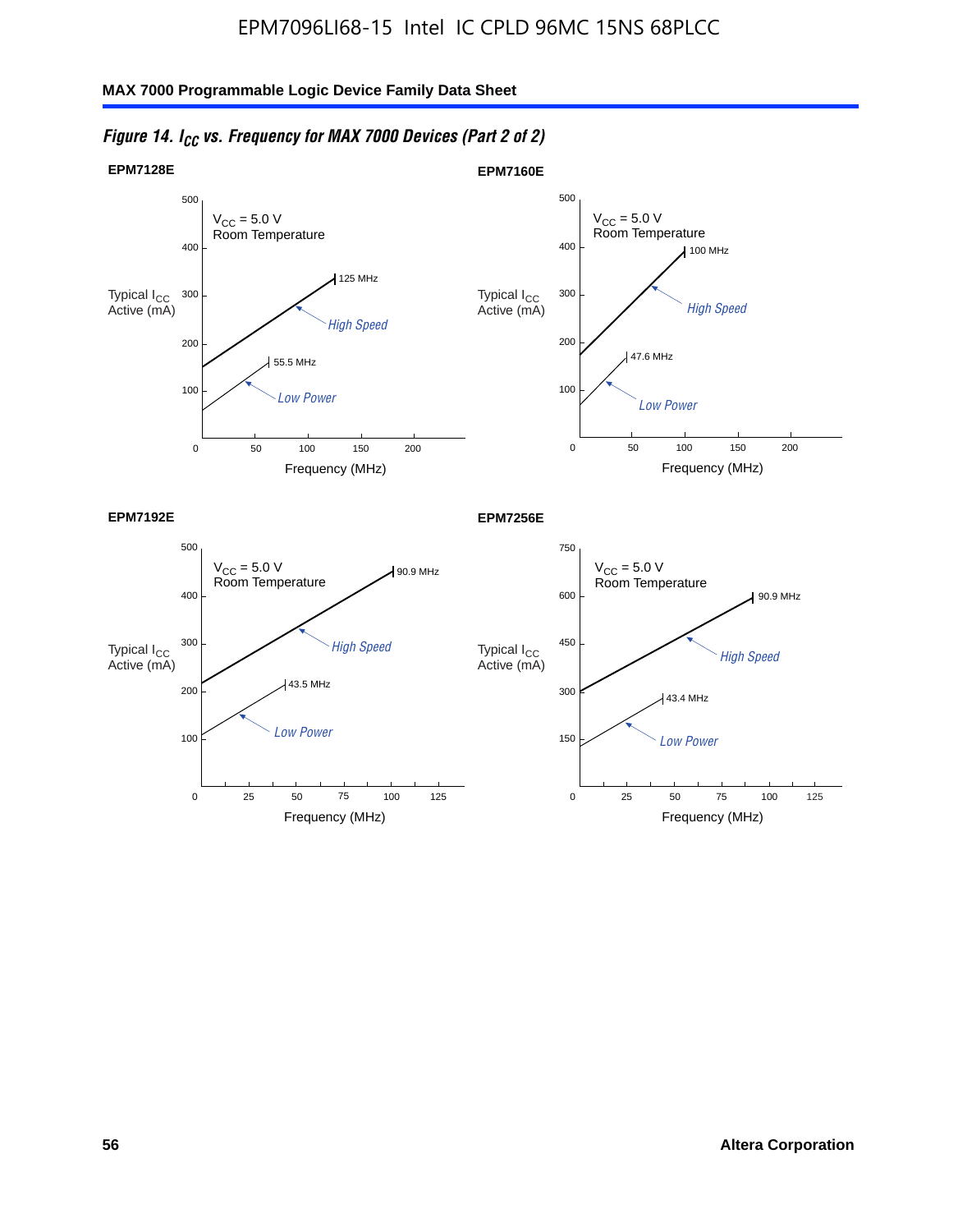## Figure 14. $I_{CC}$ vs. Frequency for MAX 7000 Devices (Part 2 of 2)

**EPM7128E**

$V_{CC}$ = 5.0 V
Room Temperature

Typical $I_{CC}$ Active (mA)

High Speed: 125 MHz
Low Power: 55.5 MHz

Frequency (MHz)

**EPM7160E**

$V_{CC}$ = 5.0 V
Room Temperature

Typical $I_{CC}$ Active (mA)

High Speed: 100 MHz
Low Power: 47.6 MHz

Frequency (MHz)

**EPM7192E**

$V_{CC}$ = 5.0 V
Room Temperature

Typical $I_{CC}$ Active (mA)

High Speed: 90.9 MHz
Low Power: 43.5 MHz

Frequency (MHz)

**EPM7256E**

$V_{CC}$ = 5.0 V
Room Temperature

Typical $I_{CC}$ Active (mA)

High Speed: 90.9 MHz
Low Power: 43.4 MHz

Frequency (MHz)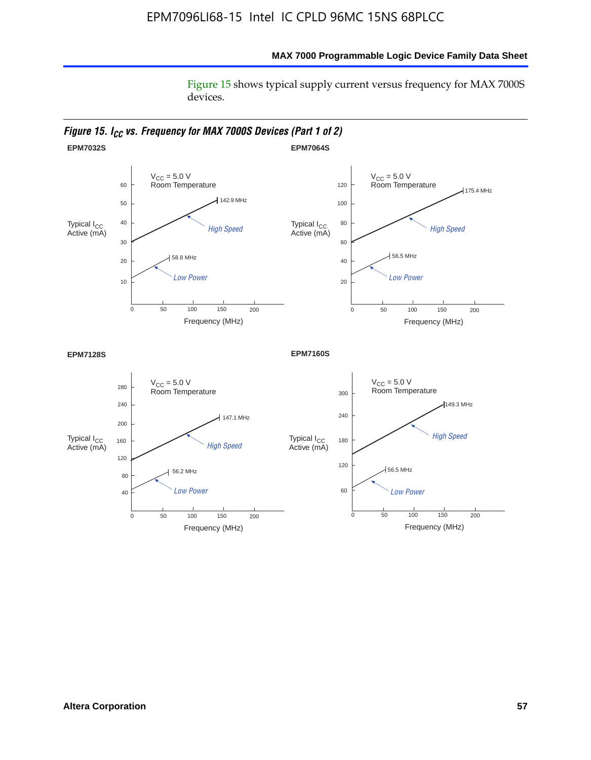Figure 15 shows typical supply current versus frequency for MAX 7000S devices.

***Figure 15. $I_{CC}$ vs. Frequency for MAX 7000S Devices (Part 1 of 2)***

**EPM7032S**

$V_{CC}$ = 5.0 V
Room Temperature

Typical $I_{CC}$ Active (mA)

142.9 MHz

*High Speed*

58.8 MHz

*Low Power*

Frequency (MHz)

**EPM7064S**

$V_{CC}$ = 5.0 V
Room Temperature

Typical $I_{CC}$ Active (mA)

175.4 MHz

*High Speed*

56.5 MHz

*Low Power*

Frequency (MHz)

**EPM7128S**

$V_{CC}$ = 5.0 V
Room Temperature

Typical $I_{CC}$ Active (mA)

147.1 MHz

*High Speed*

56.2 MHz

*Low Power*

Frequency (MHz)

**EPM7160S**

$V_{CC}$ = 5.0 V
Room Temperature

Typical $I_{CC}$ Active (mA)

149.3 MHz

*High Speed*

56.5 MHz

*Low Power*

Frequency (MHz)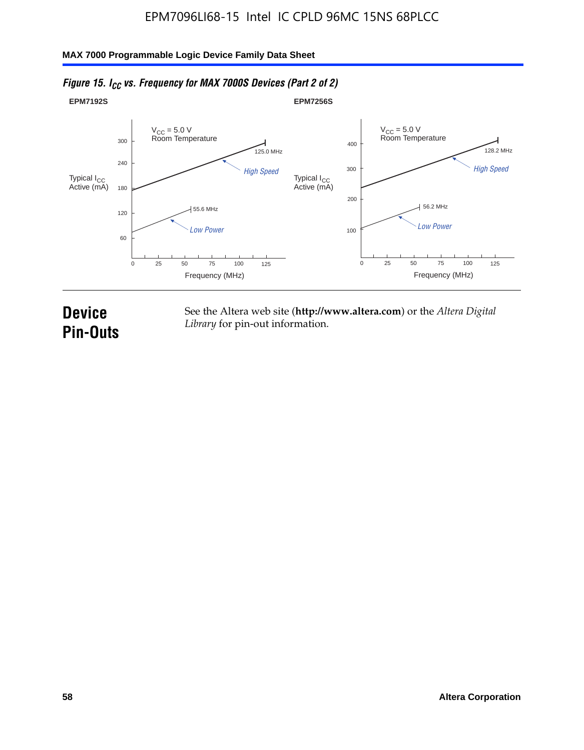*Figure 15. $I_{CC}$ vs. Frequency for MAX 7000S Devices (Part 2 of 2)*

**EPM7192S**

$V_{CC}$ = 5.0 V
Room Temperature

Typical $I_{CC}$ Active (mA)

300
240
180
120
60

125.0 MHz
*High Speed*
55.6 MHz
*Low Power*

0 25 50 75 100 125

Frequency (MHz)

**EPM7256S**

$V_{CC}$ = 5.0 V
Room Temperature

Typical $I_{CC}$ Active (mA)

400
300
200
100

128.2 MHz
*High Speed*
56.2 MHz
*Low Power*

0 25 50 75 100 125

Frequency (MHz)

# Device Pin-Outs

See the Altera web site (**http://www.altera.com**) or the *Altera Digital Library* for pin-out information.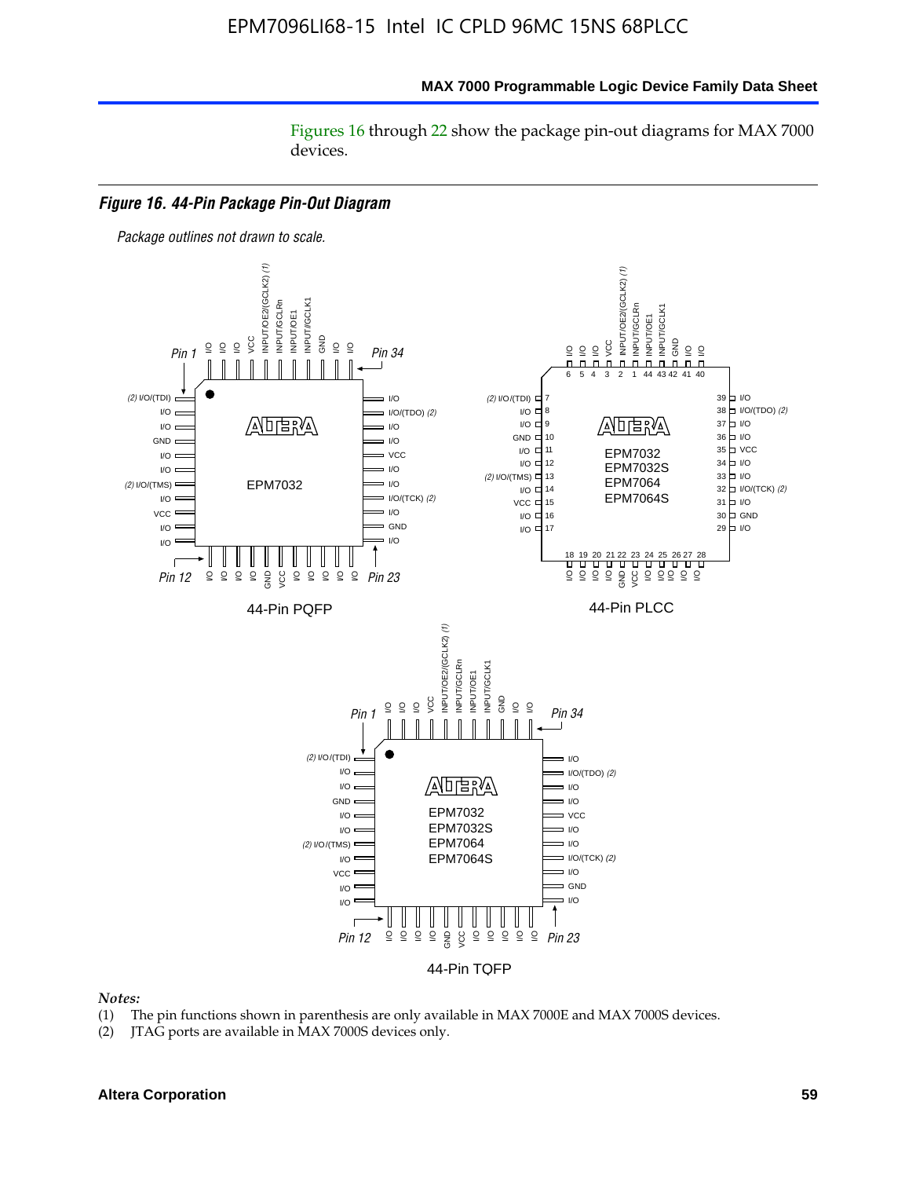Figures 16 through 22 show the package pin-out diagrams for MAX 7000 devices.

***Figure 16. 44-Pin Package Pin-Out Diagram***

*Package outlines not drawn to scale.*

44-Pin PQFP

44-Pin PLCC

44-Pin TQFP

*Notes:*

(1) The pin functions shown in parenthesis are only available in MAX 7000E and MAX 7000S devices.

(2) JTAG ports are available in MAX 7000S devices only.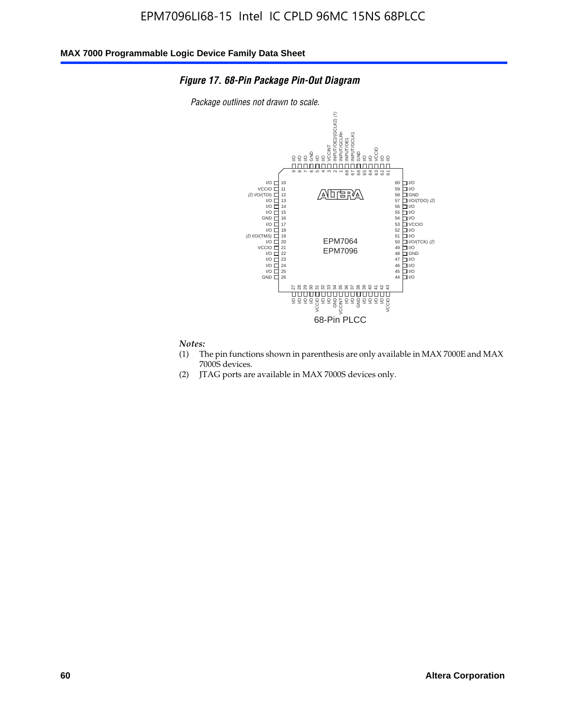EPM7096LI68-15 Intel IC CPLD 96MC 15NS 68PLCC

*Figure 17. 68-Pin Package Pin-Out Diagram*

*Package outlines not drawn to scale.*

| Pin | Function | Pin | Function |
|---|---|---|---|
| 1 | INPUT/GCLRn | 35 | VCCINT |
| 2 | INPUT/OE2/(GCLK2) (1) | 36 | I/O |
| 3 | VCCINT | 37 | I/O |
| 4 | I/O | 38 | GND |
| 5 | I/O | 39 | I/O |
| 6 | GND | 40 | I/O |
| 7 | I/O | 41 | I/O |
| 8 | I/O | 42 | I/O |
| 9 | I/O | 43 | VCCIO |
| 10 | I/O | 44 | I/O |
| 11 | VCCIO | 45 | I/O |
| 12 | (2) I/O/(TDI) | 46 | I/O |
| 13 | I/O | 47 | I/O |
| 14 | I/O | 48 | GND |
| 15 | I/O | 49 | I/O |
| 16 | GND | 50 | I/O/(TCK) (2) |
| 17 | I/O | 51 | I/O |
| 18 | I/O | 52 | I/O |
| 19 | (2) I/O/(TMS) | 53 | VCCIO |
| 20 | I/O | 54 | I/O |
| 21 | VCCIO | 55 | I/O |
| 22 | I/O | 56 | I/O |
| 23 | I/O | 57 | I/O/(TDO) (2) |
| 24 | I/O | 58 | GND |
| 25 | I/O | 59 | I/O |
| 26 | GND | 60 | I/O |
| 27 | I/O | 61 | I/O |
| 28 | I/O | 62 | I/O |
| 29 | I/O | 63 | VCCIO |
| 30 | I/O | 64 | I/O |
| 31 | VCCIO | 65 | I/O |
| 32 | I/O | 66 | GND |
| 33 | I/O | 67 | INPUT/GCLK1 |
| 34 | GND | 68 | INPUT/OE1 |

EPM7064
EPM7096

68-Pin PLCC

*Notes:*

(1) The pin functions shown in parenthesis are only available in MAX 7000E and MAX 7000S devices.

(2) JTAG ports are available in MAX 7000S devices only.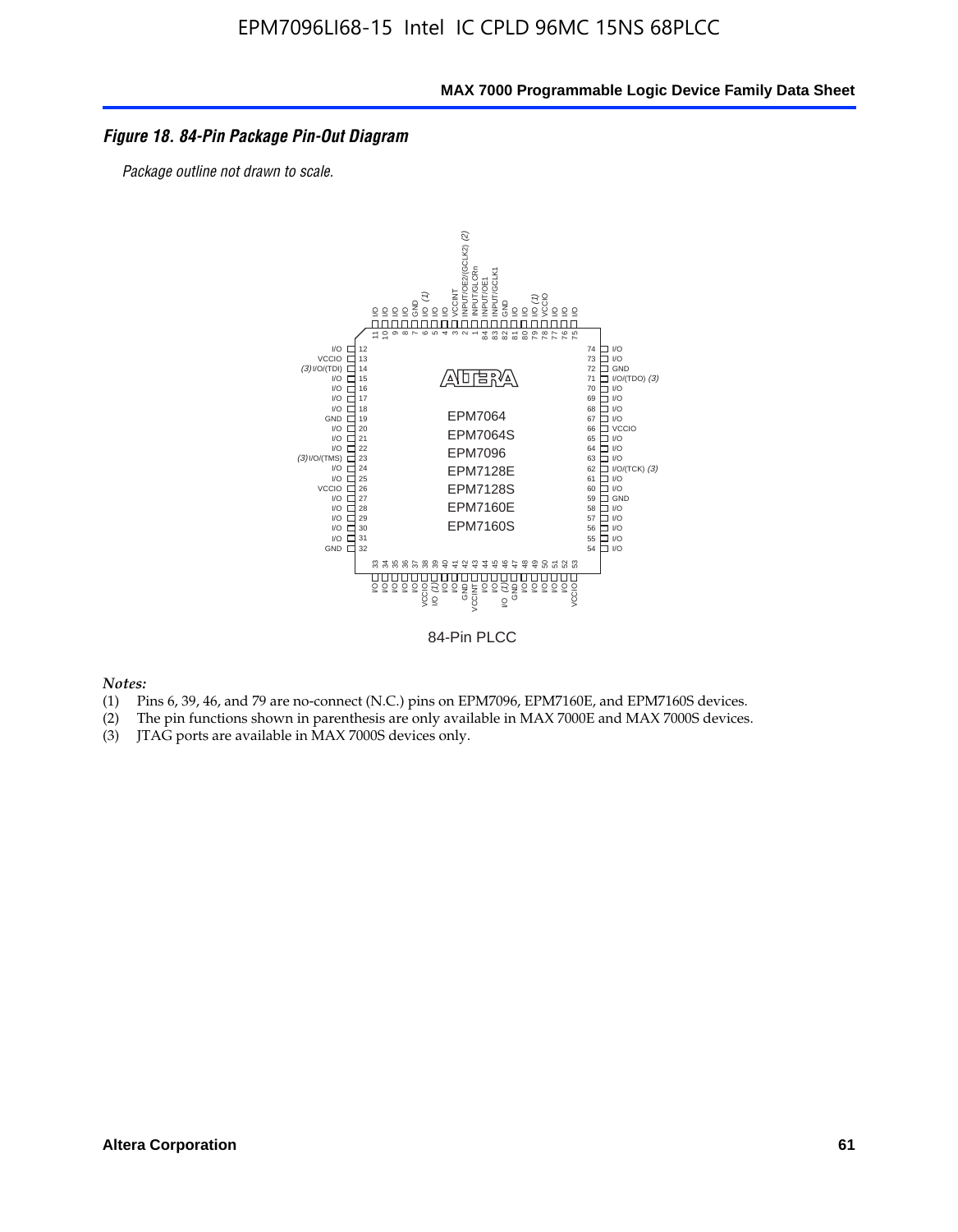*Figure 18. 84-Pin Package Pin-Out Diagram*

*Package outline not drawn to scale.*

84-Pin PLCC

*Notes:*

(1) Pins 6, 39, 46, and 79 are no-connect (N.C.) pins on EPM7096, EPM7160E, and EPM7160S devices.
(2) The pin functions shown in parenthesis are only available in MAX 7000E and MAX 7000S devices.
(3) JTAG ports are available in MAX 7000S devices only.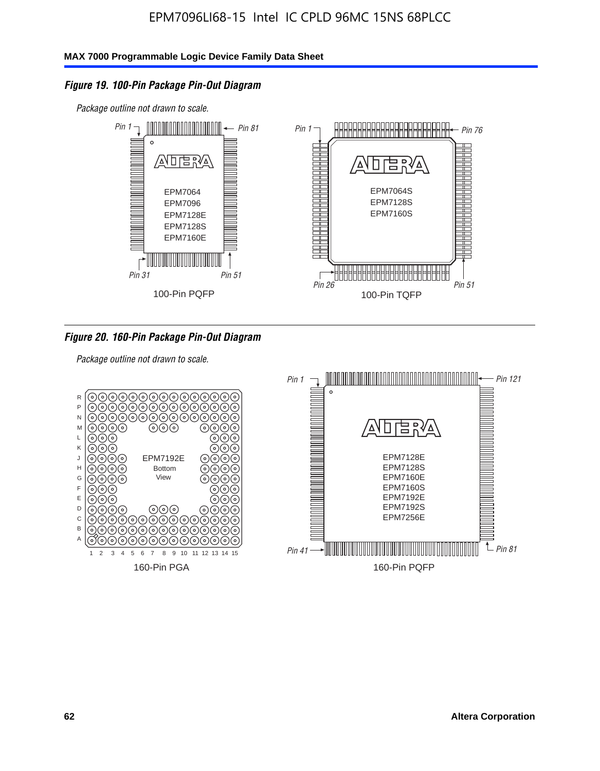*Figure 19. 100-Pin Package Pin-Out Diagram*

*Package outline not drawn to scale.*

Pin 1, Pin 81, Pin 31, Pin 51

EPM7064
EPM7096
EPM7128E
EPM7128S
EPM7160E

100-Pin PQFP

Pin 1, Pin 76, Pin 26, Pin 51

EPM7064S
EPM7128S
EPM7160S

100-Pin TQFP

*Figure 20. 160-Pin Package Pin-Out Diagram*

*Package outline not drawn to scale.*

EPM7192E
Bottom
View

160-Pin PGA

Pin 1, Pin 121, Pin 41, Pin 81

EPM7128E
EPM7128S
EPM7160E
EPM7160S
EPM7192E
EPM7192S
EPM7256E

160-Pin PQFP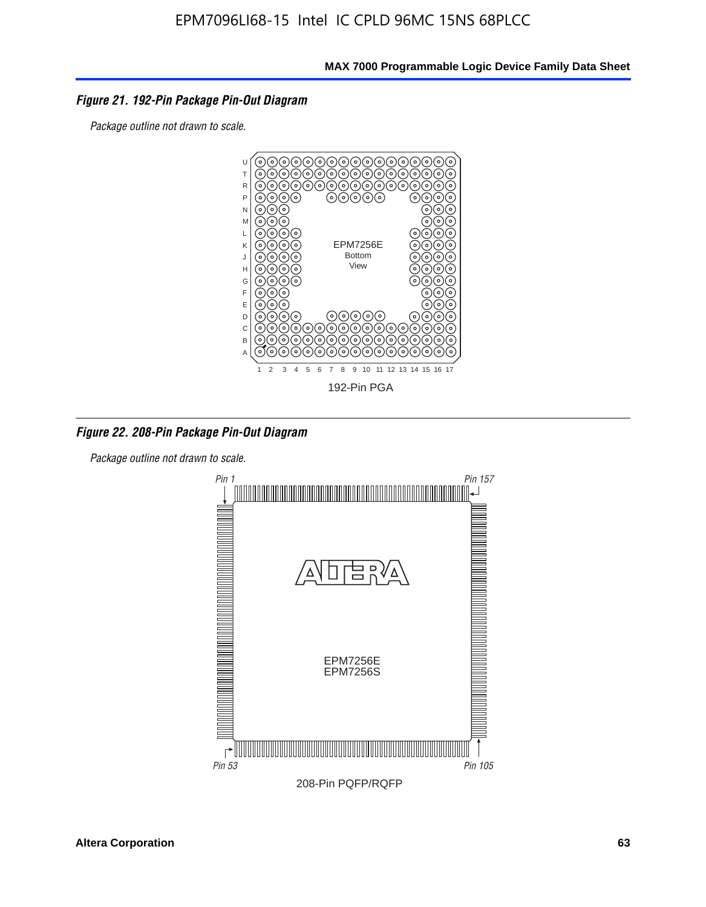### *Figure 21. 192-Pin Package Pin-Out Diagram*

*Package outline not drawn to scale.*

EPM7256E
Bottom
View

192-Pin PGA

### *Figure 22. 208-Pin Package Pin-Out Diagram*

*Package outline not drawn to scale.*

*Pin 1* *Pin 157*

EPM7256E
EPM7256S

*Pin 53* *Pin 105*

208-Pin PQFP/RQFP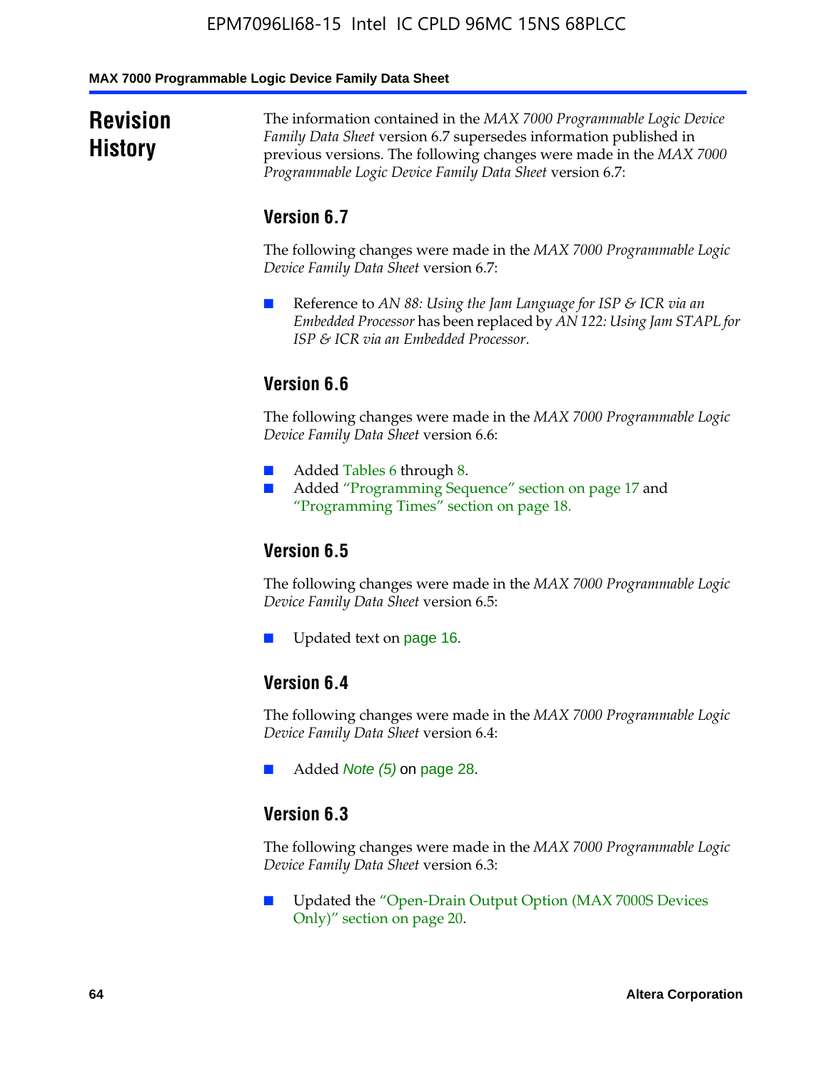# Revision History

The information contained in the *MAX 7000 Programmable Logic Device Family Data Sheet* version 6.7 supersedes information published in previous versions. The following changes were made in the *MAX 7000 Programmable Logic Device Family Data Sheet* version 6.7:

## Version 6.7

The following changes were made in the *MAX 7000 Programmable Logic Device Family Data Sheet* version 6.7:

- Reference to *AN 88: Using the Jam Language for ISP & ICR via an Embedded Processor* has been replaced by *AN 122: Using Jam STAPL for ISP & ICR via an Embedded Processor*.

## Version 6.6

The following changes were made in the *MAX 7000 Programmable Logic Device Family Data Sheet* version 6.6:

- Added Tables 6 through 8.
- Added "Programming Sequence" section on page 17 and "Programming Times" section on page 18.

## Version 6.5

The following changes were made in the *MAX 7000 Programmable Logic Device Family Data Sheet* version 6.5:

- Updated text on page 16.

## Version 6.4

The following changes were made in the *MAX 7000 Programmable Logic Device Family Data Sheet* version 6.4:

- Added *Note (5)* on page 28.

## Version 6.3

The following changes were made in the *MAX 7000 Programmable Logic Device Family Data Sheet* version 6.3:

- Updated the "Open-Drain Output Option (MAX 7000S Devices Only)" section on page 20.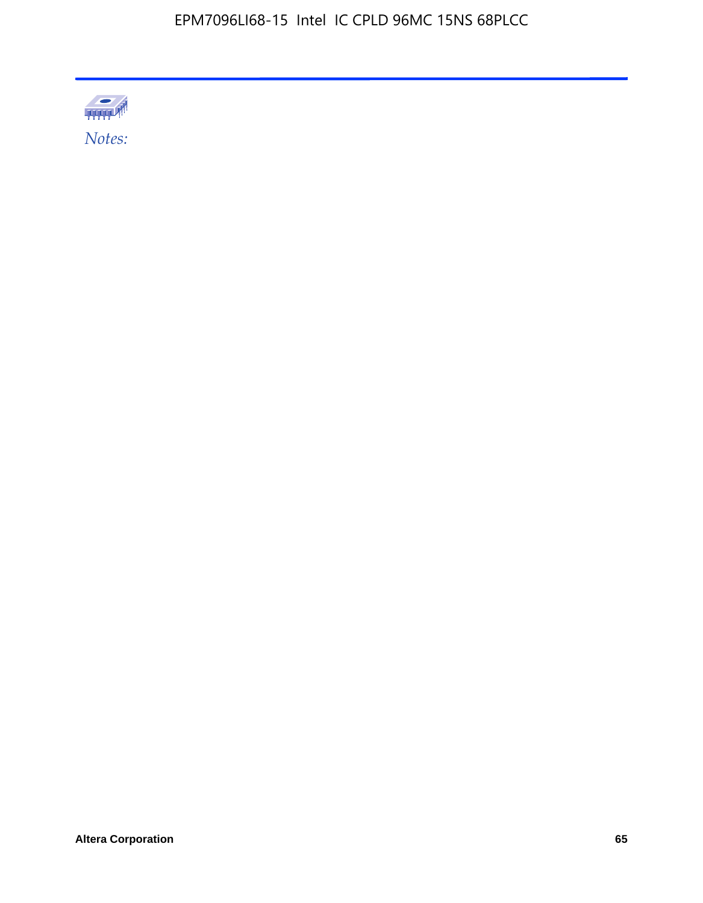*Notes:*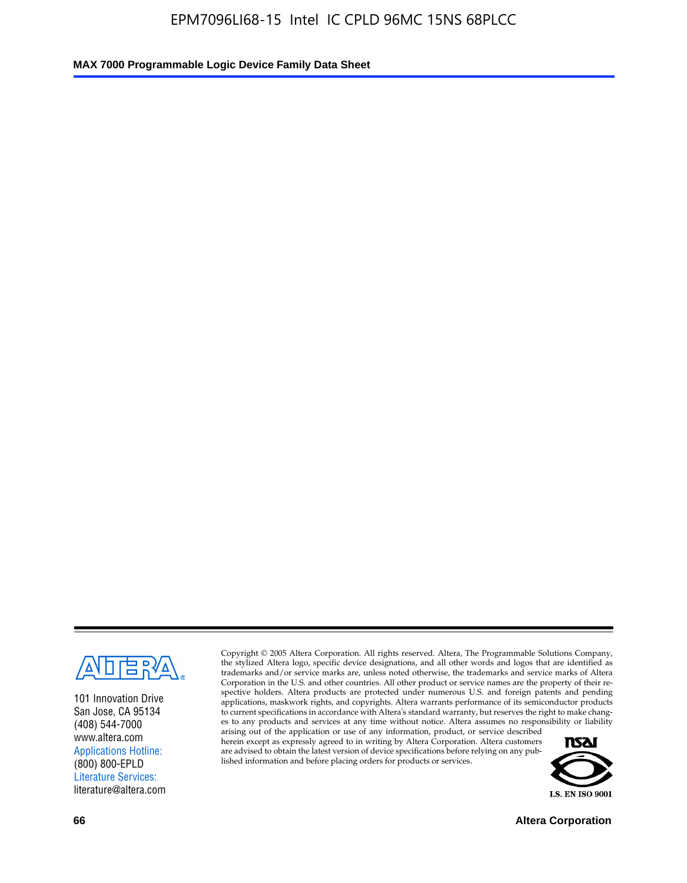101 Innovation Drive
San Jose, CA 95134
(408) 544-7000
www.altera.com
Applications Hotline:
(800) 800-EPLD
Literature Services:
literature@altera.com

Copyright © 2005 Altera Corporation. All rights reserved. Altera, The Programmable Solutions Company, the stylized Altera logo, specific device designations, and all other words and logos that are identified as trademarks and/or service marks are, unless noted otherwise, the trademarks and service marks of Altera Corporation in the U.S. and other countries. All other product or service names are the property of their respective holders. Altera products are protected under numerous U.S. and foreign patents and pending applications, maskwork rights, and copyrights. Altera warrants performance of its semiconductor products to current specifications in accordance with Altera's standard warranty, but reserves the right to make changes to any products and services at any time without notice. Altera assumes no responsibility or liability arising out of the application or use of any information, product, or service described herein except as expressly agreed to in writing by Altera Corporation. Altera customers are advised to obtain the latest version of device specifications before relying on any published information and before placing orders for products or services.

I.S. EN ISO 9001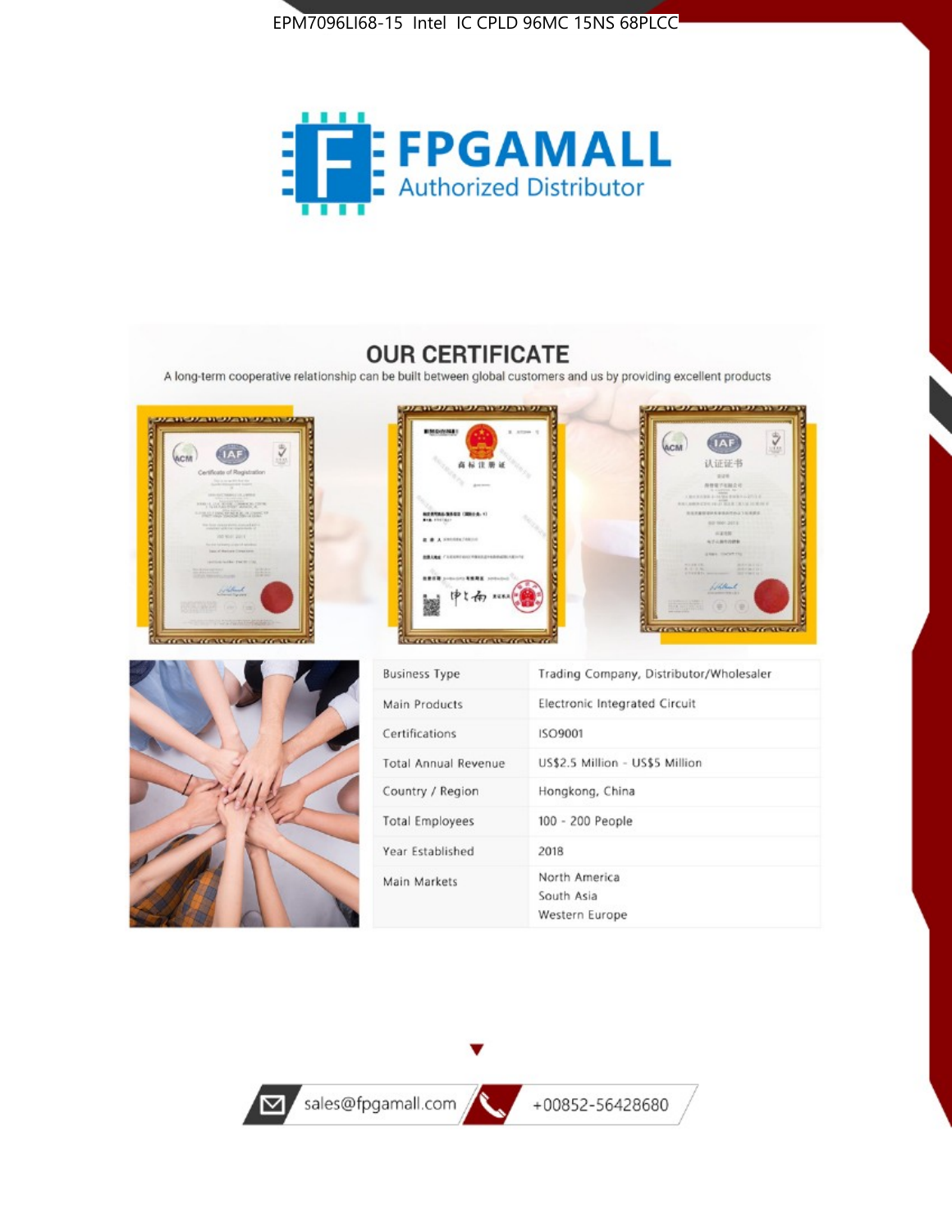FPGAMALL
Authorized Distributor

## OUR CERTIFICATE

A long-term cooperative relationship can be built between global customers and us by providing excellent products

| | |
|---|---|
| Business Type | Trading Company, Distributor/Wholesaler |
| Main Products | Electronic Integrated Circuit |
| Certifications | ISO9001 |
| Total Annual Revenue | US$2.5 Million - US$5 Million |
| Country / Region | Hongkong, China |
| Total Employees | 100 - 200 People |
| Year Established | 2018 |
| Main Markets | North America<br>South Asia<br>Western Europe |

sales@fpgamall.com

+00852-56428680